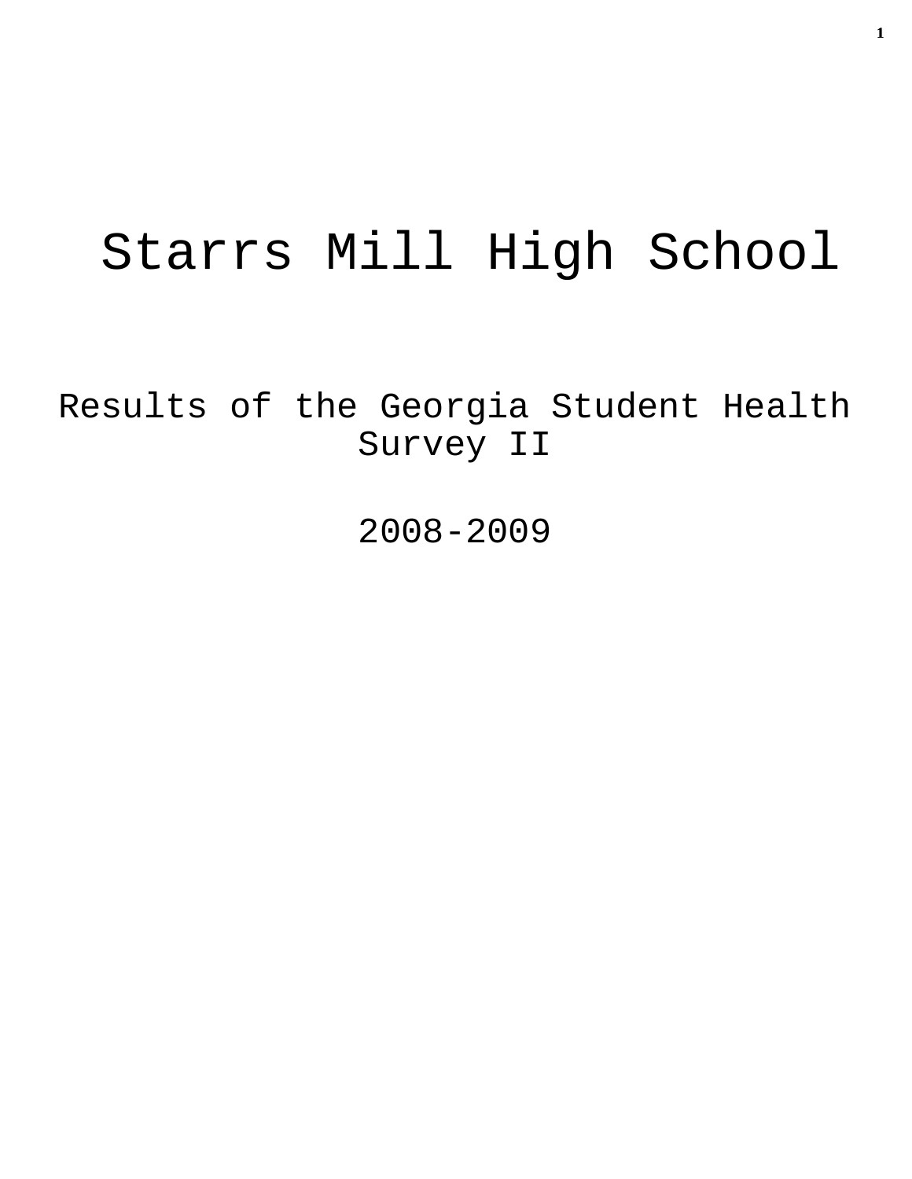# Starrs Mill High School

## Results of the Georgia Student Health Survey II

## 2008-2009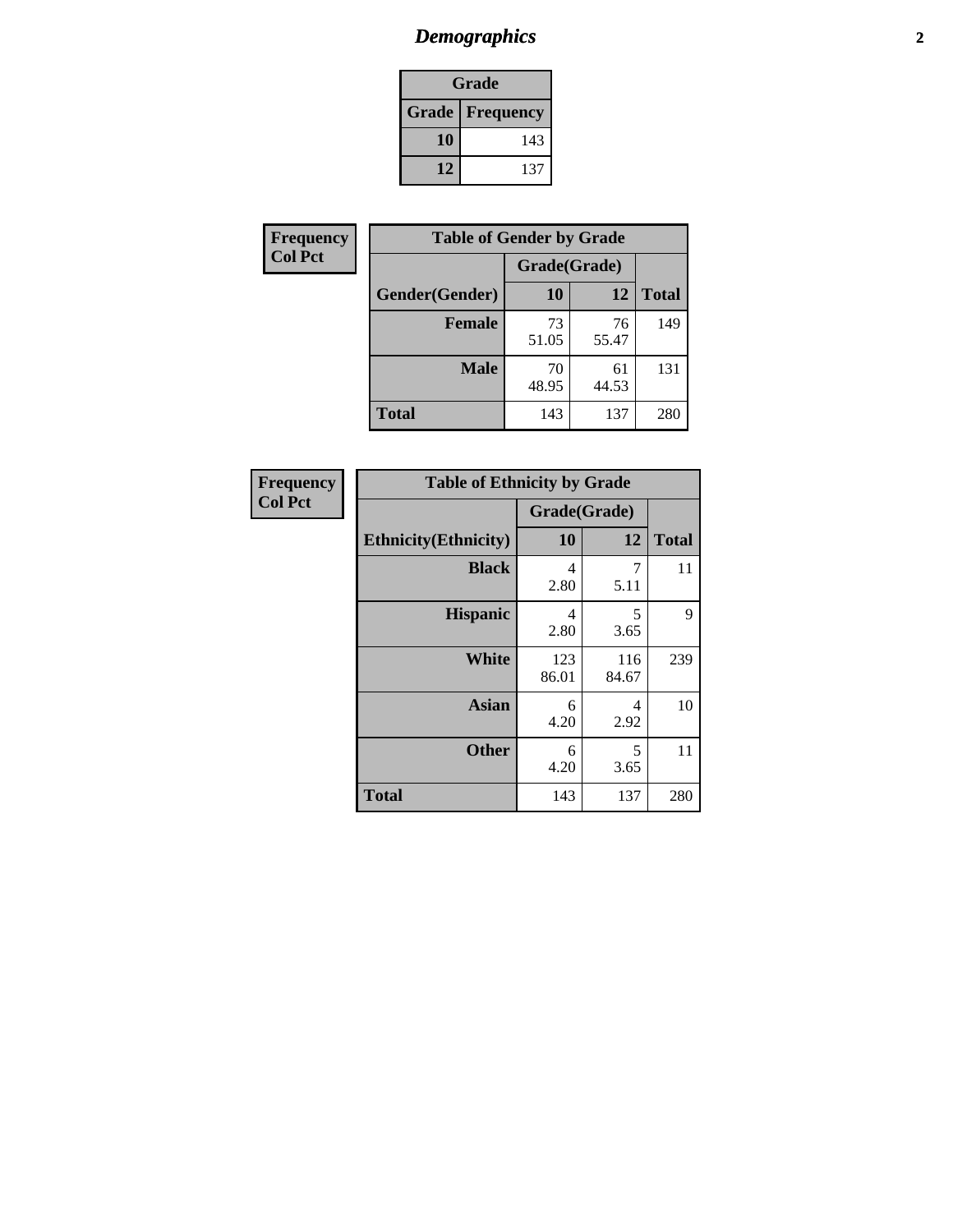# *Demographics*

| Grade | |
|---|---|
| **Grade** | **Frequency** |
| **10** | 143 |
| **12** | 137 |

**Frequency**
**Col Pct**

| Table of Gender by Grade | | | |
|---|---|---|---|
| | Grade(Grade) | | |
| **Gender(Gender)** | **10** | **12** | **Total** |
| **Female** | 73<br>51.05 | 76<br>55.47 | 149 |
| **Male** | 70<br>48.95 | 61<br>44.53 | 131 |
| **Total** | 143 | 137 | 280 |

**Frequency**
**Col Pct**

| Table of Ethnicity by Grade | | | |
|---|---|---|---|
| | Grade(Grade) | | |
| **Ethnicity(Ethnicity)** | **10** | **12** | **Total** |
| **Black** | 4<br>2.80 | 7<br>5.11 | 11 |
| **Hispanic** | 4<br>2.80 | 5<br>3.65 | 9 |
| **White** | 123<br>86.01 | 116<br>84.67 | 239 |
| **Asian** | 6<br>4.20 | 4<br>2.92 | 10 |
| **Other** | 6<br>4.20 | 5<br>3.65 | 11 |
| **Total** | 143 | 137 | 280 |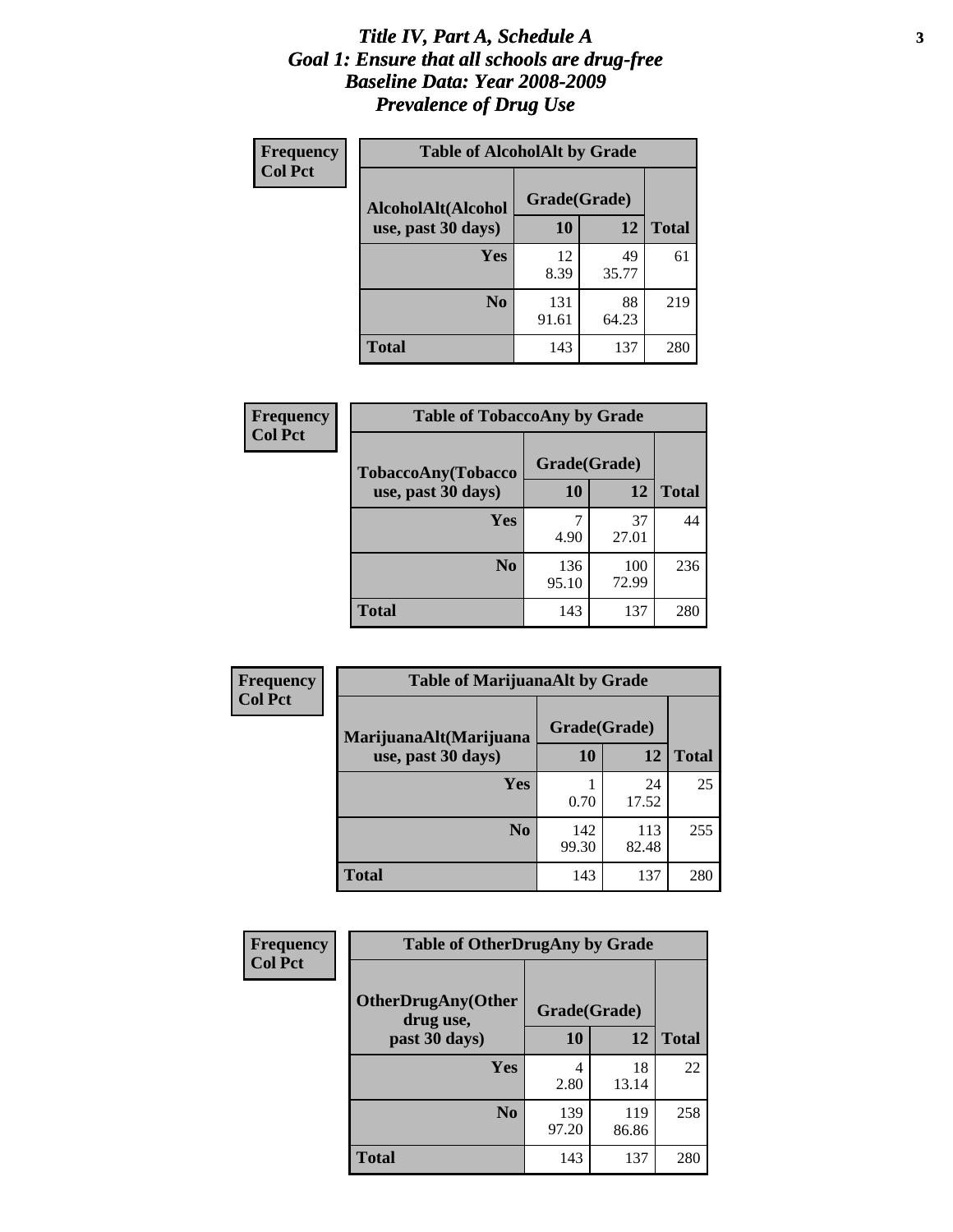# *Title IV, Part A, Schedule A*
# *Goal 1: Ensure that all schools are drug-free*
# *Baseline Data: Year 2008-2009*
# *Prevalence of Drug Use*

**Frequency**
**Col Pct**

**Table of AlcoholAlt by Grade**

| AlcoholAlt(Alcohol use, past 30 days) | Grade(Grade) 10 | 12 | Total |
|---|---|---|---|
| **Yes** | 12<br>8.39 | 49<br>35.77 | 61 |
| **No** | 131<br>91.61 | 88<br>64.23 | 219 |
| **Total** | 143 | 137 | 280 |

**Frequency**
**Col Pct**

**Table of TobaccoAny by Grade**

| TobaccoAny(Tobacco use, past 30 days) | Grade(Grade) 10 | 12 | Total |
|---|---|---|---|
| **Yes** | 7<br>4.90 | 37<br>27.01 | 44 |
| **No** | 136<br>95.10 | 100<br>72.99 | 236 |
| **Total** | 143 | 137 | 280 |

**Frequency**
**Col Pct**

**Table of MarijuanaAlt by Grade**

| MarijuanaAlt(Marijuana use, past 30 days) | Grade(Grade) 10 | 12 | Total |
|---|---|---|---|
| **Yes** | 1<br>0.70 | 24<br>17.52 | 25 |
| **No** | 142<br>99.30 | 113<br>82.48 | 255 |
| **Total** | 143 | 137 | 280 |

**Frequency**
**Col Pct**

**Table of OtherDrugAny by Grade**

| OtherDrugAny(Other drug use, past 30 days) | Grade(Grade) 10 | 12 | Total |
|---|---|---|---|
| **Yes** | 4<br>2.80 | 18<br>13.14 | 22 |
| **No** | 139<br>97.20 | 119<br>86.86 | 258 |
| **Total** | 143 | 137 | 280 |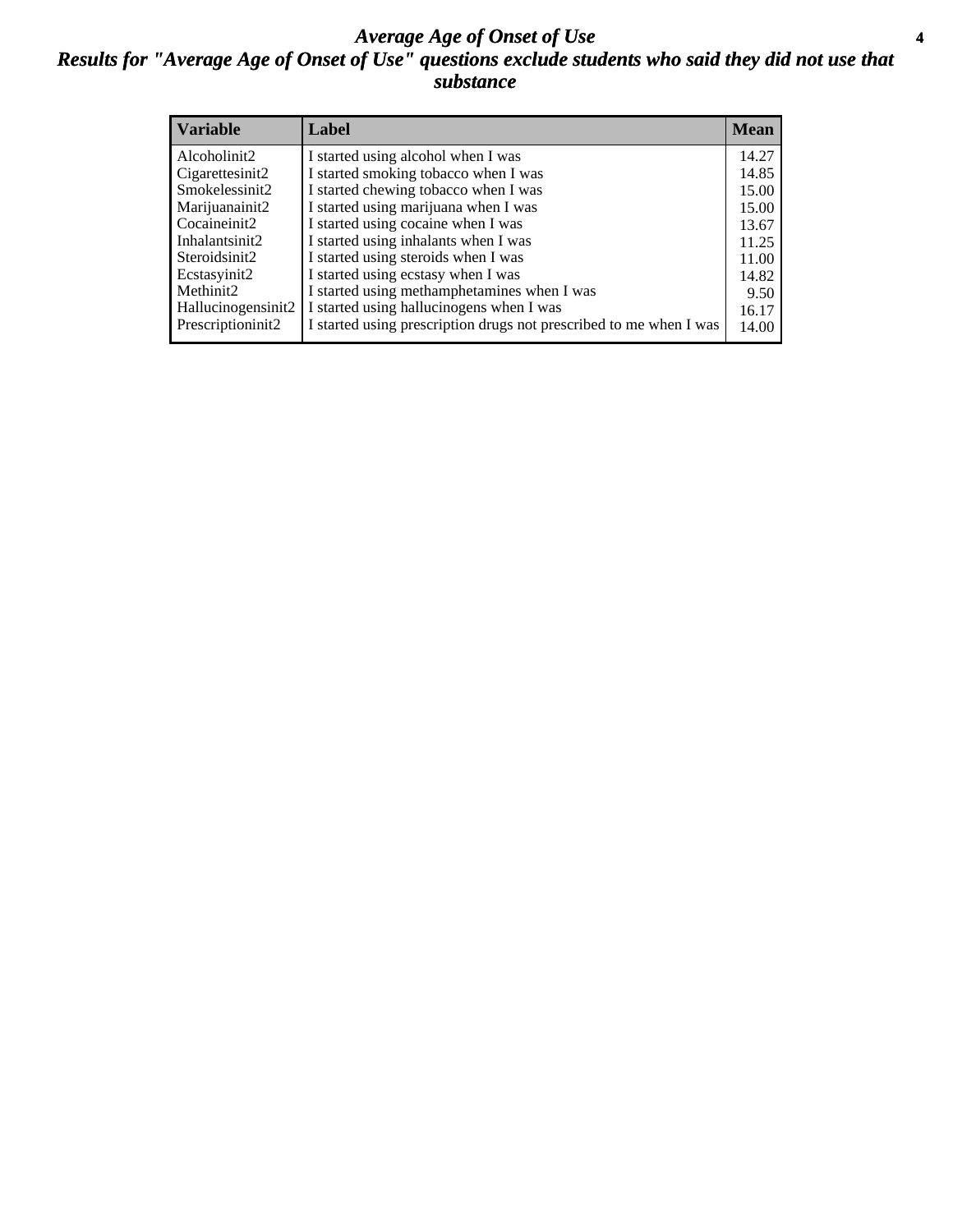# *Average Age of Onset of Use*

## *Results for "Average Age of Onset of Use" questions exclude students who said they did not use that substance*

| Variable | Label | Mean |
|---|---|---|
| Alcoholinit2 | I started using alcohol when I was | 14.27 |
| Cigarettesinit2 | I started smoking tobacco when I was | 14.85 |
| Smokelessinit2 | I started chewing tobacco when I was | 15.00 |
| Marijuanainit2 | I started using marijuana when I was | 15.00 |
| Cocaineinit2 | I started using cocaine when I was | 13.67 |
| Inhalantsinit2 | I started using inhalants when I was | 11.25 |
| Steroidsinit2 | I started using steroids when I was | 11.00 |
| Ecstasyinit2 | I started using ecstasy when I was | 14.82 |
| Methinit2 | I started using methamphetamines when I was | 9.50 |
| Hallucinogensinit2 | I started using hallucinogens when I was | 16.17 |
| Prescriptioninit2 | I started using prescription drugs not prescribed to me when I was | 14.00 |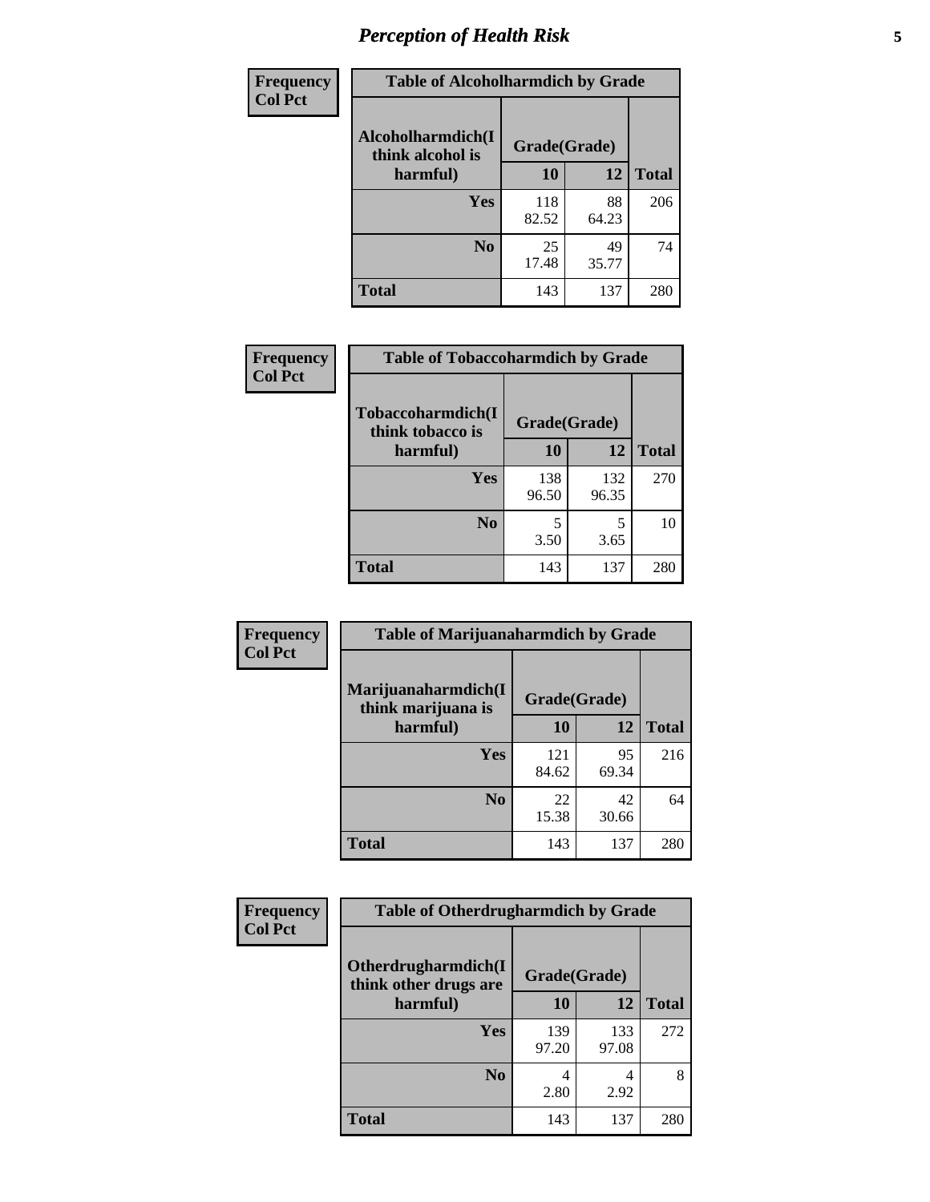# Perception of Health Risk

| Frequency<br>Col Pct | Table of Alcoholharmdich by Grade | | |
|---|---|---|---|
| Alcoholharmdich(I think alcohol is harmful) | Grade(Grade) | | |
| | 10 | 12 | Total |
| Yes | 118<br>82.52 | 88<br>64.23 | 206 |
| No | 25<br>17.48 | 49<br>35.77 | 74 |
| Total | 143 | 137 | 280 |

| Frequency<br>Col Pct | Table of Tobaccoharmdich by Grade | | |
|---|---|---|---|
| Tobaccoharmdich(I think tobacco is harmful) | Grade(Grade) | | |
| | 10 | 12 | Total |
| Yes | 138<br>96.50 | 132<br>96.35 | 270 |
| No | 5<br>3.50 | 5<br>3.65 | 10 |
| Total | 143 | 137 | 280 |

| Frequency<br>Col Pct | Table of Marijuanaharmdich by Grade | | |
|---|---|---|---|
| Marijuanaharmdich(I think marijuana is harmful) | Grade(Grade) | | |
| | 10 | 12 | Total |
| Yes | 121<br>84.62 | 95<br>69.34 | 216 |
| No | 22<br>15.38 | 42<br>30.66 | 64 |
| Total | 143 | 137 | 280 |

| Frequency<br>Col Pct | Table of Otherdrugharmdich by Grade | | |
|---|---|---|---|
| Otherdrugharmdich(I think other drugs are harmful) | Grade(Grade) | | |
| | 10 | 12 | Total |
| Yes | 139<br>97.20 | 133<br>97.08 | 272 |
| No | 4<br>2.80 | 4<br>2.92 | 8 |
| Total | 143 | 137 | 280 |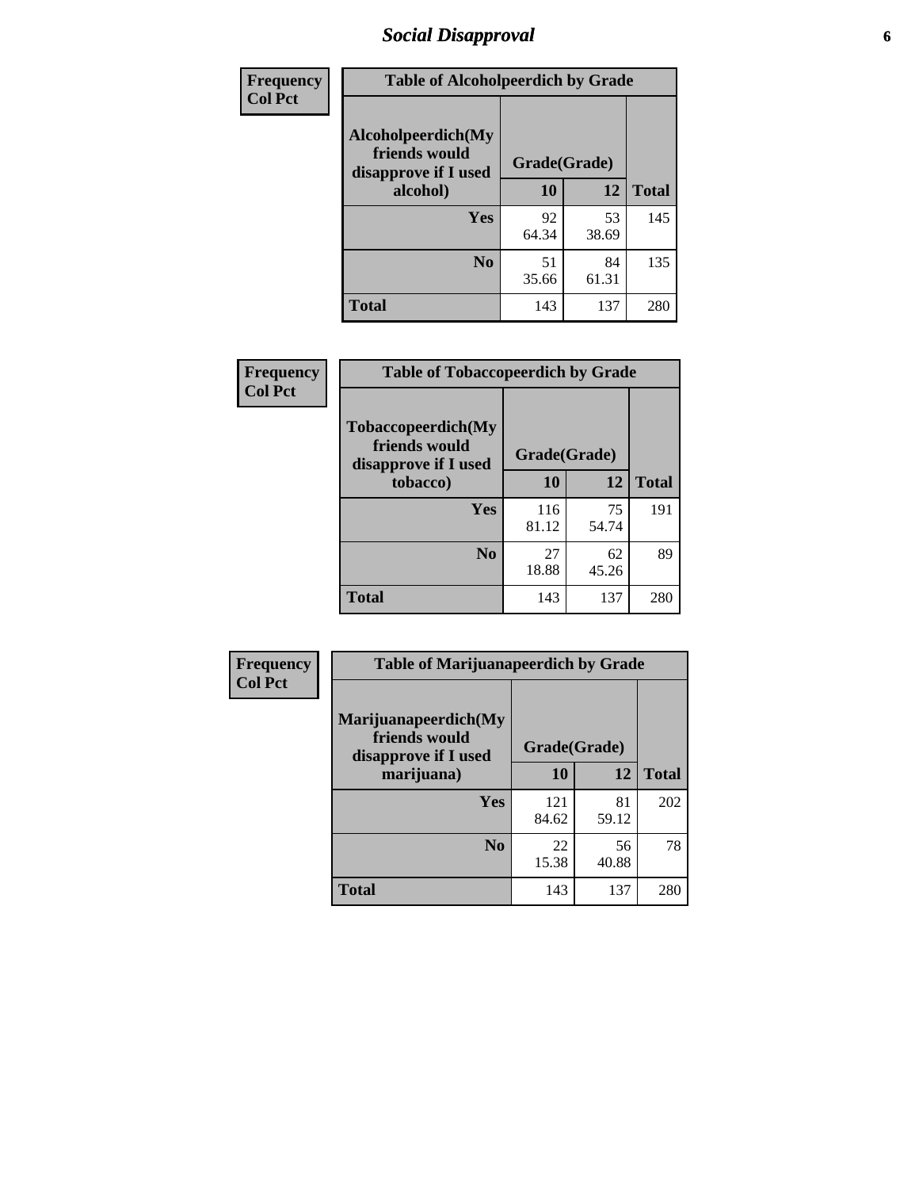# Social Disapproval

| Frequency<br>Col Pct | Table of Alcoholpeerdich by Grade | | |
|---|---|---|---|
| **Alcoholpeerdich(My friends would disapprove if I used alcohol)** | **Grade(Grade)** | | **Total** |
| | **10** | **12** | |
| **Yes** | 92<br>64.34 | 53<br>38.69 | 145 |
| **No** | 51<br>35.66 | 84<br>61.31 | 135 |
| **Total** | 143 | 137 | 280 |

| Frequency<br>Col Pct | Table of Tobaccopeerdich by Grade | | |
|---|---|---|---|
| **Tobaccopeerdich(My friends would disapprove if I used tobacco)** | **Grade(Grade)** | | **Total** |
| | **10** | **12** | |
| **Yes** | 116<br>81.12 | 75<br>54.74 | 191 |
| **No** | 27<br>18.88 | 62<br>45.26 | 89 |
| **Total** | 143 | 137 | 280 |

| Frequency<br>Col Pct | Table of Marijuanapeerdich by Grade | | |
|---|---|---|---|
| **Marijuanapeerdich(My friends would disapprove if I used marijuana)** | **Grade(Grade)** | | **Total** |
| | **10** | **12** | |
| **Yes** | 121<br>84.62 | 81<br>59.12 | 202 |
| **No** | 22<br>15.38 | 56<br>40.88 | 78 |
| **Total** | 143 | 137 | 280 |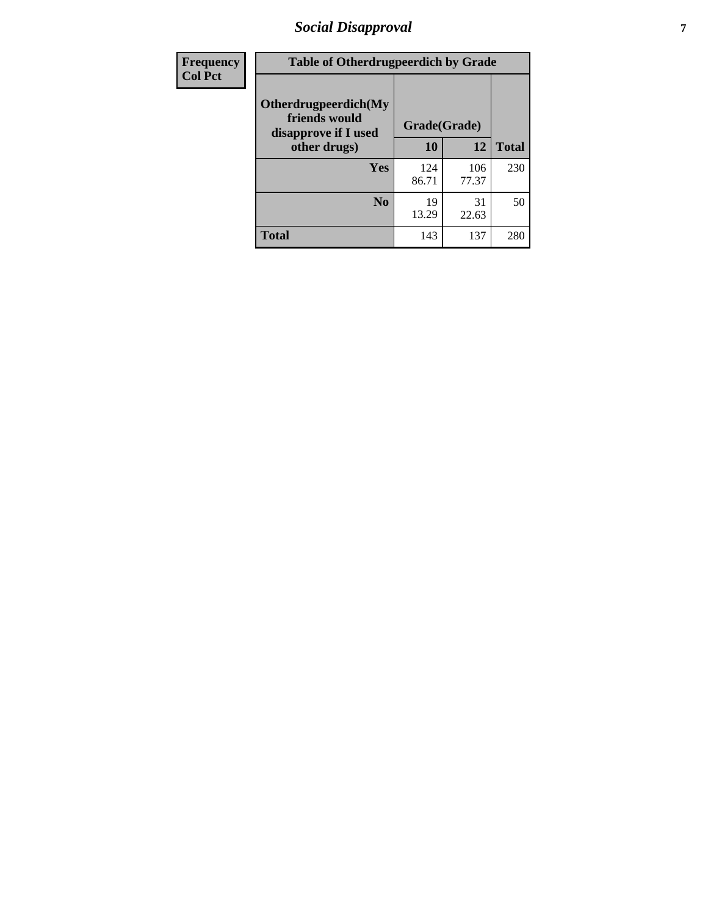| Frequency<br>Col Pct | Table of Otherdrugpeerdich by Grade | | |
|---|---|---|---|
| Otherdrugpeerdich(My friends would disapprove if I used other drugs) | Grade(Grade) | | |
| | 10 | 12 | Total |
| Yes | 124<br>86.71 | 106<br>77.37 | 230 |
| No | 19<br>13.29 | 31<br>22.63 | 50 |
| Total | 143 | 137 | 280 |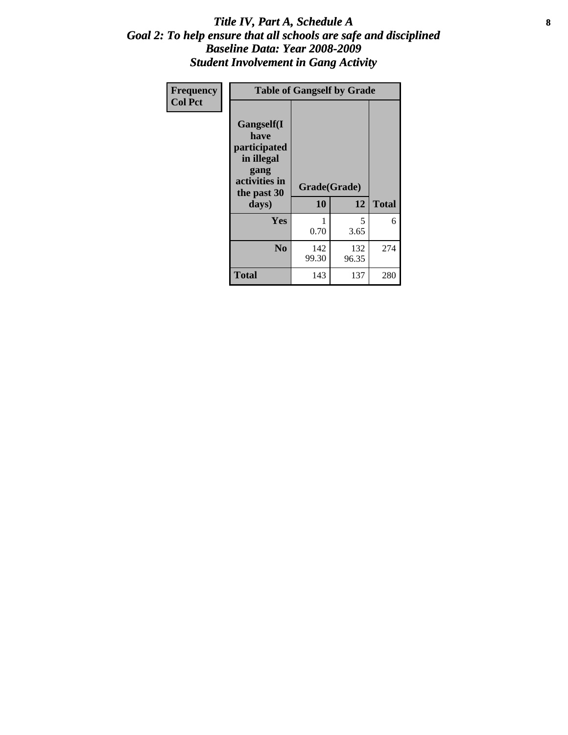# *Title IV, Part A, Schedule A*
## *Goal 2: To help ensure that all schools are safe and disciplined*
## *Baseline Data: Year 2008-2009*
## *Student Involvement in Gang Activity*

| Frequency<br>Col Pct | Table of Gangself by Grade | | |
|---|---|---|---|
| Gangself(I have participated in illegal gang activities in the past 30 days) | Grade(Grade) | | |
| | 10 | 12 | Total |
| Yes | 1<br>0.70 | 5<br>3.65 | 6 |
| No | 142<br>99.30 | 132<br>96.35 | 274 |
| Total | 143 | 137 | 280 |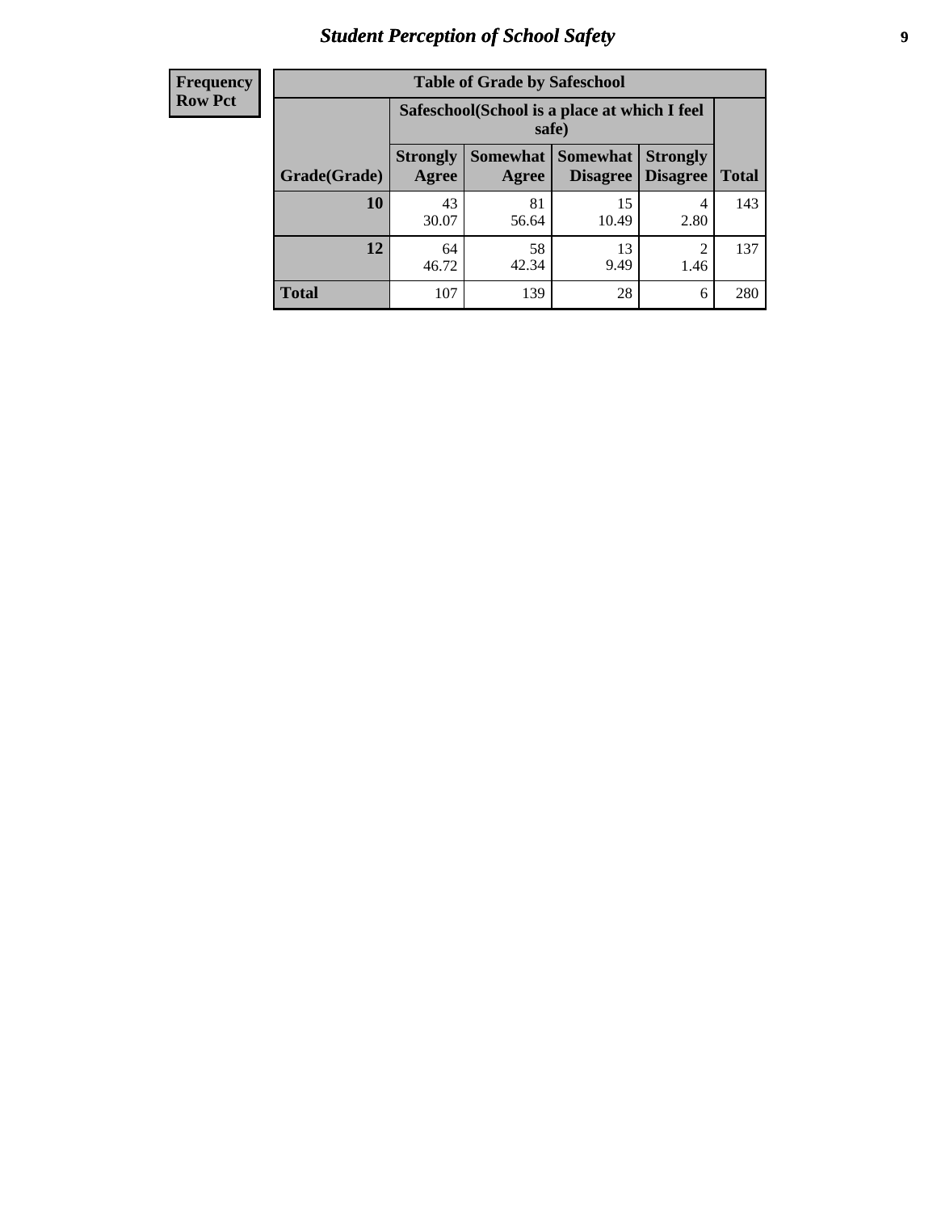## Student Perception of School Safety

| Frequency Row Pct | | | | | |
|---|---|---|---|---|---|
| **Table of Grade by Safeschool** | | | | | |
| | **Safeschool(School is a place at which I feel safe)** | | | | |
| **Grade(Grade)** | **Strongly Agree** | **Somewhat Agree** | **Somewhat Disagree** | **Strongly Disagree** | **Total** |
| **10** | 43<br>30.07 | 81<br>56.64 | 15<br>10.49 | 4<br>2.80 | 143 |
| **12** | 64<br>46.72 | 58<br>42.34 | 13<br>9.49 | 2<br>1.46 | 137 |
| **Total** | 107 | 139 | 28 | 6 | 280 |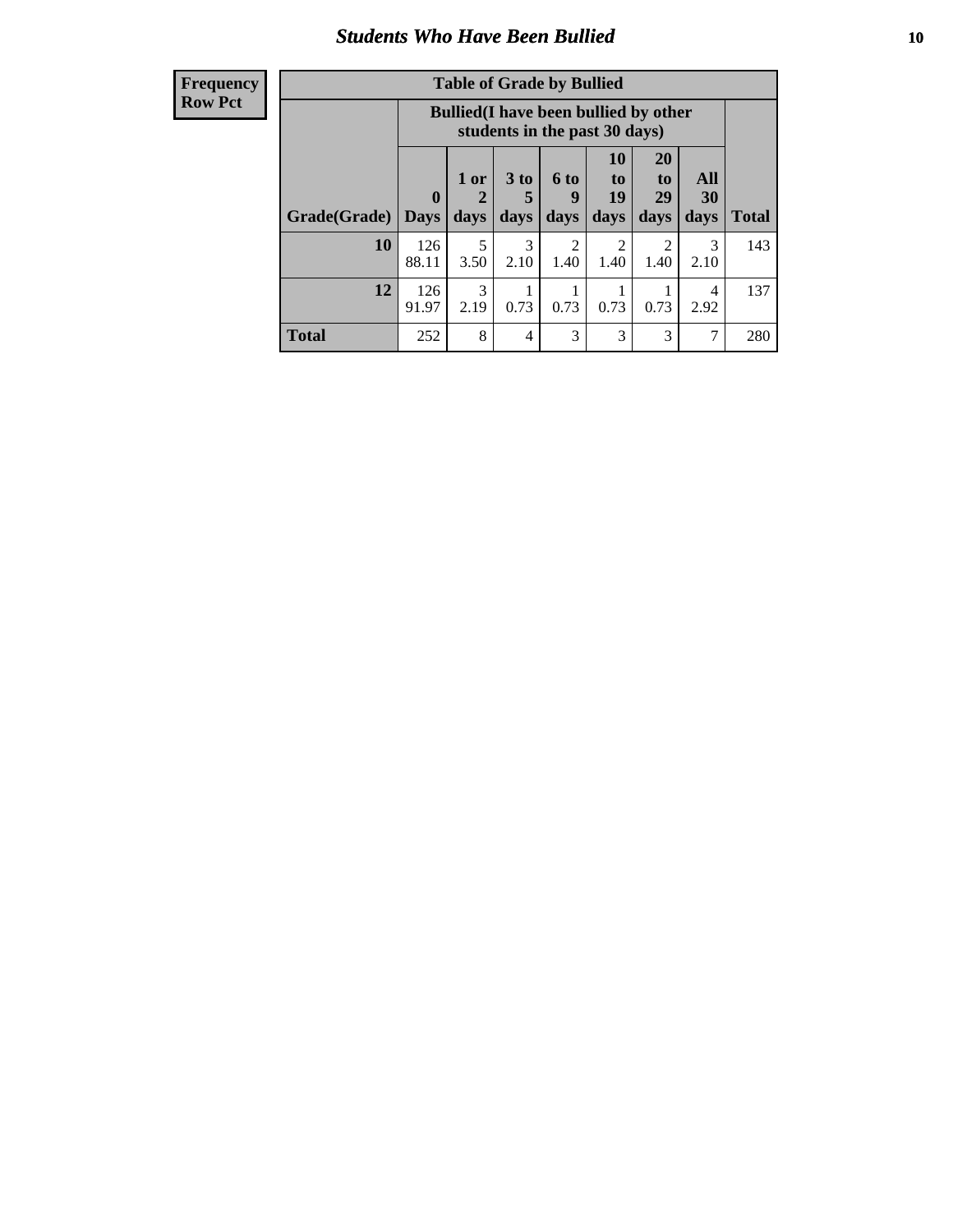# Students Who Have Been Bullied

| Frequency<br>Row Pct |
|---|

**Table of Grade by Bullied**

| Grade(Grade) | Bullied(I have been bullied by other students in the past 30 days) | | | | | | | Total |
|---|---|---|---|---|---|---|---|---|
| | 0 Days | 1 or 2 days | 3 to 5 days | 6 to 9 days | 10 to 19 days | 20 to 29 days | All 30 days | |
| **10** | 126<br>88.11 | 5<br>3.50 | 3<br>2.10 | 2<br>1.40 | 2<br>1.40 | 2<br>1.40 | 3<br>2.10 | 143 |
| **12** | 126<br>91.97 | 3<br>2.19 | 1<br>0.73 | 1<br>0.73 | 1<br>0.73 | 1<br>0.73 | 4<br>2.92 | 137 |
| **Total** | 252 | 8 | 4 | 3 | 3 | 3 | 7 | 280 |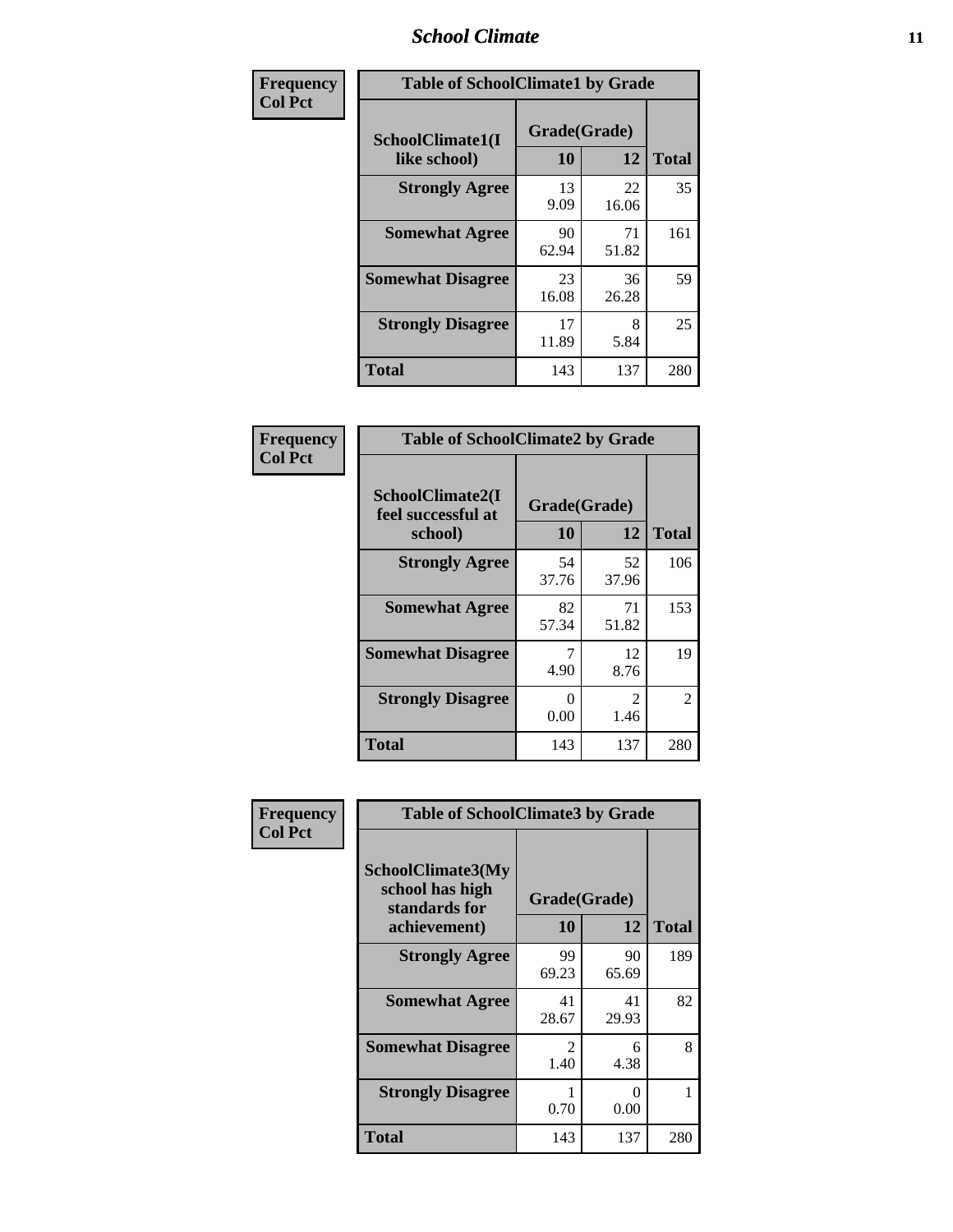| Frequency<br>Col Pct | | | |
|---|---|---|---|

**Table of SchoolClimate1 by Grade**

| SchoolClimate1(I like school) | Grade(Grade) 10 | 12 | Total |
|---|---|---|---|
| Strongly Agree | 13<br>9.09 | 22<br>16.06 | 35 |
| Somewhat Agree | 90<br>62.94 | 71<br>51.82 | 161 |
| Somewhat Disagree | 23<br>16.08 | 36<br>26.28 | 59 |
| Strongly Disagree | 17<br>11.89 | 8<br>5.84 | 25 |
| Total | 143 | 137 | 280 |

| Frequency<br>Col Pct | | | |
|---|---|---|---|

**Table of SchoolClimate2 by Grade**

| SchoolClimate2(I feel successful at school) | Grade(Grade) 10 | 12 | Total |
|---|---|---|---|
| Strongly Agree | 54<br>37.76 | 52<br>37.96 | 106 |
| Somewhat Agree | 82<br>57.34 | 71<br>51.82 | 153 |
| Somewhat Disagree | 7<br>4.90 | 12<br>8.76 | 19 |
| Strongly Disagree | 0<br>0.00 | 2<br>1.46 | 2 |
| Total | 143 | 137 | 280 |

| Frequency<br>Col Pct | | | |
|---|---|---|---|

**Table of SchoolClimate3 by Grade**

| SchoolClimate3(My school has high standards for achievement) | Grade(Grade) 10 | 12 | Total |
|---|---|---|---|
| Strongly Agree | 99<br>69.23 | 90<br>65.69 | 189 |
| Somewhat Agree | 41<br>28.67 | 41<br>29.93 | 82 |
| Somewhat Disagree | 2<br>1.40 | 6<br>4.38 | 8 |
| Strongly Disagree | 1<br>0.70 | 0<br>0.00 | 1 |
| Total | 143 | 137 | 280 |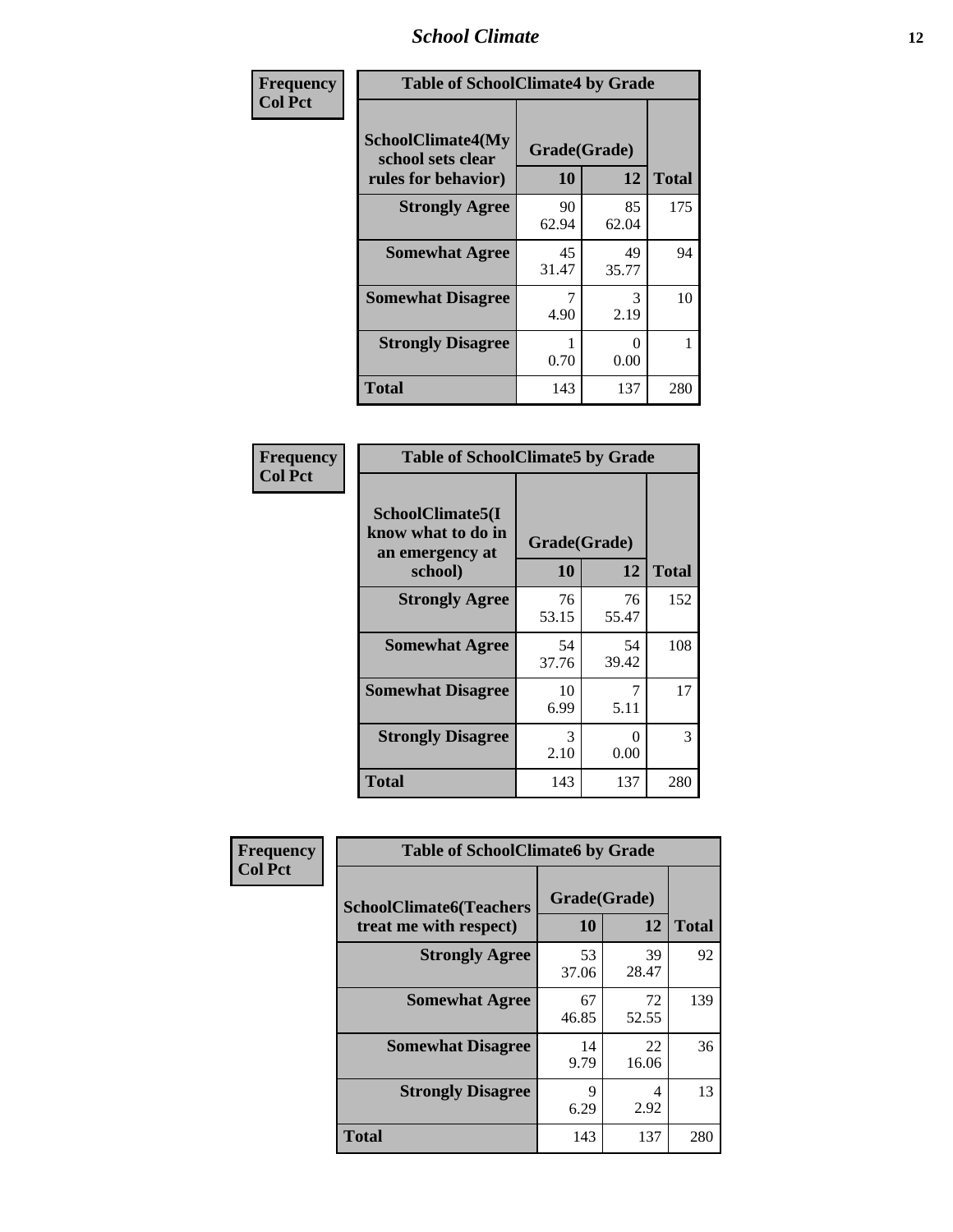| Frequency<br>Col Pct | Table of SchoolClimate4 by Grade | | |
|---|---|---|---|
| SchoolClimate4(My school sets clear rules for behavior) | Grade(Grade) | | |
| | 10 | 12 | Total |
| Strongly Agree | 90<br>62.94 | 85<br>62.04 | 175 |
| Somewhat Agree | 45<br>31.47 | 49<br>35.77 | 94 |
| Somewhat Disagree | 7<br>4.90 | 3<br>2.19 | 10 |
| Strongly Disagree | 1<br>0.70 | 0<br>0.00 | 1 |
| Total | 143 | 137 | 280 |

| Frequency<br>Col Pct | Table of SchoolClimate5 by Grade | | |
|---|---|---|---|
| SchoolClimate5(I know what to do in an emergency at school) | Grade(Grade) | | |
| | 10 | 12 | Total |
| Strongly Agree | 76<br>53.15 | 76<br>55.47 | 152 |
| Somewhat Agree | 54<br>37.76 | 54<br>39.42 | 108 |
| Somewhat Disagree | 10<br>6.99 | 7<br>5.11 | 17 |
| Strongly Disagree | 3<br>2.10 | 0<br>0.00 | 3 |
| Total | 143 | 137 | 280 |

| Frequency<br>Col Pct | Table of SchoolClimate6 by Grade | | |
|---|---|---|---|
| SchoolClimate6(Teachers treat me with respect) | Grade(Grade) | | |
| | 10 | 12 | Total |
| Strongly Agree | 53<br>37.06 | 39<br>28.47 | 92 |
| Somewhat Agree | 67<br>46.85 | 72<br>52.55 | 139 |
| Somewhat Disagree | 14<br>9.79 | 22<br>16.06 | 36 |
| Strongly Disagree | 9<br>6.29 | 4<br>2.92 | 13 |
| Total | 143 | 137 | 280 |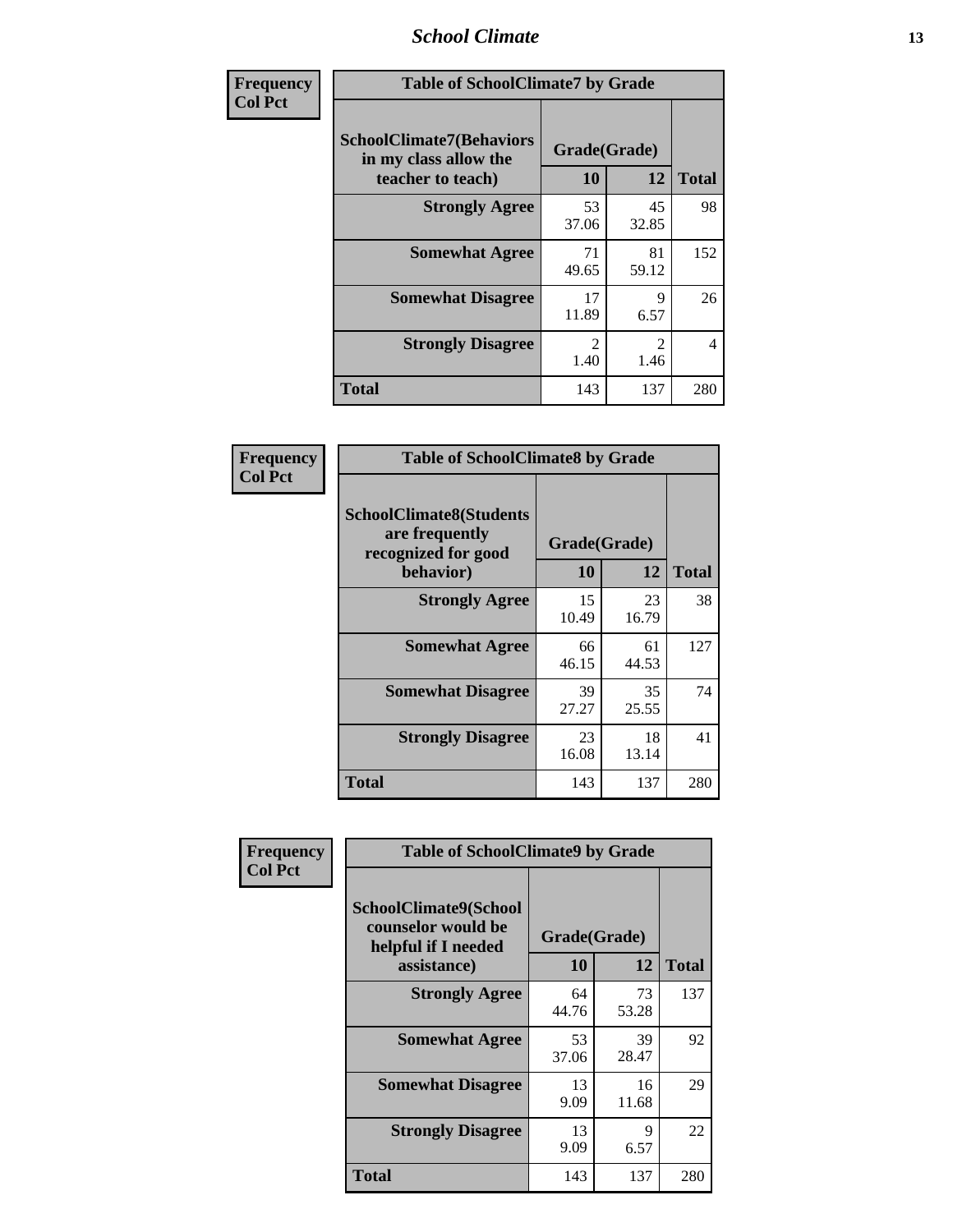| Frequency<br>Col Pct |
|---|

| Table of SchoolClimate7 by Grade | | | |
|---|---|---|---|
| SchoolClimate7(Behaviors in my class allow the teacher to teach) | Grade(Grade) | | Total |
| | 10 | 12 | |
| Strongly Agree | 53<br>37.06 | 45<br>32.85 | 98 |
| Somewhat Agree | 71<br>49.65 | 81<br>59.12 | 152 |
| Somewhat Disagree | 17<br>11.89 | 9<br>6.57 | 26 |
| Strongly Disagree | 2<br>1.40 | 2<br>1.46 | 4 |
| Total | 143 | 137 | 280 |

| Frequency<br>Col Pct |
|---|

| Table of SchoolClimate8 by Grade | | | |
|---|---|---|---|
| SchoolClimate8(Students are frequently recognized for good behavior) | Grade(Grade) | | Total |
| | 10 | 12 | |
| Strongly Agree | 15<br>10.49 | 23<br>16.79 | 38 |
| Somewhat Agree | 66<br>46.15 | 61<br>44.53 | 127 |
| Somewhat Disagree | 39<br>27.27 | 35<br>25.55 | 74 |
| Strongly Disagree | 23<br>16.08 | 18<br>13.14 | 41 |
| Total | 143 | 137 | 280 |

| Frequency<br>Col Pct |
|---|

| Table of SchoolClimate9 by Grade | | | |
|---|---|---|---|
| SchoolClimate9(School counselor would be helpful if I needed assistance) | Grade(Grade) | | Total |
| | 10 | 12 | |
| Strongly Agree | 64<br>44.76 | 73<br>53.28 | 137 |
| Somewhat Agree | 53<br>37.06 | 39<br>28.47 | 92 |
| Somewhat Disagree | 13<br>9.09 | 16<br>11.68 | 29 |
| Strongly Disagree | 13<br>9.09 | 9<br>6.57 | 22 |
| Total | 143 | 137 | 280 |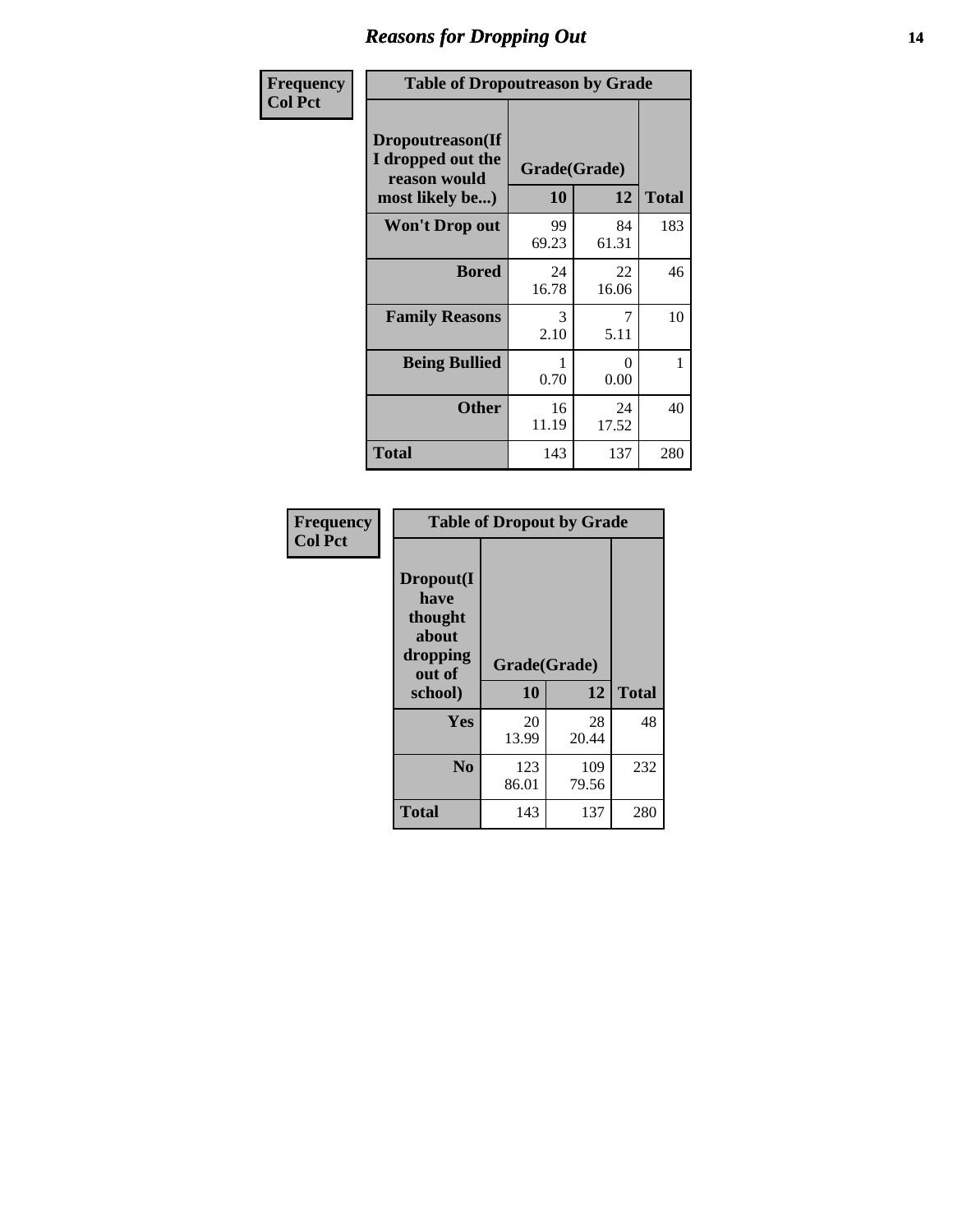## Reasons for Dropping Out

Frequency
Col Pct

**Table of Dropoutreason by Grade**

| Dropoutreason(If I dropped out the reason would most likely be...) | Grade(Grade) | | Total |
|---|---|---|---|
| | 10 | 12 | |
| Won't Drop out | 99<br>69.23 | 84<br>61.31 | 183 |
| Bored | 24<br>16.78 | 22<br>16.06 | 46 |
| Family Reasons | 3<br>2.10 | 7<br>5.11 | 10 |
| Being Bullied | 1<br>0.70 | 0<br>0.00 | 1 |
| Other | 16<br>11.19 | 24<br>17.52 | 40 |
| Total | 143 | 137 | 280 |

Frequency
Col Pct

**Table of Dropout by Grade**

| Dropout(I have thought about dropping out of school) | Grade(Grade) | | Total |
|---|---|---|---|
| | 10 | 12 | |
| Yes | 20<br>13.99 | 28<br>20.44 | 48 |
| No | 123<br>86.01 | 109<br>79.56 | 232 |
| Total | 143 | 137 | 280 |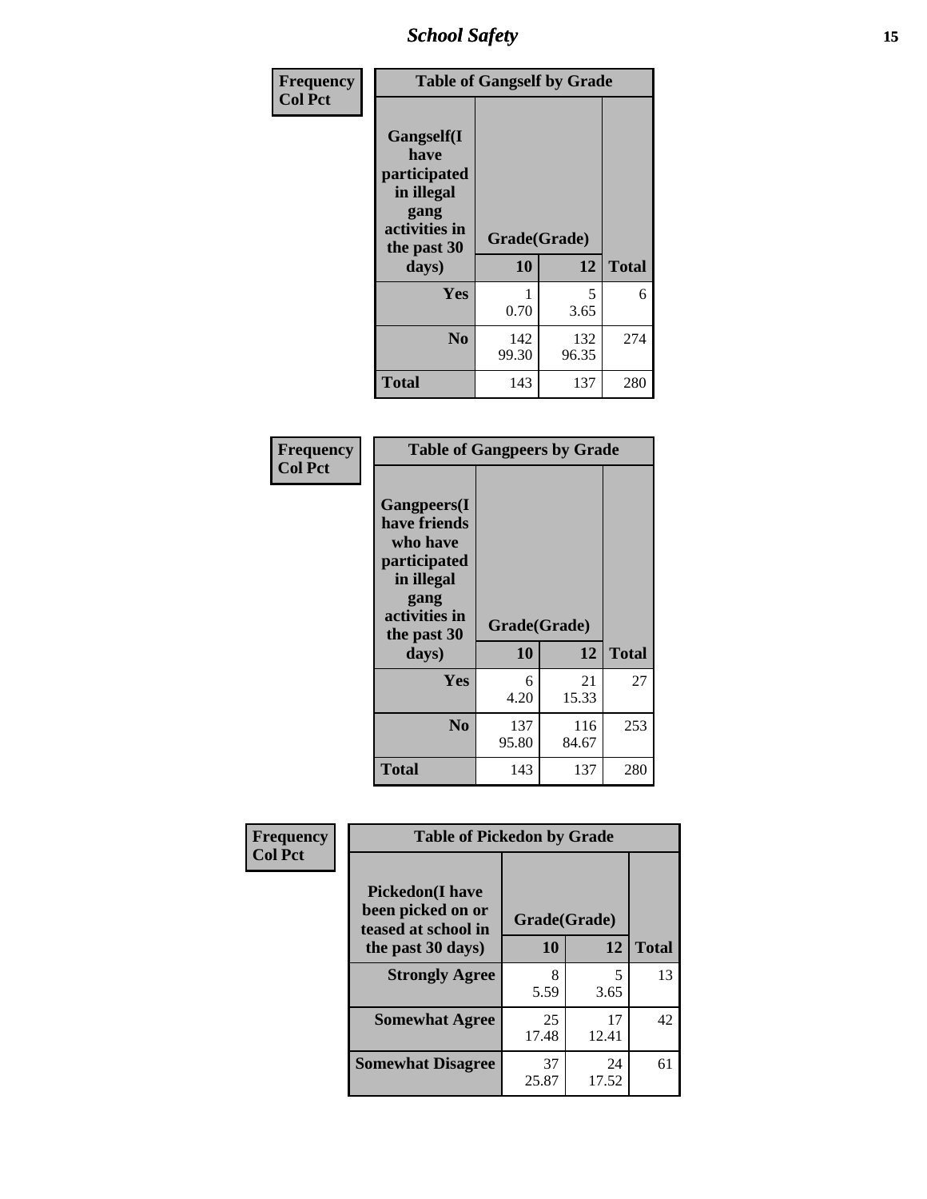| Frequency<br>Col Pct | | | |
|---|---|---|---|
| **Table of Gangself by Grade** | | | |
| Gangself(I have participated in illegal gang activities in the past 30 days) | Grade(Grade) | | |
| | 10 | 12 | Total |
| Yes | 1<br>0.70 | 5<br>3.65 | 6 |
| No | 142<br>99.30 | 132<br>96.35 | 274 |
| Total | 143 | 137 | 280 |

| Frequency<br>Col Pct | | | |
|---|---|---|---|
| **Table of Gangpeers by Grade** | | | |
| Gangpeers(I have friends who have participated in illegal gang activities in the past 30 days) | Grade(Grade) | | |
| | 10 | 12 | Total |
| Yes | 6<br>4.20 | 21<br>15.33 | 27 |
| No | 137<br>95.80 | 116<br>84.67 | 253 |
| Total | 143 | 137 | 280 |

| Frequency<br>Col Pct | | | |
|---|---|---|---|
| **Table of Pickedon by Grade** | | | |
| Pickedon(I have been picked on or teased at school in the past 30 days) | Grade(Grade) | | |
| | 10 | 12 | Total |
| Strongly Agree | 8<br>5.59 | 5<br>3.65 | 13 |
| Somewhat Agree | 25<br>17.48 | 17<br>12.41 | 42 |
| Somewhat Disagree | 37<br>25.87 | 24<br>17.52 | 61 |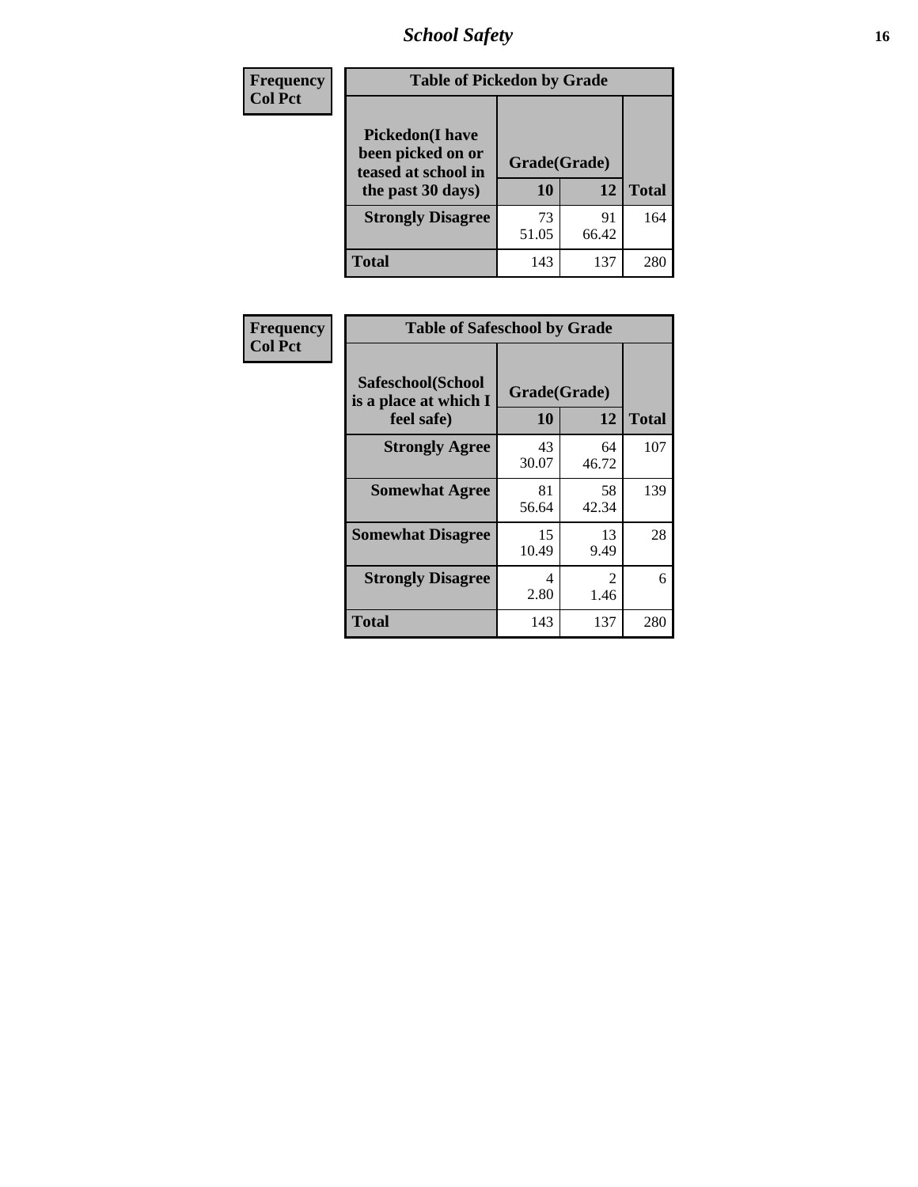# School Safety

**Frequency**
**Col Pct**

| **Table of Pickedon by Grade** | | | |
|---|---|---|---|
| **Pickedon(I have been picked on or teased at school in the past 30 days)** | **Grade(Grade)** | | |
| | **10** | **12** | **Total** |
| **Strongly Disagree** | 73<br>51.05 | 91<br>66.42 | 164 |
| **Total** | 143 | 137 | 280 |

**Frequency**
**Col Pct**

| **Table of Safeschool by Grade** | | | |
|---|---|---|---|
| **Safeschool(School is a place at which I feel safe)** | **Grade(Grade)** | | |
| | **10** | **12** | **Total** |
| **Strongly Agree** | 43<br>30.07 | 64<br>46.72 | 107 |
| **Somewhat Agree** | 81<br>56.64 | 58<br>42.34 | 139 |
| **Somewhat Disagree** | 15<br>10.49 | 13<br>9.49 | 28 |
| **Strongly Disagree** | 4<br>2.80 | 2<br>1.46 | 6 |
| **Total** | 143 | 137 | 280 |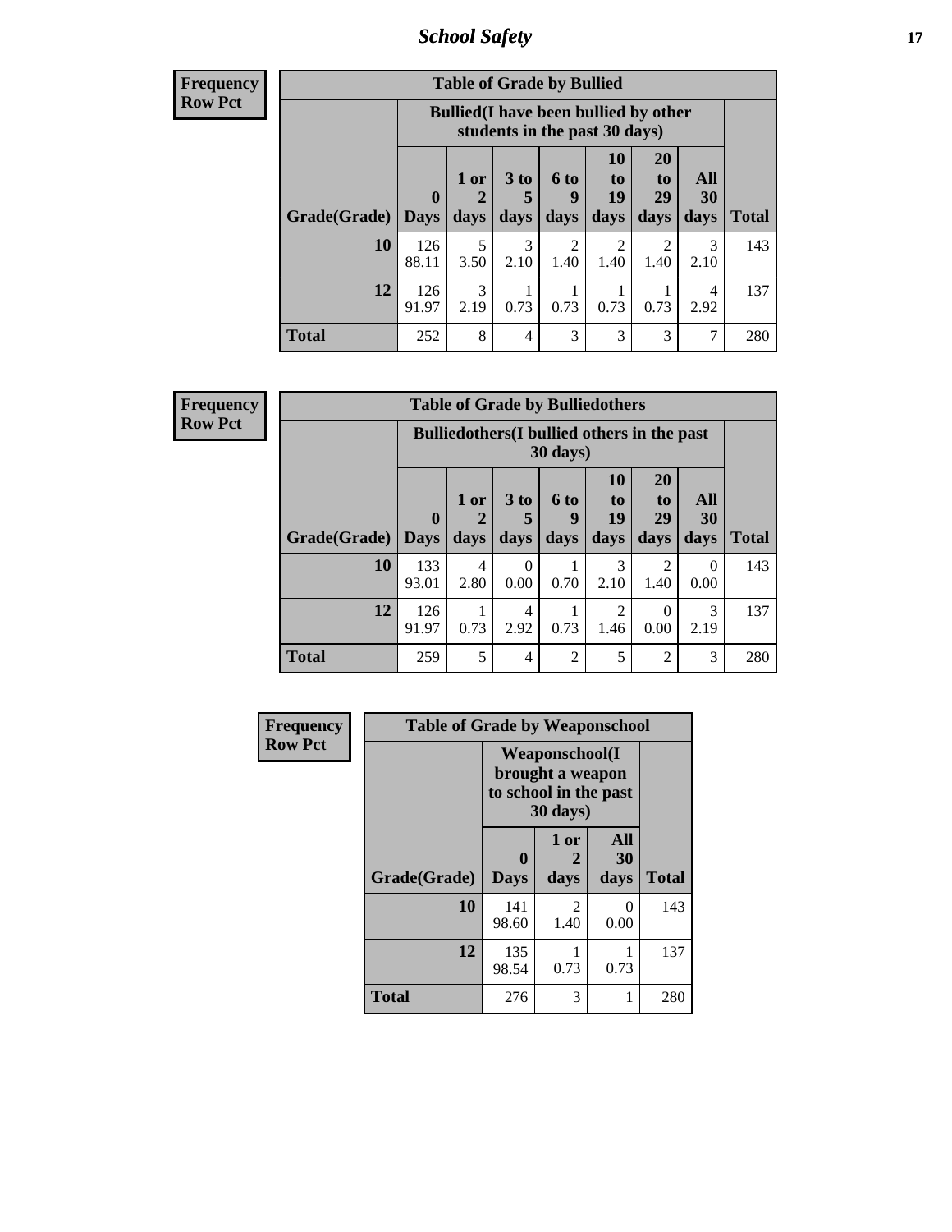# School Safety

**Frequency**
**Row Pct**

| Table of Grade by Bullied | | | | | | | | |
|---|---|---|---|---|---|---|---|---|
| | Bullied(I have been bullied by other students in the past 30 days) | | | | | | | |
| Grade(Grade) | 0 Days | 1 or 2 days | 3 to 5 days | 6 to 9 days | 10 to 19 days | 20 to 29 days | All 30 days | Total |
| **10** | 126<br>88.11 | 5<br>3.50 | 3<br>2.10 | 2<br>1.40 | 2<br>1.40 | 2<br>1.40 | 3<br>2.10 | 143 |
| **12** | 126<br>91.97 | 3<br>2.19 | 1<br>0.73 | 1<br>0.73 | 1<br>0.73 | 1<br>0.73 | 4<br>2.92 | 137 |
| **Total** | 252 | 8 | 4 | 3 | 3 | 3 | 7 | 280 |

**Frequency**
**Row Pct**

| Table of Grade by Bulliedothers | | | | | | | | |
|---|---|---|---|---|---|---|---|---|
| | Bulliedothers(I bullied others in the past 30 days) | | | | | | | |
| Grade(Grade) | 0 Days | 1 or 2 days | 3 to 5 days | 6 to 9 days | 10 to 19 days | 20 to 29 days | All 30 days | Total |
| **10** | 133<br>93.01 | 4<br>2.80 | 0<br>0.00 | 1<br>0.70 | 3<br>2.10 | 2<br>1.40 | 0<br>0.00 | 143 |
| **12** | 126<br>91.97 | 1<br>0.73 | 4<br>2.92 | 1<br>0.73 | 2<br>1.46 | 0<br>0.00 | 3<br>2.19 | 137 |
| **Total** | 259 | 5 | 4 | 2 | 5 | 2 | 3 | 280 |

**Frequency**
**Row Pct**

| Table of Grade by Weaponschool | | | | |
|---|---|---|---|---|
| | Weaponschool(I brought a weapon to school in the past 30 days) | | | |
| Grade(Grade) | 0 Days | 1 or 2 days | All 30 days | Total |
| **10** | 141<br>98.60 | 2<br>1.40 | 0<br>0.00 | 143 |
| **12** | 135<br>98.54 | 1<br>0.73 | 1<br>0.73 | 137 |
| **Total** | 276 | 3 | 1 | 280 |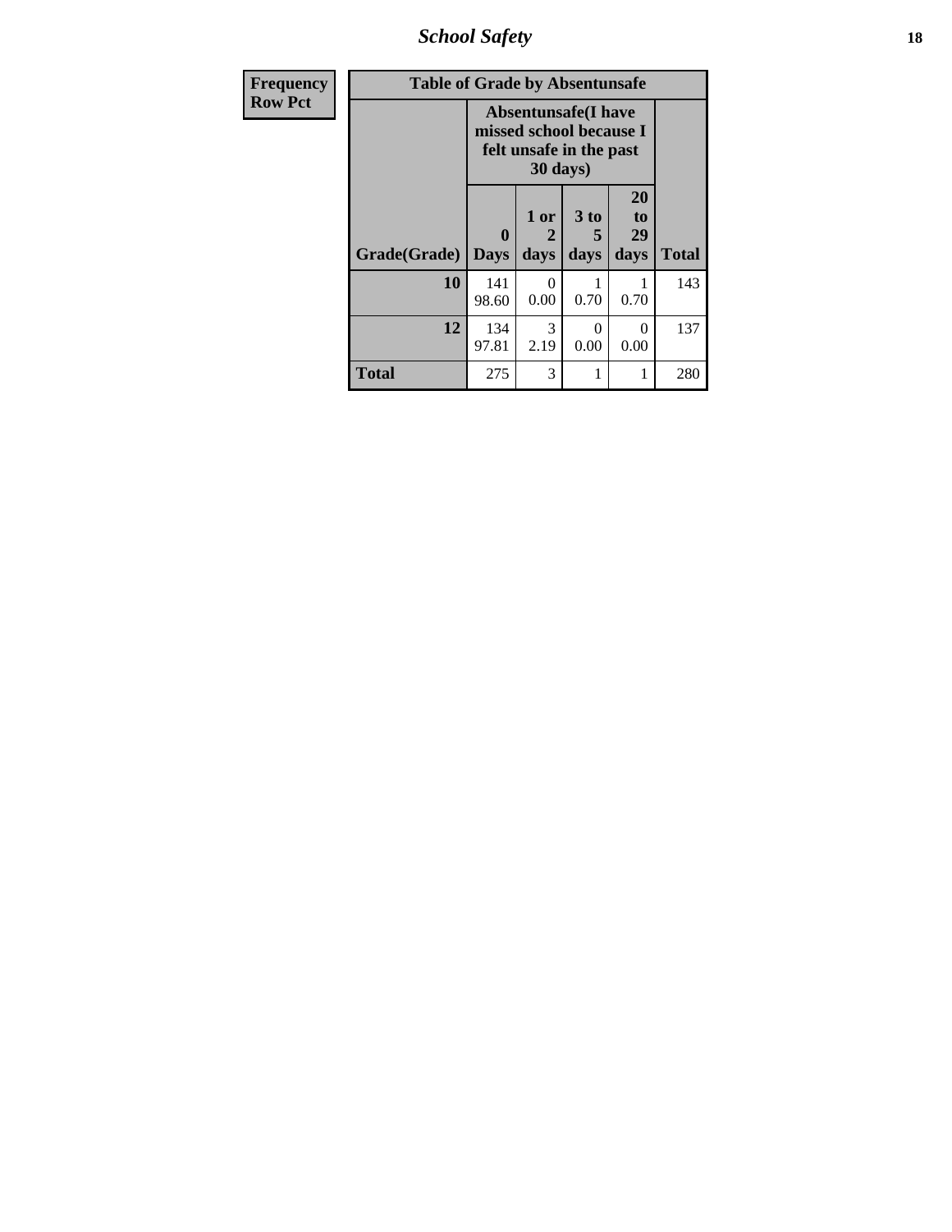| Frequency Row Pct | Table of Grade by Absentunsafe | | | | |
|---|---|---|---|---|---|
| | Absentunsafe(I have missed school because I felt unsafe in the past 30 days) | | | | |
| Grade(Grade) | 0 Days | 1 or 2 days | 3 to 5 days | 20 to 29 days | Total |
| 10 | 141 98.60 | 0 0.00 | 1 0.70 | 1 0.70 | 143 |
| 12 | 134 97.81 | 3 2.19 | 0 0.00 | 0 0.00 | 137 |
| Total | 275 | 3 | 1 | 1 | 280 |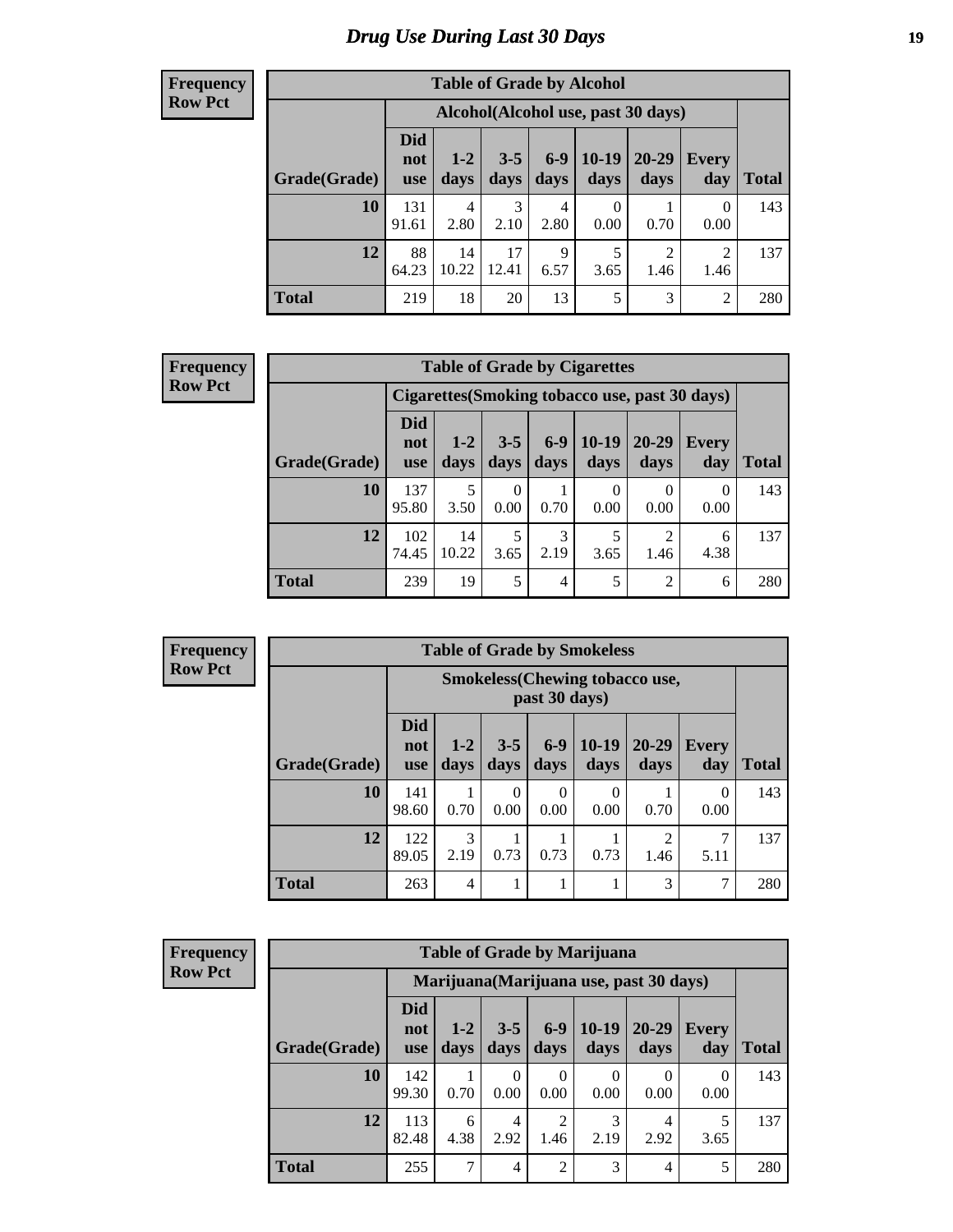# Drug Use During Last 30 Days

**Frequency**
**Row Pct**

| Table of Grade by Alcohol | | | | | | | | |
|---|---|---|---|---|---|---|---|---|
| | Alcohol(Alcohol use, past 30 days) | | | | | | | |
| Grade(Grade) | Did not use | 1-2 days | 3-5 days | 6-9 days | 10-19 days | 20-29 days | Every day | Total |
| **10** | 131<br>91.61 | 4<br>2.80 | 3<br>2.10 | 4<br>2.80 | 0<br>0.00 | 1<br>0.70 | 0<br>0.00 | 143 |
| **12** | 88<br>64.23 | 14<br>10.22 | 17<br>12.41 | 9<br>6.57 | 5<br>3.65 | 2<br>1.46 | 2<br>1.46 | 137 |
| **Total** | 219 | 18 | 20 | 13 | 5 | 3 | 2 | 280 |

**Frequency**
**Row Pct**

| Table of Grade by Cigarettes | | | | | | | | |
|---|---|---|---|---|---|---|---|---|
| | Cigarettes(Smoking tobacco use, past 30 days) | | | | | | | |
| Grade(Grade) | Did not use | 1-2 days | 3-5 days | 6-9 days | 10-19 days | 20-29 days | Every day | Total |
| **10** | 137<br>95.80 | 5<br>3.50 | 0<br>0.00 | 1<br>0.70 | 0<br>0.00 | 0<br>0.00 | 0<br>0.00 | 143 |
| **12** | 102<br>74.45 | 14<br>10.22 | 5<br>3.65 | 3<br>2.19 | 5<br>3.65 | 2<br>1.46 | 6<br>4.38 | 137 |
| **Total** | 239 | 19 | 5 | 4 | 5 | 2 | 6 | 280 |

**Frequency**
**Row Pct**

| Table of Grade by Smokeless | | | | | | | | |
|---|---|---|---|---|---|---|---|---|
| | Smokeless(Chewing tobacco use, past 30 days) | | | | | | | |
| Grade(Grade) | Did not use | 1-2 days | 3-5 days | 6-9 days | 10-19 days | 20-29 days | Every day | Total |
| **10** | 141<br>98.60 | 1<br>0.70 | 0<br>0.00 | 0<br>0.00 | 0<br>0.00 | 1<br>0.70 | 0<br>0.00 | 143 |
| **12** | 122<br>89.05 | 3<br>2.19 | 1<br>0.73 | 1<br>0.73 | 1<br>0.73 | 2<br>1.46 | 7<br>5.11 | 137 |
| **Total** | 263 | 4 | 1 | 1 | 1 | 3 | 7 | 280 |

**Frequency**
**Row Pct**

| Table of Grade by Marijuana | | | | | | | | |
|---|---|---|---|---|---|---|---|---|
| | Marijuana(Marijuana use, past 30 days) | | | | | | | |
| Grade(Grade) | Did not use | 1-2 days | 3-5 days | 6-9 days | 10-19 days | 20-29 days | Every day | Total |
| **10** | 142<br>99.30 | 1<br>0.70 | 0<br>0.00 | 0<br>0.00 | 0<br>0.00 | 0<br>0.00 | 0<br>0.00 | 143 |
| **12** | 113<br>82.48 | 6<br>4.38 | 4<br>2.92 | 2<br>1.46 | 3<br>2.19 | 4<br>2.92 | 5<br>3.65 | 137 |
| **Total** | 255 | 7 | 4 | 2 | 3 | 4 | 5 | 280 |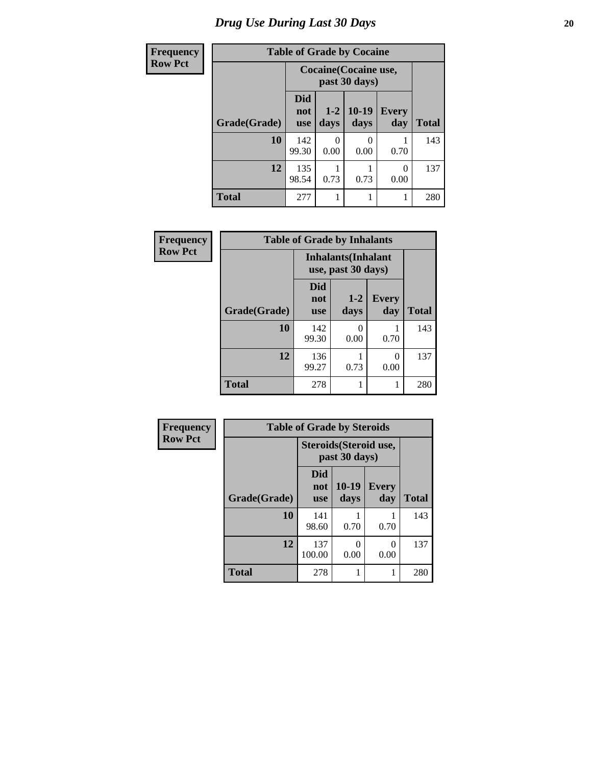# Drug Use During Last 30 Days

| Frequency Row Pct | | | | | |
|---|---|---|---|---|---|
| **Table of Grade by Cocaine** | | | | | |
| | **Cocaine(Cocaine use, past 30 days)** | | | | |
| **Grade(Grade)** | **Did not use** | **1-2 days** | **10-19 days** | **Every day** | **Total** |
| **10** | 142<br>99.30 | 0<br>0.00 | 0<br>0.00 | 1<br>0.70 | 143 |
| **12** | 135<br>98.54 | 1<br>0.73 | 1<br>0.73 | 0<br>0.00 | 137 |
| **Total** | 277 | 1 | 1 | 1 | 280 |

| Frequency Row Pct | | | | |
|---|---|---|---|---|
| **Table of Grade by Inhalants** | | | | |
| | **Inhalants(Inhalant use, past 30 days)** | | | |
| **Grade(Grade)** | **Did not use** | **1-2 days** | **Every day** | **Total** |
| **10** | 142<br>99.30 | 0<br>0.00 | 1<br>0.70 | 143 |
| **12** | 136<br>99.27 | 1<br>0.73 | 0<br>0.00 | 137 |
| **Total** | 278 | 1 | 1 | 280 |

| Frequency Row Pct | | | | |
|---|---|---|---|---|
| **Table of Grade by Steroids** | | | | |
| | **Steroids(Steroid use, past 30 days)** | | | |
| **Grade(Grade)** | **Did not use** | **10-19 days** | **Every day** | **Total** |
| **10** | 141<br>98.60 | 1<br>0.70 | 1<br>0.70 | 143 |
| **12** | 137<br>100.00 | 0<br>0.00 | 0<br>0.00 | 137 |
| **Total** | 278 | 1 | 1 | 280 |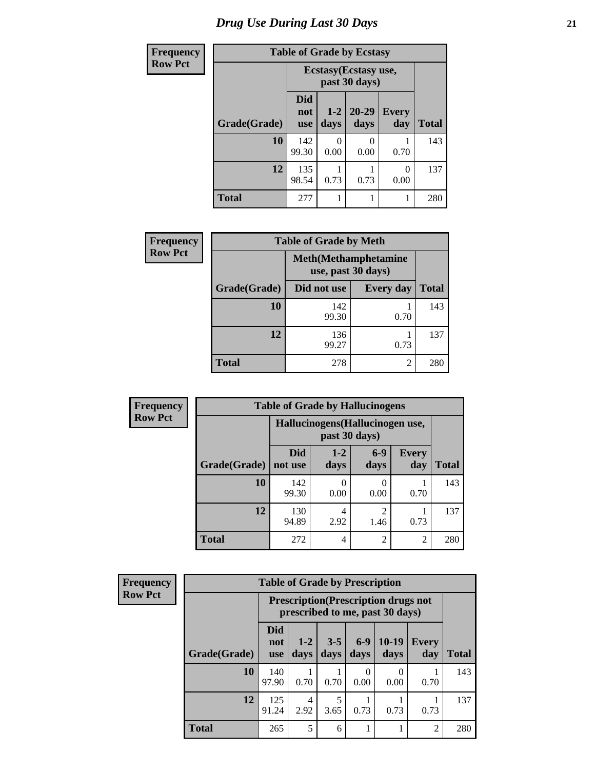# Drug Use During Last 30 Days

**Frequency**
**Row Pct**

**Table of Grade by Ecstasy**

| | Ecstasy(Ecstasy use, past 30 days) | | | | |
|---|---|---|---|---|---|
| Grade(Grade) | Did not use | 1-2 days | 20-29 days | Every day | Total |
| **10** | 142<br>99.30 | 0<br>0.00 | 0<br>0.00 | 1<br>0.70 | 143 |
| **12** | 135<br>98.54 | 1<br>0.73 | 1<br>0.73 | 0<br>0.00 | 137 |
| **Total** | 277 | 1 | 1 | 1 | 280 |

**Frequency**
**Row Pct**

**Table of Grade by Meth**

| | Meth(Methamphetamine use, past 30 days) | | |
|---|---|---|---|
| Grade(Grade) | Did not use | Every day | Total |
| **10** | 142<br>99.30 | 1<br>0.70 | 143 |
| **12** | 136<br>99.27 | 1<br>0.73 | 137 |
| **Total** | 278 | 2 | 280 |

**Frequency**
**Row Pct**

**Table of Grade by Hallucinogens**

| | Hallucinogens(Hallucinogen use, past 30 days) | | | | |
|---|---|---|---|---|---|
| Grade(Grade) | Did not use | 1-2 days | 6-9 days | Every day | Total |
| **10** | 142<br>99.30 | 0<br>0.00 | 0<br>0.00 | 1<br>0.70 | 143 |
| **12** | 130<br>94.89 | 4<br>2.92 | 2<br>1.46 | 1<br>0.73 | 137 |
| **Total** | 272 | 4 | 2 | 2 | 280 |

**Frequency**
**Row Pct**

**Table of Grade by Prescription**

| | Prescription(Prescription drugs not prescribed to me, past 30 days) | | | | | | |
|---|---|---|---|---|---|---|---|
| Grade(Grade) | Did not use | 1-2 days | 3-5 days | 6-9 days | 10-19 days | Every day | Total |
| **10** | 140<br>97.90 | 1<br>0.70 | 1<br>0.70 | 0<br>0.00 | 0<br>0.00 | 1<br>0.70 | 143 |
| **12** | 125<br>91.24 | 4<br>2.92 | 5<br>3.65 | 1<br>0.73 | 1<br>0.73 | 1<br>0.73 | 137 |
| **Total** | 265 | 5 | 6 | 1 | 1 | 2 | 280 |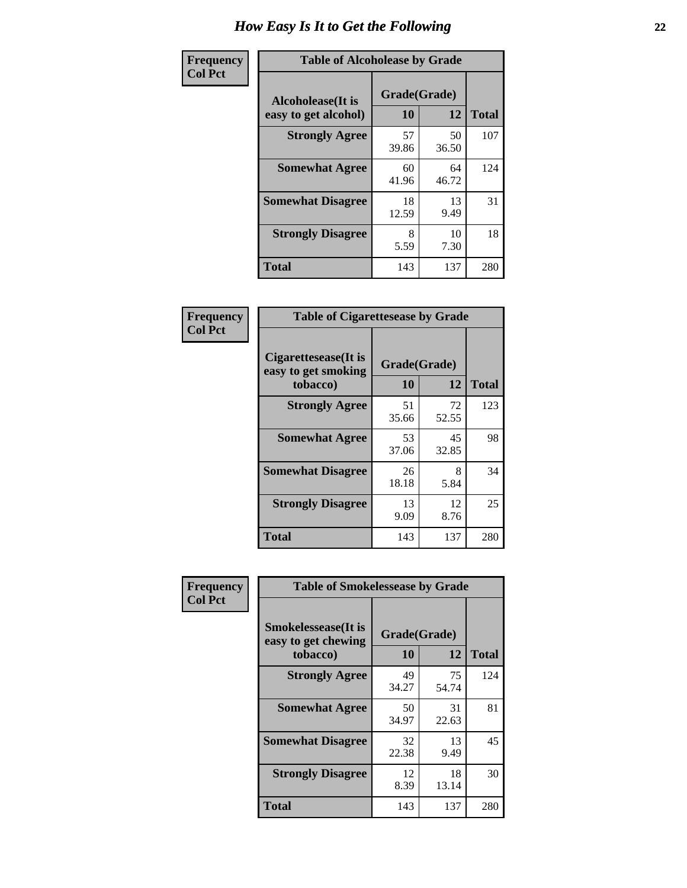# How Easy Is It to Get the Following

**Frequency**
**Col Pct**

**Table of Alcoholease by Grade**

| Alcoholease(It is easy to get alcohol) | Grade(Grade) | | Total |
|---|---|---|---|
| | 10 | 12 | |
| **Strongly Agree** | 57<br>39.86 | 50<br>36.50 | 107 |
| **Somewhat Agree** | 60<br>41.96 | 64<br>46.72 | 124 |
| **Somewhat Disagree** | 18<br>12.59 | 13<br>9.49 | 31 |
| **Strongly Disagree** | 8<br>5.59 | 10<br>7.30 | 18 |
| **Total** | 143 | 137 | 280 |

**Frequency**
**Col Pct**

**Table of Cigarettesease by Grade**

| Cigarettesease(It is easy to get smoking tobacco) | Grade(Grade) | | Total |
|---|---|---|---|
| | 10 | 12 | |
| **Strongly Agree** | 51<br>35.66 | 72<br>52.55 | 123 |
| **Somewhat Agree** | 53<br>37.06 | 45<br>32.85 | 98 |
| **Somewhat Disagree** | 26<br>18.18 | 8<br>5.84 | 34 |
| **Strongly Disagree** | 13<br>9.09 | 12<br>8.76 | 25 |
| **Total** | 143 | 137 | 280 |

**Frequency**
**Col Pct**

**Table of Smokelessease by Grade**

| Smokelessease(It is easy to get chewing tobacco) | Grade(Grade) | | Total |
|---|---|---|---|
| | 10 | 12 | |
| **Strongly Agree** | 49<br>34.27 | 75<br>54.74 | 124 |
| **Somewhat Agree** | 50<br>34.97 | 31<br>22.63 | 81 |
| **Somewhat Disagree** | 32<br>22.38 | 13<br>9.49 | 45 |
| **Strongly Disagree** | 12<br>8.39 | 18<br>13.14 | 30 |
| **Total** | 143 | 137 | 280 |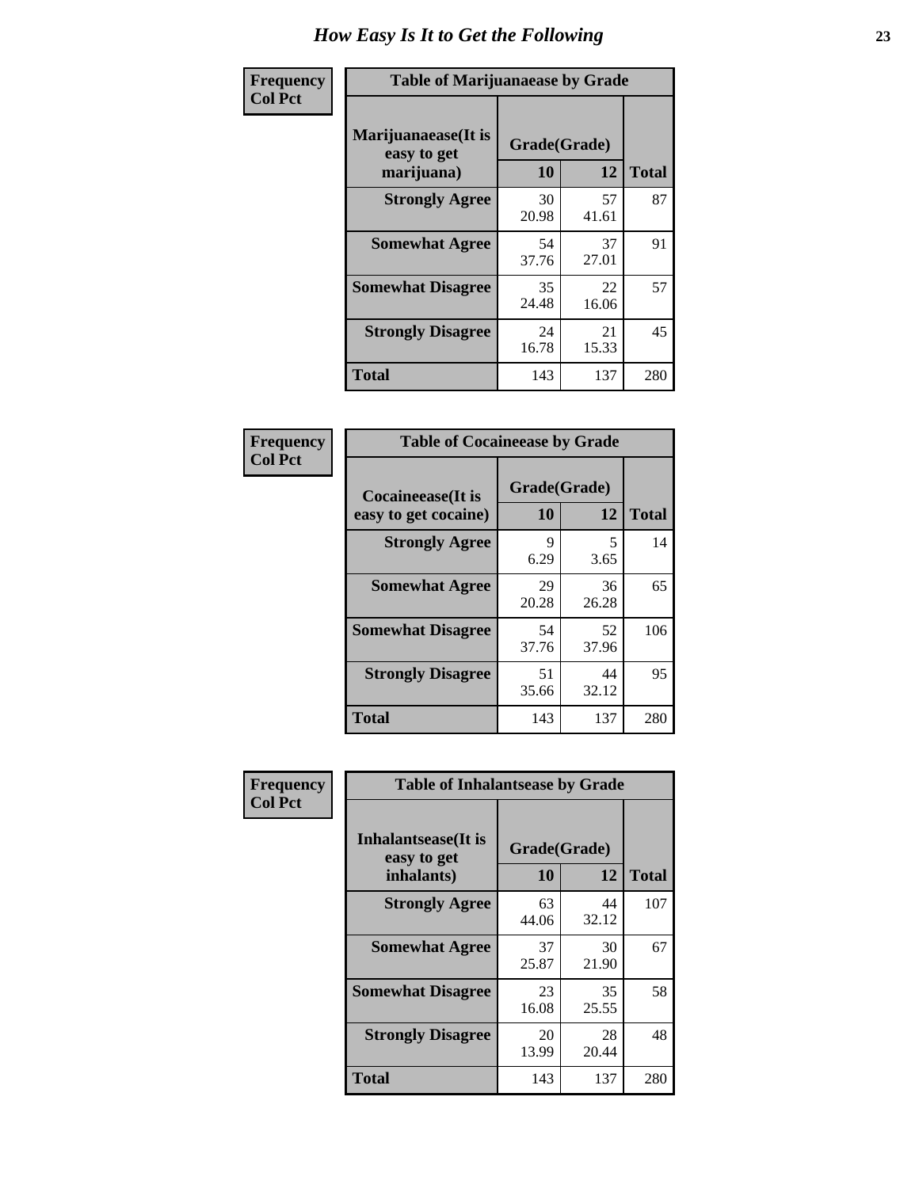# How Easy Is It to Get the Following

**Frequency**
**Col Pct**

| Table of Marijuanaease by Grade | | | |
|---|---|---|---|
| **Marijuanaease(It is easy to get marijuana)** | **Grade(Grade)** | | **Total** |
| | **10** | **12** | |
| **Strongly Agree** | 30<br>20.98 | 57<br>41.61 | 87 |
| **Somewhat Agree** | 54<br>37.76 | 37<br>27.01 | 91 |
| **Somewhat Disagree** | 35<br>24.48 | 22<br>16.06 | 57 |
| **Strongly Disagree** | 24<br>16.78 | 21<br>15.33 | 45 |
| **Total** | 143 | 137 | 280 |

**Frequency**
**Col Pct**

| Table of Cocaineease by Grade | | | |
|---|---|---|---|
| **Cocaineease(It is easy to get cocaine)** | **Grade(Grade)** | | **Total** |
| | **10** | **12** | |
| **Strongly Agree** | 9<br>6.29 | 5<br>3.65 | 14 |
| **Somewhat Agree** | 29<br>20.28 | 36<br>26.28 | 65 |
| **Somewhat Disagree** | 54<br>37.76 | 52<br>37.96 | 106 |
| **Strongly Disagree** | 51<br>35.66 | 44<br>32.12 | 95 |
| **Total** | 143 | 137 | 280 |

**Frequency**
**Col Pct**

| Table of Inhalantsease by Grade | | | |
|---|---|---|---|
| **Inhalantsease(It is easy to get inhalants)** | **Grade(Grade)** | | **Total** |
| | **10** | **12** | |
| **Strongly Agree** | 63<br>44.06 | 44<br>32.12 | 107 |
| **Somewhat Agree** | 37<br>25.87 | 30<br>21.90 | 67 |
| **Somewhat Disagree** | 23<br>16.08 | 35<br>25.55 | 58 |
| **Strongly Disagree** | 20<br>13.99 | 28<br>20.44 | 48 |
| **Total** | 143 | 137 | 280 |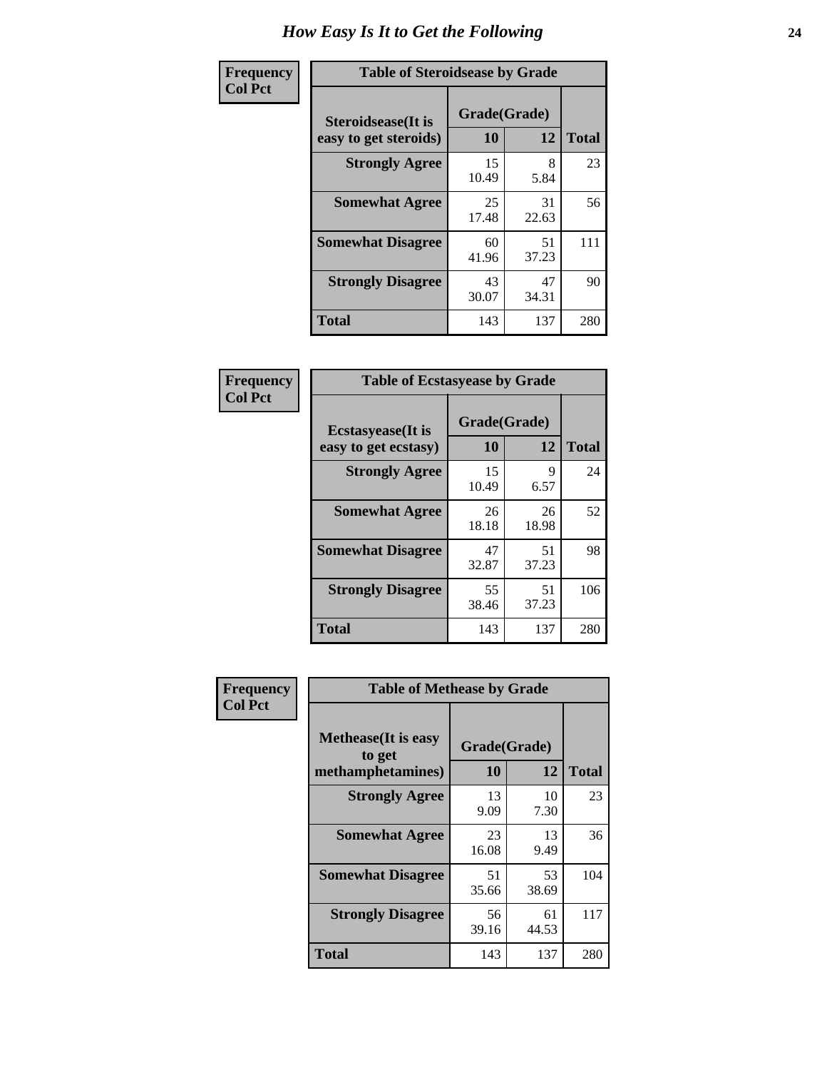# How Easy Is It to Get the Following

**Frequency**
**Col Pct**

**Table of Steroidsease by Grade**

| Steroidsease(It is easy to get steroids) | Grade(Grade) 10 | 12 | Total |
|---|---|---|---|
| **Strongly Agree** | 15<br>10.49 | 8<br>5.84 | 23 |
| **Somewhat Agree** | 25<br>17.48 | 31<br>22.63 | 56 |
| **Somewhat Disagree** | 60<br>41.96 | 51<br>37.23 | 111 |
| **Strongly Disagree** | 43<br>30.07 | 47<br>34.31 | 90 |
| **Total** | 143 | 137 | 280 |

**Frequency**
**Col Pct**

**Table of Ecstasyease by Grade**

| Ecstasyease(It is easy to get ecstasy) | Grade(Grade) 10 | 12 | Total |
|---|---|---|---|
| **Strongly Agree** | 15<br>10.49 | 9<br>6.57 | 24 |
| **Somewhat Agree** | 26<br>18.18 | 26<br>18.98 | 52 |
| **Somewhat Disagree** | 47<br>32.87 | 51<br>37.23 | 98 |
| **Strongly Disagree** | 55<br>38.46 | 51<br>37.23 | 106 |
| **Total** | 143 | 137 | 280 |

**Frequency**
**Col Pct**

**Table of Methease by Grade**

| Methease(It is easy to get methamphetamines) | Grade(Grade) 10 | 12 | Total |
|---|---|---|---|
| **Strongly Agree** | 13<br>9.09 | 10<br>7.30 | 23 |
| **Somewhat Agree** | 23<br>16.08 | 13<br>9.49 | 36 |
| **Somewhat Disagree** | 51<br>35.66 | 53<br>38.69 | 104 |
| **Strongly Disagree** | 56<br>39.16 | 61<br>44.53 | 117 |
| **Total** | 143 | 137 | 280 |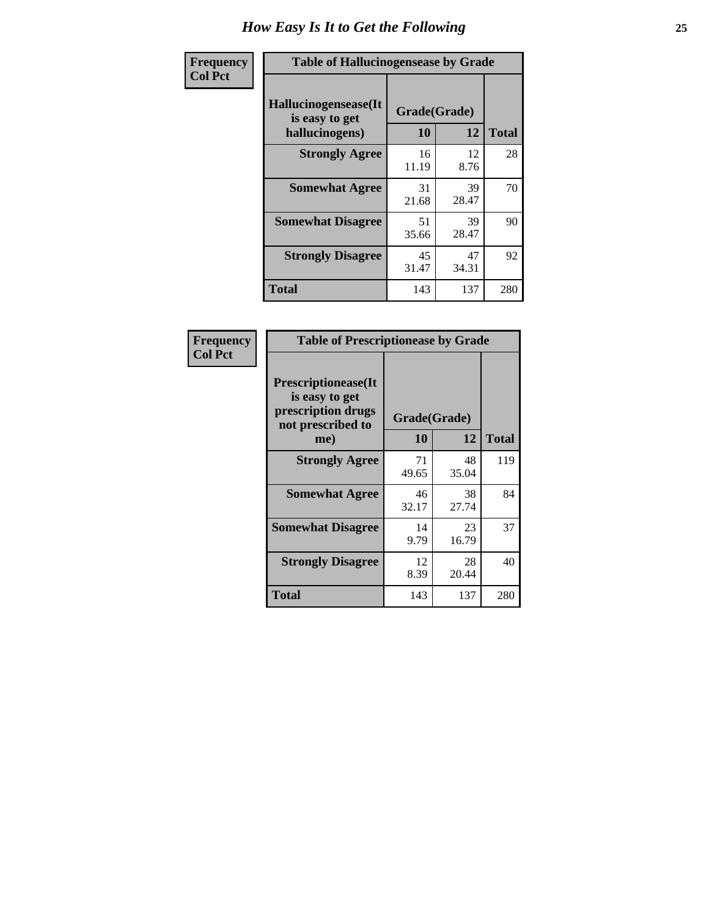# How Easy Is It to Get the Following

**Frequency**
**Col Pct**

**Table of Hallucinogensease by Grade**

| Hallucinogensease(It is easy to get hallucinogens) | Grade(Grade) | | Total |
|---|---|---|---|
| | 10 | 12 | |
| **Strongly Agree** | 16<br>11.19 | 12<br>8.76 | 28 |
| **Somewhat Agree** | 31<br>21.68 | 39<br>28.47 | 70 |
| **Somewhat Disagree** | 51<br>35.66 | 39<br>28.47 | 90 |
| **Strongly Disagree** | 45<br>31.47 | 47<br>34.31 | 92 |
| **Total** | 143 | 137 | 280 |

**Frequency**
**Col Pct**

**Table of Prescriptionease by Grade**

| Prescriptionease(It is easy to get prescription drugs not prescribed to me) | Grade(Grade) | | Total |
|---|---|---|---|
| | 10 | 12 | |
| **Strongly Agree** | 71<br>49.65 | 48<br>35.04 | 119 |
| **Somewhat Agree** | 46<br>32.17 | 38<br>27.74 | 84 |
| **Somewhat Disagree** | 14<br>9.79 | 23<br>16.79 | 37 |
| **Strongly Disagree** | 12<br>8.39 | 28<br>20.44 | 40 |
| **Total** | 143 | 137 | 280 |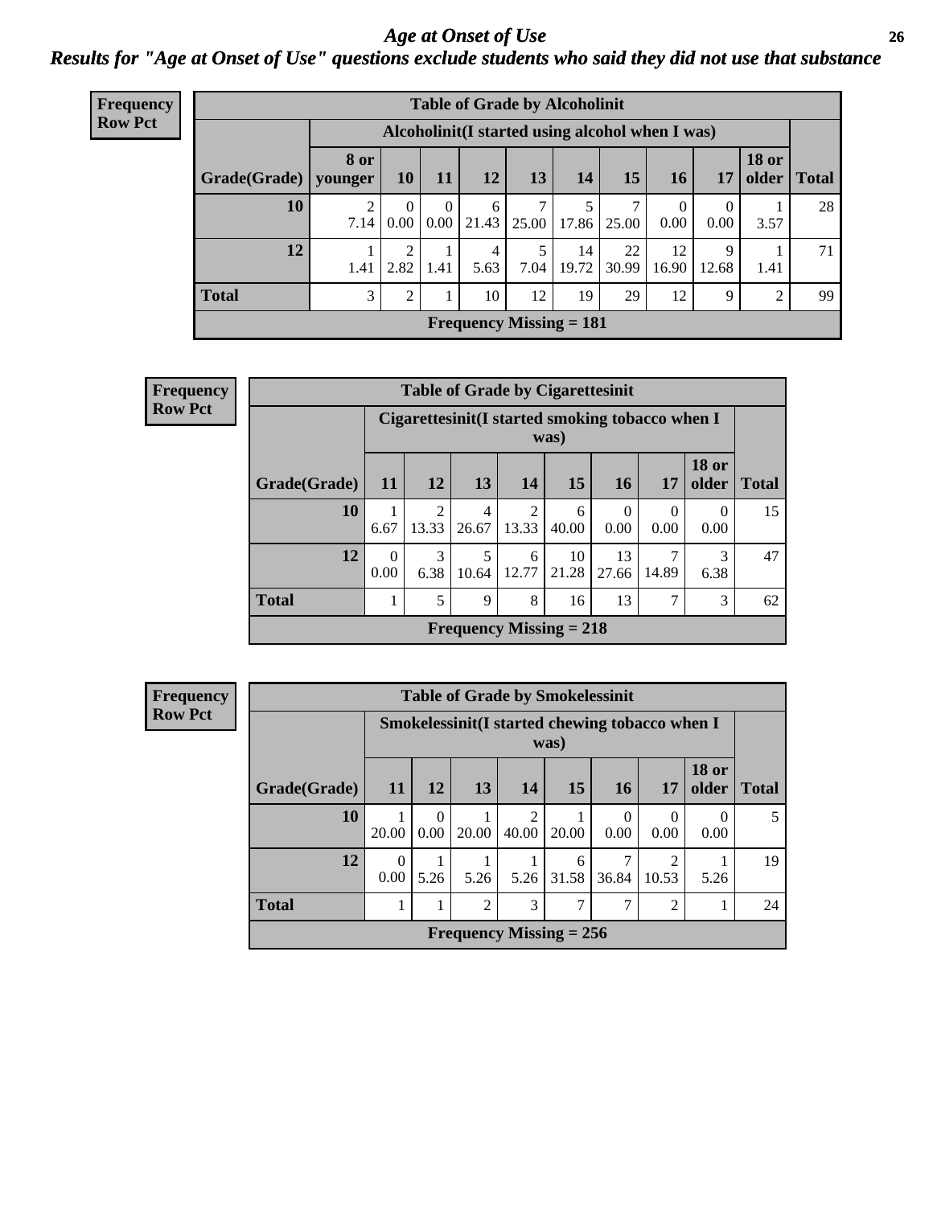# Age at Onset of Use

## Results for "Age at Onset of Use" questions exclude students who said they did not use that substance

**Frequency**
**Row Pct**

| Table of Grade by Alcoholinit | | | | | | | | | | | |
|---|---|---|---|---|---|---|---|---|---|---|---|
| | Alcoholinit(I started using alcohol when I was) | | | | | | | | | | |
| Grade(Grade) | 8 or younger | 10 | 11 | 12 | 13 | 14 | 15 | 16 | 17 | 18 or older | Total |
| 10 | 2<br>7.14 | 0<br>0.00 | 0<br>0.00 | 6<br>21.43 | 7<br>25.00 | 5<br>17.86 | 7<br>25.00 | 0<br>0.00 | 0<br>0.00 | 1<br>3.57 | 28 |
| 12 | 1<br>1.41 | 2<br>2.82 | 1<br>1.41 | 4<br>5.63 | 5<br>7.04 | 14<br>19.72 | 22<br>30.99 | 12<br>16.90 | 9<br>12.68 | 1<br>1.41 | 71 |
| Total | 3 | 2 | 1 | 10 | 12 | 19 | 29 | 12 | 9 | 2 | 99 |
| Frequency Missing = 181 | | | | | | | | | | | |

**Frequency**
**Row Pct**

| Table of Grade by Cigarettesinit | | | | | | | | | |
|---|---|---|---|---|---|---|---|---|---|
| | Cigarettesinit(I started smoking tobacco when I was) | | | | | | | | |
| Grade(Grade) | 11 | 12 | 13 | 14 | 15 | 16 | 17 | 18 or older | Total |
| 10 | 1<br>6.67 | 2<br>13.33 | 4<br>26.67 | 2<br>13.33 | 6<br>40.00 | 0<br>0.00 | 0<br>0.00 | 0<br>0.00 | 15 |
| 12 | 0<br>0.00 | 3<br>6.38 | 5<br>10.64 | 6<br>12.77 | 10<br>21.28 | 13<br>27.66 | 7<br>14.89 | 3<br>6.38 | 47 |
| Total | 1 | 5 | 9 | 8 | 16 | 13 | 7 | 3 | 62 |
| Frequency Missing = 218 | | | | | | | | | |

**Frequency**
**Row Pct**

| Table of Grade by Smokelessinit | | | | | | | | | |
|---|---|---|---|---|---|---|---|---|---|
| | Smokelessinit(I started chewing tobacco when I was) | | | | | | | | |
| Grade(Grade) | 11 | 12 | 13 | 14 | 15 | 16 | 17 | 18 or older | Total |
| 10 | 1<br>20.00 | 0<br>0.00 | 1<br>20.00 | 2<br>40.00 | 1<br>20.00 | 0<br>0.00 | 0<br>0.00 | 0<br>0.00 | 5 |
| 12 | 0<br>0.00 | 1<br>5.26 | 1<br>5.26 | 1<br>5.26 | 6<br>31.58 | 7<br>36.84 | 2<br>10.53 | 1<br>5.26 | 19 |
| Total | 1 | 1 | 2 | 3 | 7 | 7 | 2 | 1 | 24 |
| Frequency Missing = 256 | | | | | | | | | |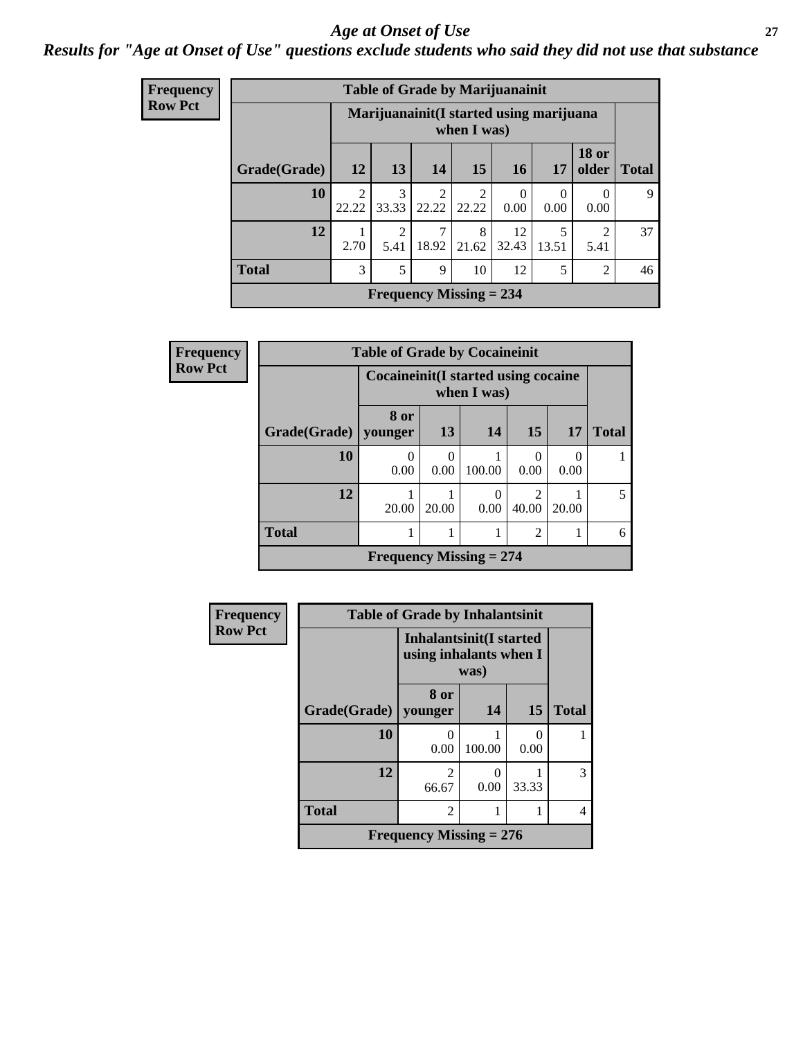# Age at Onset of Use

*Results for "Age at Onset of Use" questions exclude students who said they did not use that substance*

**Frequency**
**Row Pct**

**Table of Grade by Marijuanainit**

| Grade(Grade) | Marijuanainit(I started using marijuana when I was) | | | | | | | Total |
|---|---|---|---|---|---|---|---|---|
| | 12 | 13 | 14 | 15 | 16 | 17 | 18 or older | |
| 10 | 2<br>22.22 | 3<br>33.33 | 2<br>22.22 | 2<br>22.22 | 0<br>0.00 | 0<br>0.00 | 0<br>0.00 | 9 |
| 12 | 1<br>2.70 | 2<br>5.41 | 7<br>18.92 | 8<br>21.62 | 12<br>32.43 | 5<br>13.51 | 2<br>5.41 | 37 |
| Total | 3 | 5 | 9 | 10 | 12 | 5 | 2 | 46 |

**Frequency Missing = 234**

**Frequency**
**Row Pct**

**Table of Grade by Cocaineinit**

| Grade(Grade) | Cocaineinit(I started using cocaine when I was) | | | | | Total |
|---|---|---|---|---|---|---|
| | 8 or younger | 13 | 14 | 15 | 17 | |
| 10 | 0<br>0.00 | 0<br>0.00 | 1<br>100.00 | 0<br>0.00 | 0<br>0.00 | 1 |
| 12 | 1<br>20.00 | 1<br>20.00 | 0<br>0.00 | 2<br>40.00 | 1<br>20.00 | 5 |
| Total | 1 | 1 | 1 | 2 | 1 | 6 |

**Frequency Missing = 274**

**Frequency**
**Row Pct**

**Table of Grade by Inhalantsinit**

| Grade(Grade) | Inhalantsinit(I started using inhalants when I was) | | | Total |
|---|---|---|---|---|
| | 8 or younger | 14 | 15 | |
| 10 | 0<br>0.00 | 1<br>100.00 | 0<br>0.00 | 1 |
| 12 | 2<br>66.67 | 0<br>0.00 | 1<br>33.33 | 3 |
| Total | 2 | 1 | 1 | 4 |

**Frequency Missing = 276**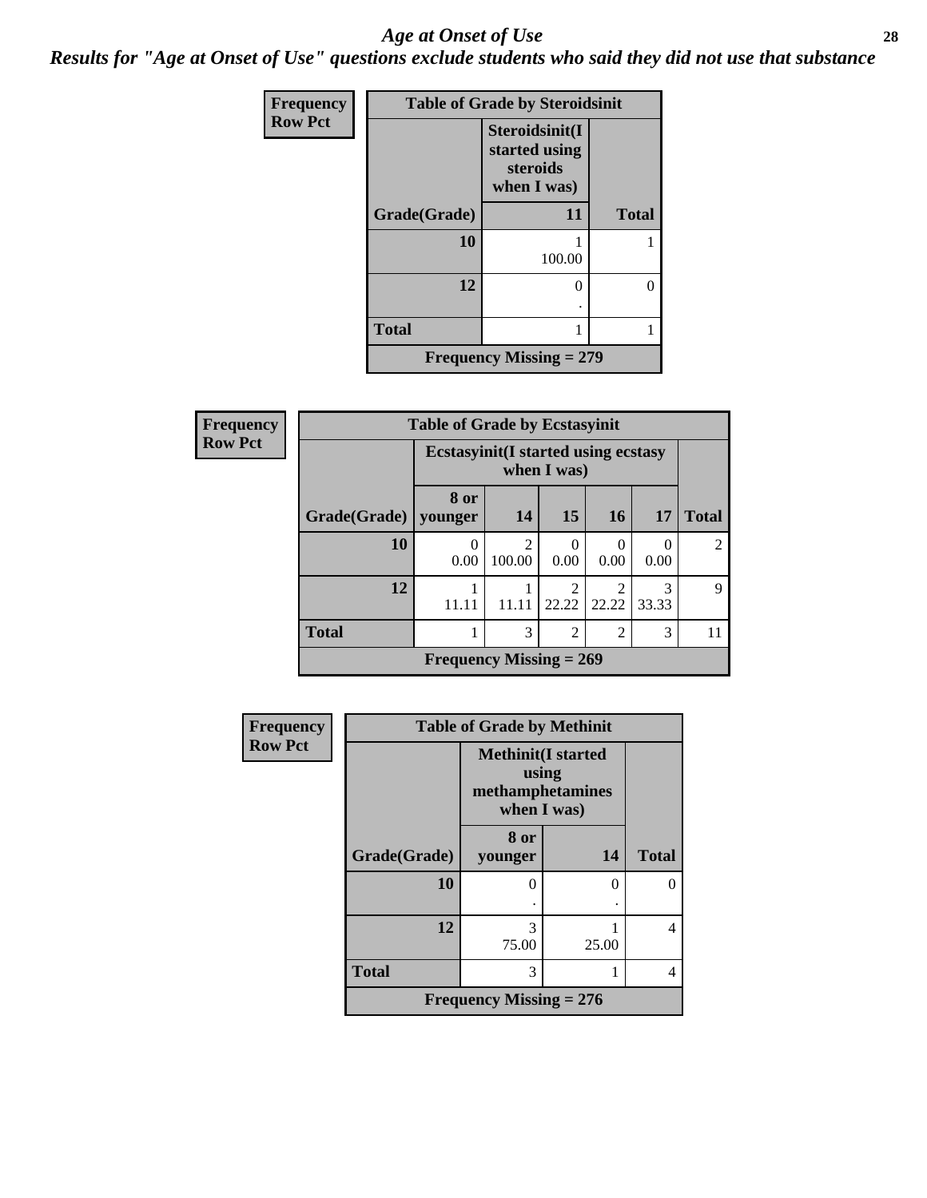# *Age at Onset of Use*

***Results for "Age at Onset of Use" questions exclude students who said they did not use that substance***

| Frequency<br>Row Pct | | |
|---|---|---|
| **Table of Grade by Steroidsinit** | | |
| | **Steroidsinit(I started using steroids when I was)** | |
| **Grade(Grade)** | **11** | **Total** |
| **10** | 1<br>100.00 | 1 |
| **12** | 0<br>. | 0 |
| **Total** | 1 | 1 |
| **Frequency Missing = 279** | | |

| Frequency<br>Row Pct | | | | | | |
|---|---|---|---|---|---|---|
| **Table of Grade by Ecstasyinit** | | | | | | |
| | **Ecstasyinit(I started using ecstasy when I was)** | | | | | |
| **Grade(Grade)** | **8 or younger** | **14** | **15** | **16** | **17** | **Total** |
| **10** | 0<br>0.00 | 2<br>100.00 | 0<br>0.00 | 0<br>0.00 | 0<br>0.00 | 2 |
| **12** | 1<br>11.11 | 1<br>11.11 | 2<br>22.22 | 2<br>22.22 | 3<br>33.33 | 9 |
| **Total** | 1 | 3 | 2 | 2 | 3 | 11 |
| **Frequency Missing = 269** | | | | | | |

| Frequency<br>Row Pct | | | |
|---|---|---|---|
| **Table of Grade by Methinit** | | | |
| | **Methinit(I started using methamphetamines when I was)** | | |
| **Grade(Grade)** | **8 or younger** | **14** | **Total** |
| **10** | 0<br>. | 0<br>. | 0 |
| **12** | 3<br>75.00 | 1<br>25.00 | 4 |
| **Total** | 3 | 1 | 4 |
| **Frequency Missing = 276** | | | |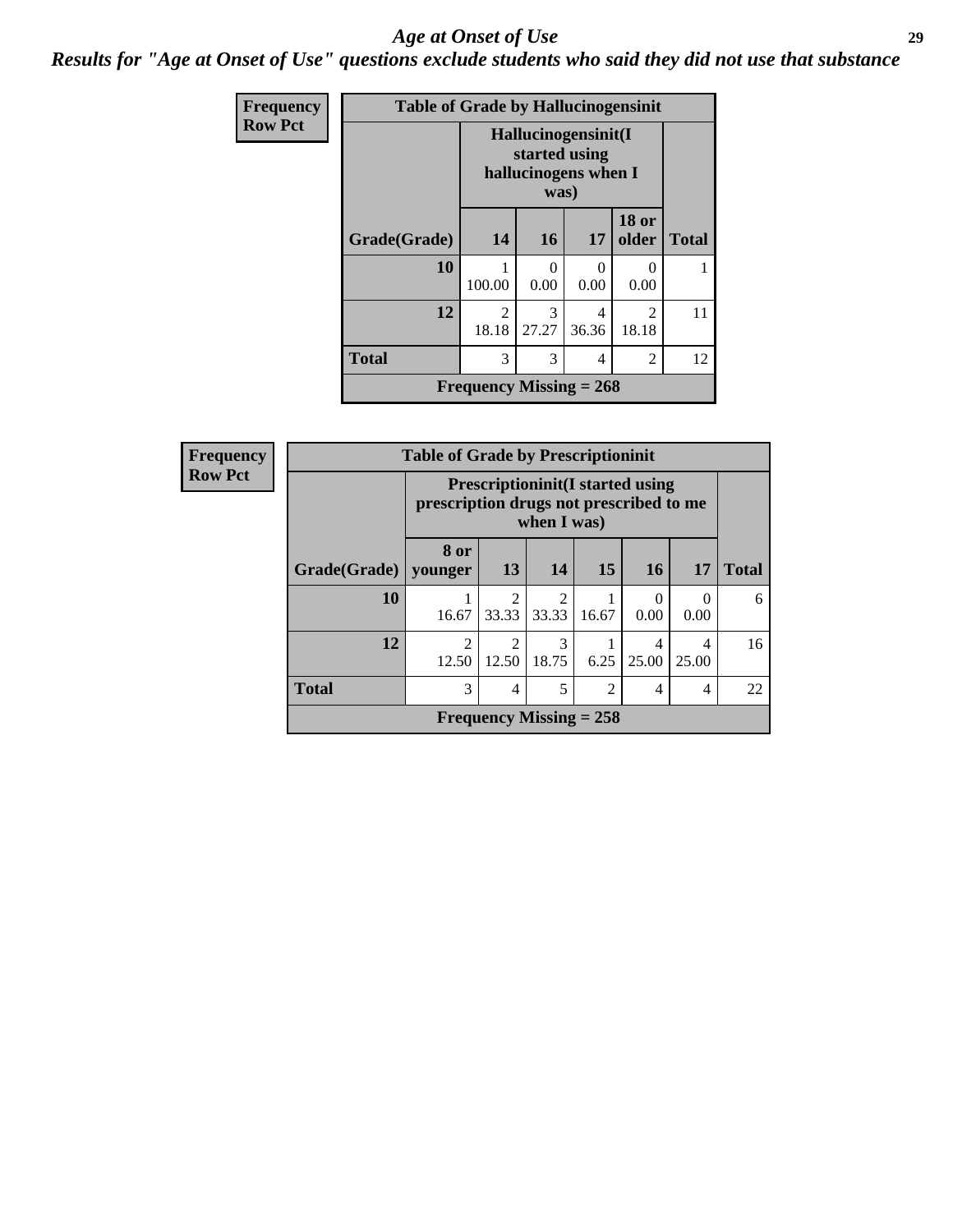# Age at Onset of Use

## Results for "Age at Onset of Use" questions exclude students who said they did not use that substance

| Frequency<br>Row Pct | | | | | |
|---|---|---|---|---|---|
| **Table of Grade by Hallucinogensinit** | | | | | |
| | **Hallucinogensinit(I started using hallucinogens when I was)** | | | | |
| **Grade(Grade)** | **14** | **16** | **17** | **18 or older** | **Total** |
| **10** | 1<br>100.00 | 0<br>0.00 | 0<br>0.00 | 0<br>0.00 | 1 |
| **12** | 2<br>18.18 | 3<br>27.27 | 4<br>36.36 | 2<br>18.18 | 11 |
| **Total** | 3 | 3 | 4 | 2 | 12 |
| **Frequency Missing = 268** | | | | | |

| Frequency<br>Row Pct | | | | | | | |
|---|---|---|---|---|---|---|---|
| **Table of Grade by Prescriptioninit** | | | | | | | |
| | **Prescriptioninit(I started using prescription drugs not prescribed to me when I was)** | | | | | | |
| **Grade(Grade)** | **8 or younger** | **13** | **14** | **15** | **16** | **17** | **Total** |
| **10** | 1<br>16.67 | 2<br>33.33 | 2<br>33.33 | 1<br>16.67 | 0<br>0.00 | 0<br>0.00 | 6 |
| **12** | 2<br>12.50 | 2<br>12.50 | 3<br>18.75 | 1<br>6.25 | 4<br>25.00 | 4<br>25.00 | 16 |
| **Total** | 3 | 4 | 5 | 2 | 4 | 4 | 22 |
| **Frequency Missing = 258** | | | | | | | |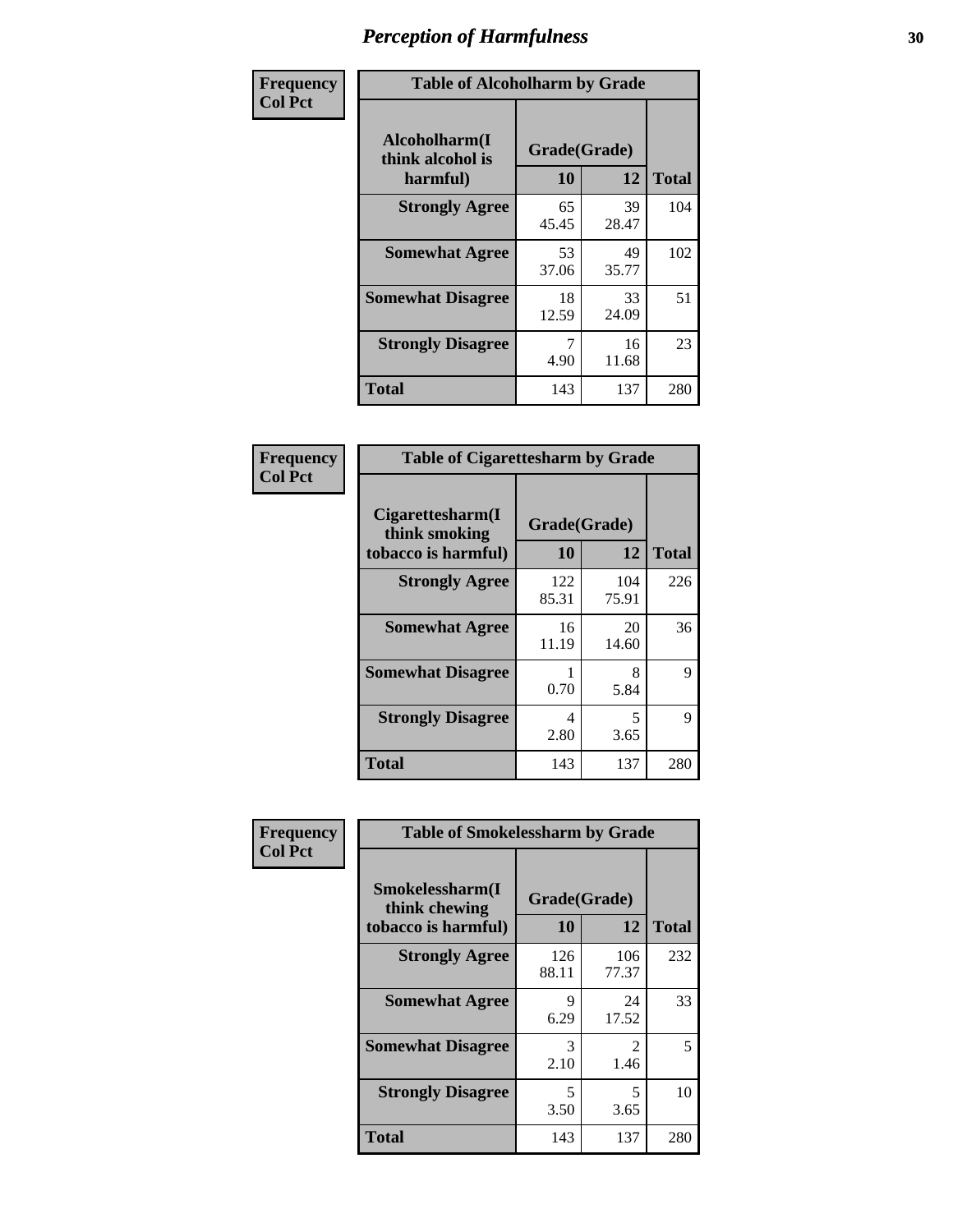# Perception of Harmfulness

| Frequency Col Pct | Table of Alcoholharm by Grade | | |
|---|---|---|---|
| Alcoholharm(I think alcohol is harmful) | Grade(Grade) | | |
| | 10 | 12 | Total |
| Strongly Agree | 65<br>45.45 | 39<br>28.47 | 104 |
| Somewhat Agree | 53<br>37.06 | 49<br>35.77 | 102 |
| Somewhat Disagree | 18<br>12.59 | 33<br>24.09 | 51 |
| Strongly Disagree | 7<br>4.90 | 16<br>11.68 | 23 |
| Total | 143 | 137 | 280 |

| Frequency Col Pct | Table of Cigarettesharm by Grade | | |
|---|---|---|---|
| Cigarettesharm(I think smoking tobacco is harmful) | Grade(Grade) | | |
| | 10 | 12 | Total |
| Strongly Agree | 122<br>85.31 | 104<br>75.91 | 226 |
| Somewhat Agree | 16<br>11.19 | 20<br>14.60 | 36 |
| Somewhat Disagree | 1<br>0.70 | 8<br>5.84 | 9 |
| Strongly Disagree | 4<br>2.80 | 5<br>3.65 | 9 |
| Total | 143 | 137 | 280 |

| Frequency Col Pct | Table of Smokelessharm by Grade | | |
|---|---|---|---|
| Smokelessharm(I think chewing tobacco is harmful) | Grade(Grade) | | |
| | 10 | 12 | Total |
| Strongly Agree | 126<br>88.11 | 106<br>77.37 | 232 |
| Somewhat Agree | 9<br>6.29 | 24<br>17.52 | 33 |
| Somewhat Disagree | 3<br>2.10 | 2<br>1.46 | 5 |
| Strongly Disagree | 5<br>3.50 | 5<br>3.65 | 10 |
| Total | 143 | 137 | 280 |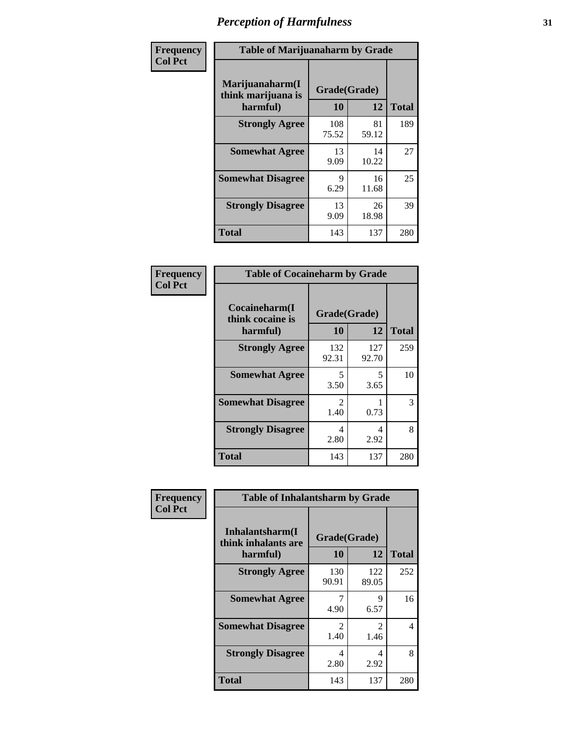# Perception of Harmfulness

**Frequency**
**Col Pct**

**Table of Marijuanaharm by Grade**

| Marijuanaharm(I think marijuana is harmful) | Grade(Grade) | | Total |
|---|---|---|---|
| | 10 | 12 | |
| **Strongly Agree** | 108<br>75.52 | 81<br>59.12 | 189 |
| **Somewhat Agree** | 13<br>9.09 | 14<br>10.22 | 27 |
| **Somewhat Disagree** | 9<br>6.29 | 16<br>11.68 | 25 |
| **Strongly Disagree** | 13<br>9.09 | 26<br>18.98 | 39 |
| **Total** | 143 | 137 | 280 |

**Frequency**
**Col Pct**

**Table of Cocaineharm by Grade**

| Cocaineharm(I think cocaine is harmful) | Grade(Grade) | | Total |
|---|---|---|---|
| | 10 | 12 | |
| **Strongly Agree** | 132<br>92.31 | 127<br>92.70 | 259 |
| **Somewhat Agree** | 5<br>3.50 | 5<br>3.65 | 10 |
| **Somewhat Disagree** | 2<br>1.40 | 1<br>0.73 | 3 |
| **Strongly Disagree** | 4<br>2.80 | 4<br>2.92 | 8 |
| **Total** | 143 | 137 | 280 |

**Frequency**
**Col Pct**

**Table of Inhalantsharm by Grade**

| Inhalantsharm(I think inhalants are harmful) | Grade(Grade) | | Total |
|---|---|---|---|
| | 10 | 12 | |
| **Strongly Agree** | 130<br>90.91 | 122<br>89.05 | 252 |
| **Somewhat Agree** | 7<br>4.90 | 9<br>6.57 | 16 |
| **Somewhat Disagree** | 2<br>1.40 | 2<br>1.46 | 4 |
| **Strongly Disagree** | 4<br>2.80 | 4<br>2.92 | 8 |
| **Total** | 143 | 137 | 280 |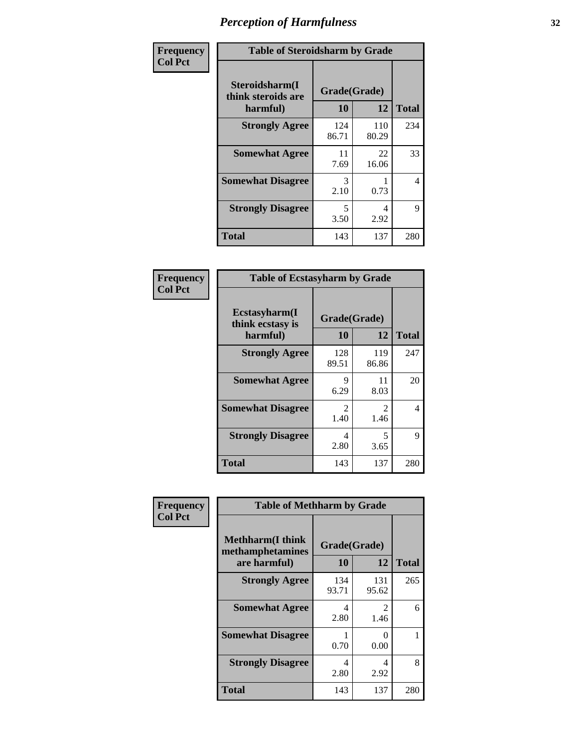# Perception of Harmfulness

| Frequency<br>Col Pct | Table of Steroidsharm by Grade | | |
|---|---|---|---|
| **Steroidsharm(I think steroids are harmful)** | **Grade(Grade)** | | **Total** |
| | **10** | **12** | |
| **Strongly Agree** | 124<br>86.71 | 110<br>80.29 | 234 |
| **Somewhat Agree** | 11<br>7.69 | 22<br>16.06 | 33 |
| **Somewhat Disagree** | 3<br>2.10 | 1<br>0.73 | 4 |
| **Strongly Disagree** | 5<br>3.50 | 4<br>2.92 | 9 |
| **Total** | 143 | 137 | 280 |

| Frequency<br>Col Pct | Table of Ecstasyharm by Grade | | |
|---|---|---|---|
| **Ecstasyharm(I think ecstasy is harmful)** | **Grade(Grade)** | | **Total** |
| | **10** | **12** | |
| **Strongly Agree** | 128<br>89.51 | 119<br>86.86 | 247 |
| **Somewhat Agree** | 9<br>6.29 | 11<br>8.03 | 20 |
| **Somewhat Disagree** | 2<br>1.40 | 2<br>1.46 | 4 |
| **Strongly Disagree** | 4<br>2.80 | 5<br>3.65 | 9 |
| **Total** | 143 | 137 | 280 |

| Frequency<br>Col Pct | Table of Methharm by Grade | | |
|---|---|---|---|
| **Methharm(I think methamphetamines are harmful)** | **Grade(Grade)** | | **Total** |
| | **10** | **12** | |
| **Strongly Agree** | 134<br>93.71 | 131<br>95.62 | 265 |
| **Somewhat Agree** | 4<br>2.80 | 2<br>1.46 | 6 |
| **Somewhat Disagree** | 1<br>0.70 | 0<br>0.00 | 1 |
| **Strongly Disagree** | 4<br>2.80 | 4<br>2.92 | 8 |
| **Total** | 143 | 137 | 280 |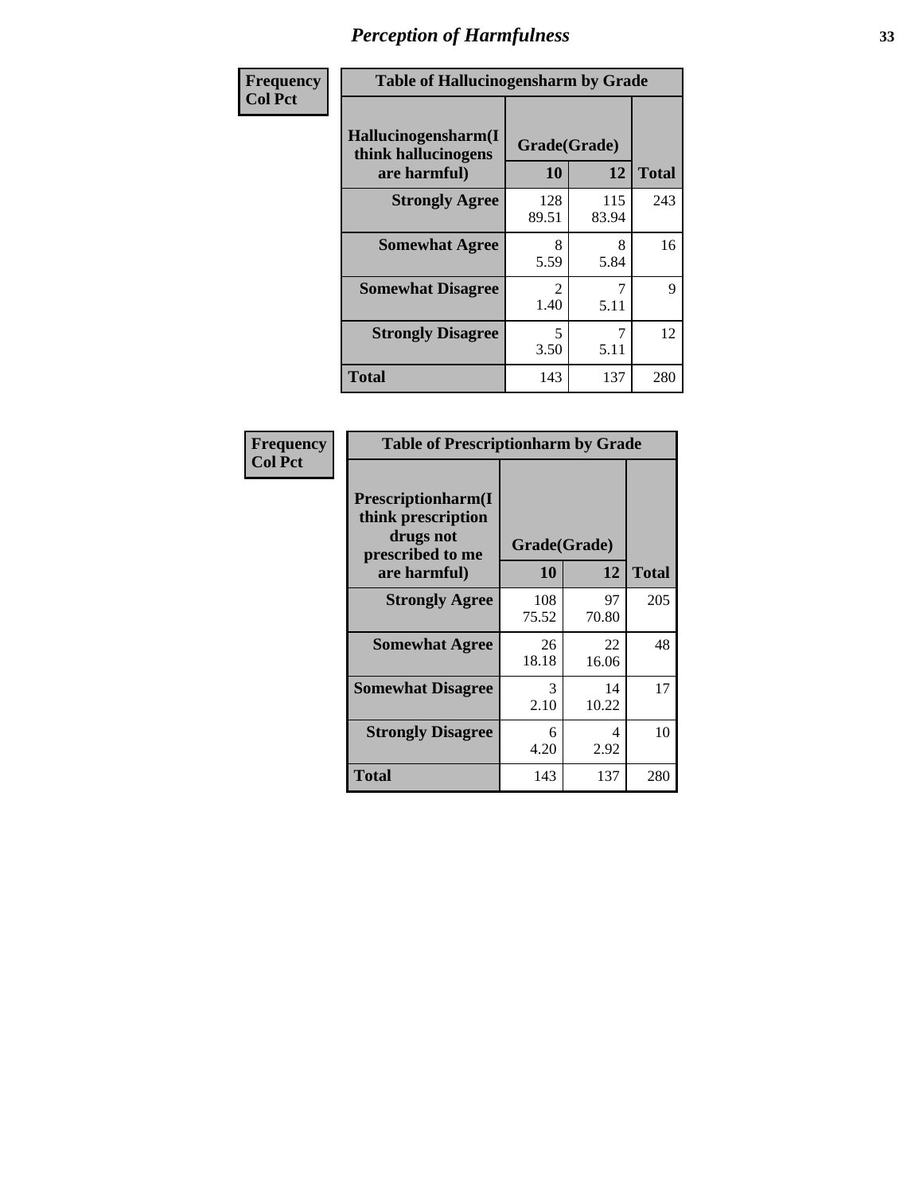# Perception of Harmfulness

| Frequency Col Pct | Table of Hallucinogensharm by Grade | | |
|---|---|---|---|
| Hallucinogensharm(I think hallucinogens are harmful) | Grade(Grade) | | |
| | 10 | 12 | Total |
| Strongly Agree | 128<br>89.51 | 115<br>83.94 | 243 |
| Somewhat Agree | 8<br>5.59 | 8<br>5.84 | 16 |
| Somewhat Disagree | 2<br>1.40 | 7<br>5.11 | 9 |
| Strongly Disagree | 5<br>3.50 | 7<br>5.11 | 12 |
| Total | 143 | 137 | 280 |

| Frequency Col Pct | Table of Prescriptionharm by Grade | | |
|---|---|---|---|
| Prescriptionharm(I think prescription drugs not prescribed to me are harmful) | Grade(Grade) | | |
| | 10 | 12 | Total |
| Strongly Agree | 108<br>75.52 | 97<br>70.80 | 205 |
| Somewhat Agree | 26<br>18.18 | 22<br>16.06 | 48 |
| Somewhat Disagree | 3<br>2.10 | 14<br>10.22 | 17 |
| Strongly Disagree | 6<br>4.20 | 4<br>2.92 | 10 |
| Total | 143 | 137 | 280 |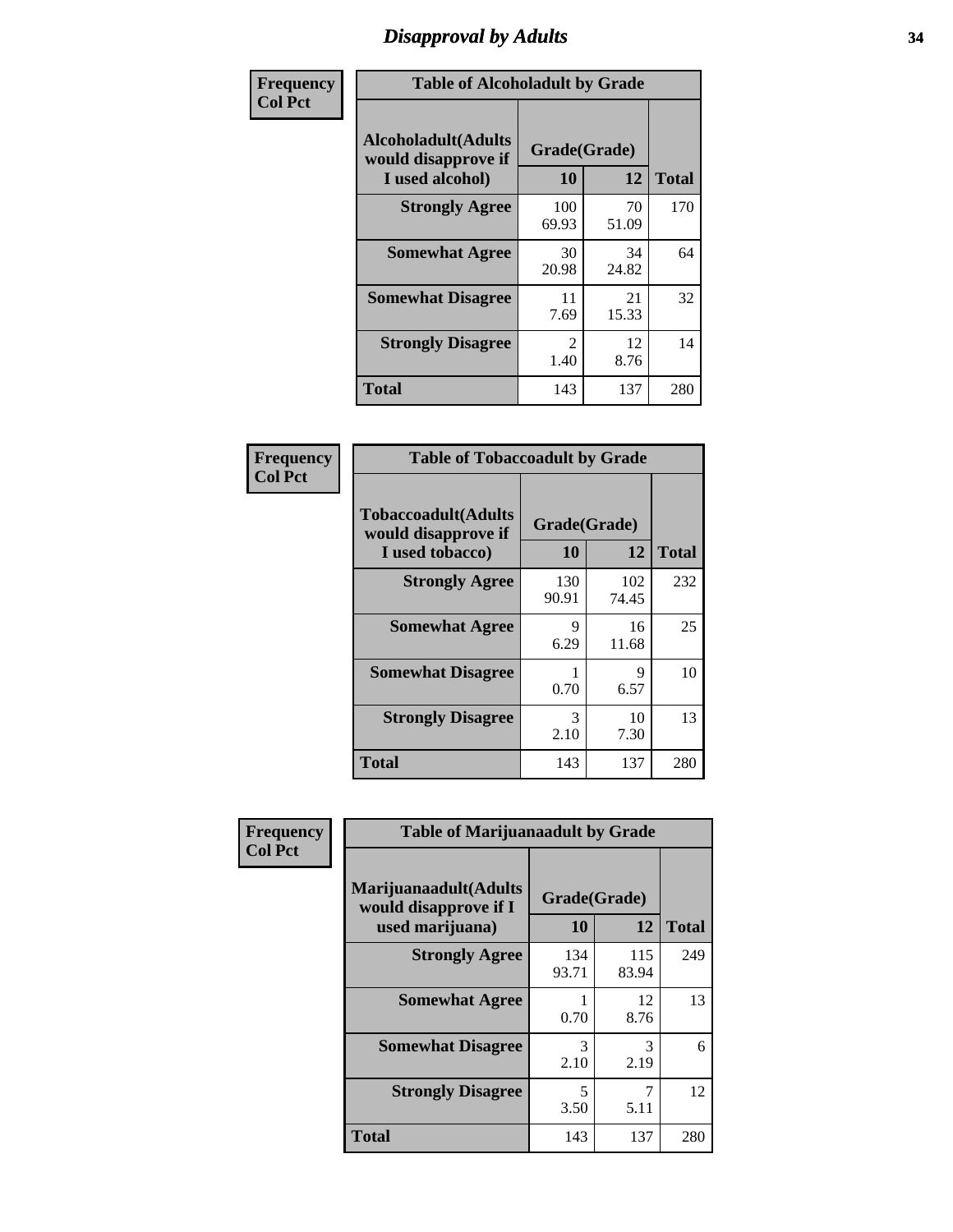## Disapproval by Adults

**Frequency**
**Col Pct**

**Table of Alcoholadult by Grade**

| Alcoholadult(Adults would disapprove if I used alcohol) | Grade(Grade) | | Total |
|---|---|---|---|
| | 10 | 12 | |
| **Strongly Agree** | 100<br>69.93 | 70<br>51.09 | 170 |
| **Somewhat Agree** | 30<br>20.98 | 34<br>24.82 | 64 |
| **Somewhat Disagree** | 11<br>7.69 | 21<br>15.33 | 32 |
| **Strongly Disagree** | 2<br>1.40 | 12<br>8.76 | 14 |
| **Total** | 143 | 137 | 280 |

**Frequency**
**Col Pct**

**Table of Tobaccoadult by Grade**

| Tobaccoadult(Adults would disapprove if I used tobacco) | Grade(Grade) | | Total |
|---|---|---|---|
| | 10 | 12 | |
| **Strongly Agree** | 130<br>90.91 | 102<br>74.45 | 232 |
| **Somewhat Agree** | 9<br>6.29 | 16<br>11.68 | 25 |
| **Somewhat Disagree** | 1<br>0.70 | 9<br>6.57 | 10 |
| **Strongly Disagree** | 3<br>2.10 | 10<br>7.30 | 13 |
| **Total** | 143 | 137 | 280 |

**Frequency**
**Col Pct**

**Table of Marijuanaadult by Grade**

| Marijuanaadult(Adults would disapprove if I used marijuana) | Grade(Grade) | | Total |
|---|---|---|---|
| | 10 | 12 | |
| **Strongly Agree** | 134<br>93.71 | 115<br>83.94 | 249 |
| **Somewhat Agree** | 1<br>0.70 | 12<br>8.76 | 13 |
| **Somewhat Disagree** | 3<br>2.10 | 3<br>2.19 | 6 |
| **Strongly Disagree** | 5<br>3.50 | 7<br>5.11 | 12 |
| **Total** | 143 | 137 | 280 |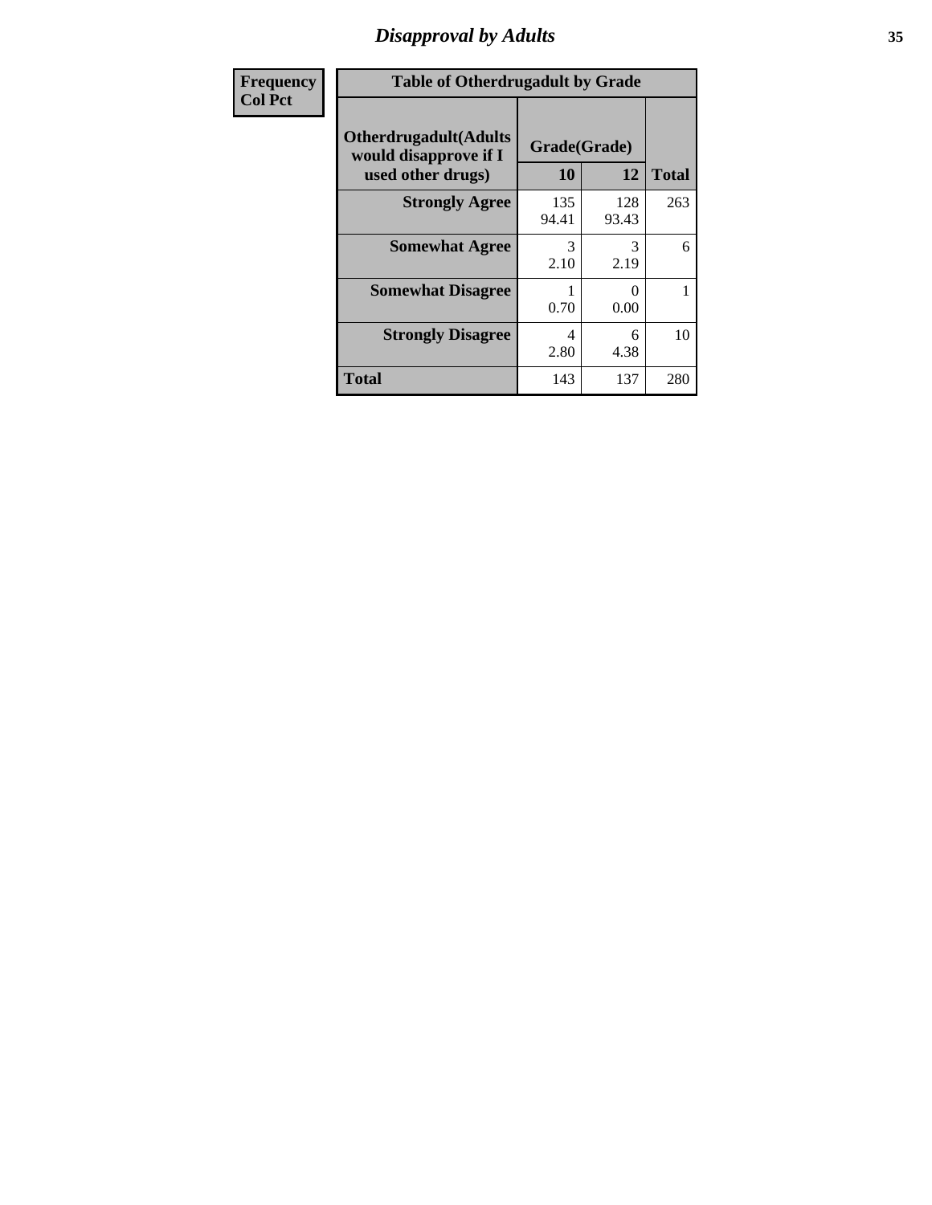## Disapproval by Adults

| Frequency<br>Col Pct | | | |
|---|---|---|---|

**Table of Otherdrugadult by Grade**

| Otherdrugadult(Adults would disapprove if I used other drugs) | Grade(Grade) 10 | 12 | Total |
|---|---|---|---|
| **Strongly Agree** | 135<br>94.41 | 128<br>93.43 | 263 |
| **Somewhat Agree** | 3<br>2.10 | 3<br>2.19 | 6 |
| **Somewhat Disagree** | 1<br>0.70 | 0<br>0.00 | 1 |
| **Strongly Disagree** | 4<br>2.80 | 6<br>4.38 | 10 |
| **Total** | 143 | 137 | 280 |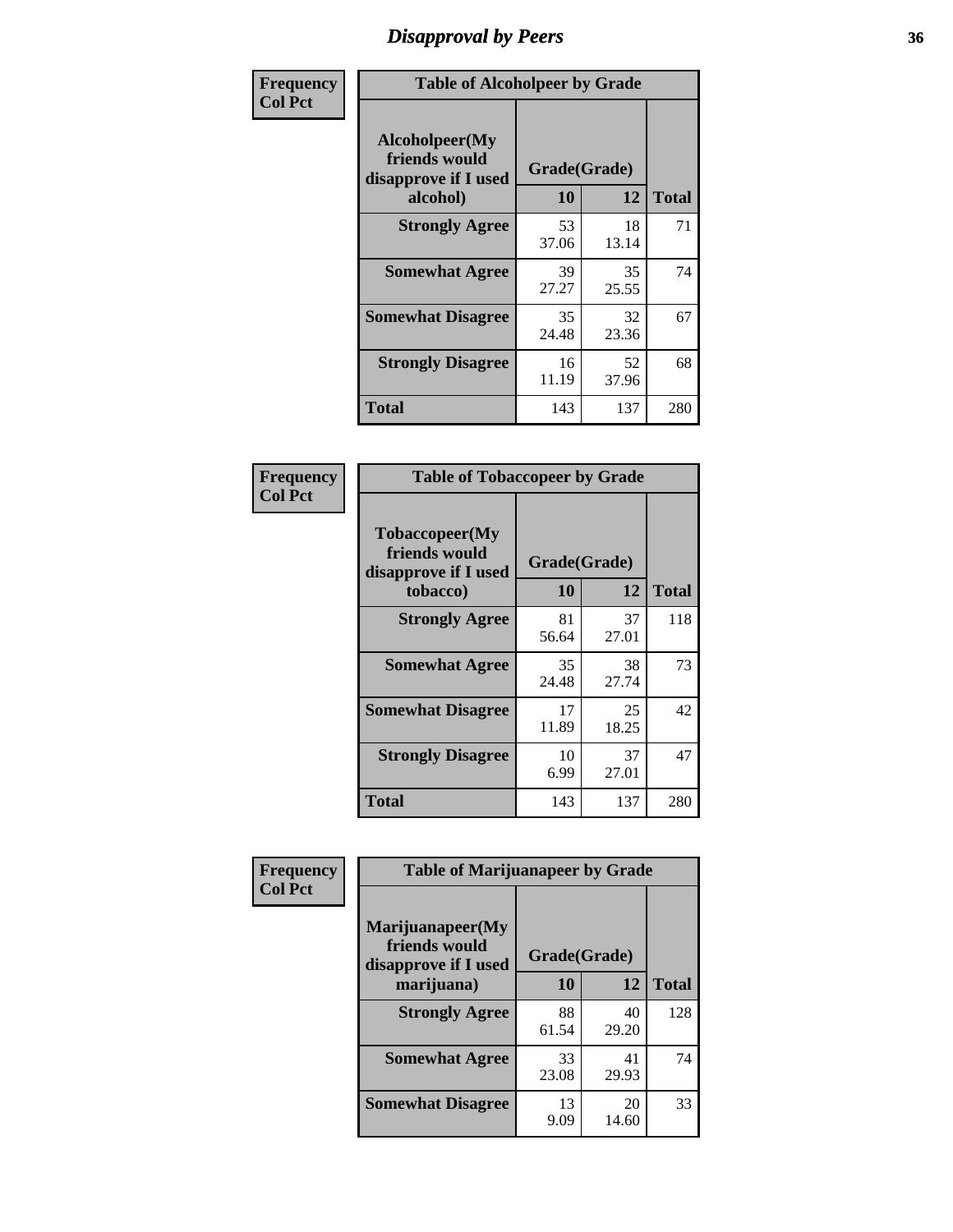# Disapproval by Peers

**Frequency**
**Col Pct**

| Table of Alcoholpeer by Grade | | | |
|---|---|---|---|
| Alcoholpeer(My friends would disapprove if I used alcohol) | Grade(Grade) | | |
| | 10 | 12 | Total |
| **Strongly Agree** | 53<br>37.06 | 18<br>13.14 | 71 |
| **Somewhat Agree** | 39<br>27.27 | 35<br>25.55 | 74 |
| **Somewhat Disagree** | 35<br>24.48 | 32<br>23.36 | 67 |
| **Strongly Disagree** | 16<br>11.19 | 52<br>37.96 | 68 |
| **Total** | 143 | 137 | 280 |

**Frequency**
**Col Pct**

| Table of Tobaccopeer by Grade | | | |
|---|---|---|---|
| Tobaccopeer(My friends would disapprove if I used tobacco) | Grade(Grade) | | |
| | 10 | 12 | Total |
| **Strongly Agree** | 81<br>56.64 | 37<br>27.01 | 118 |
| **Somewhat Agree** | 35<br>24.48 | 38<br>27.74 | 73 |
| **Somewhat Disagree** | 17<br>11.89 | 25<br>18.25 | 42 |
| **Strongly Disagree** | 10<br>6.99 | 37<br>27.01 | 47 |
| **Total** | 143 | 137 | 280 |

**Frequency**
**Col Pct**

| Table of Marijuanapeer by Grade | | | |
|---|---|---|---|
| Marijuanapeer(My friends would disapprove if I used marijuana) | Grade(Grade) | | |
| | 10 | 12 | Total |
| **Strongly Agree** | 88<br>61.54 | 40<br>29.20 | 128 |
| **Somewhat Agree** | 33<br>23.08 | 41<br>29.93 | 74 |
| **Somewhat Disagree** | 13<br>9.09 | 20<br>14.60 | 33 |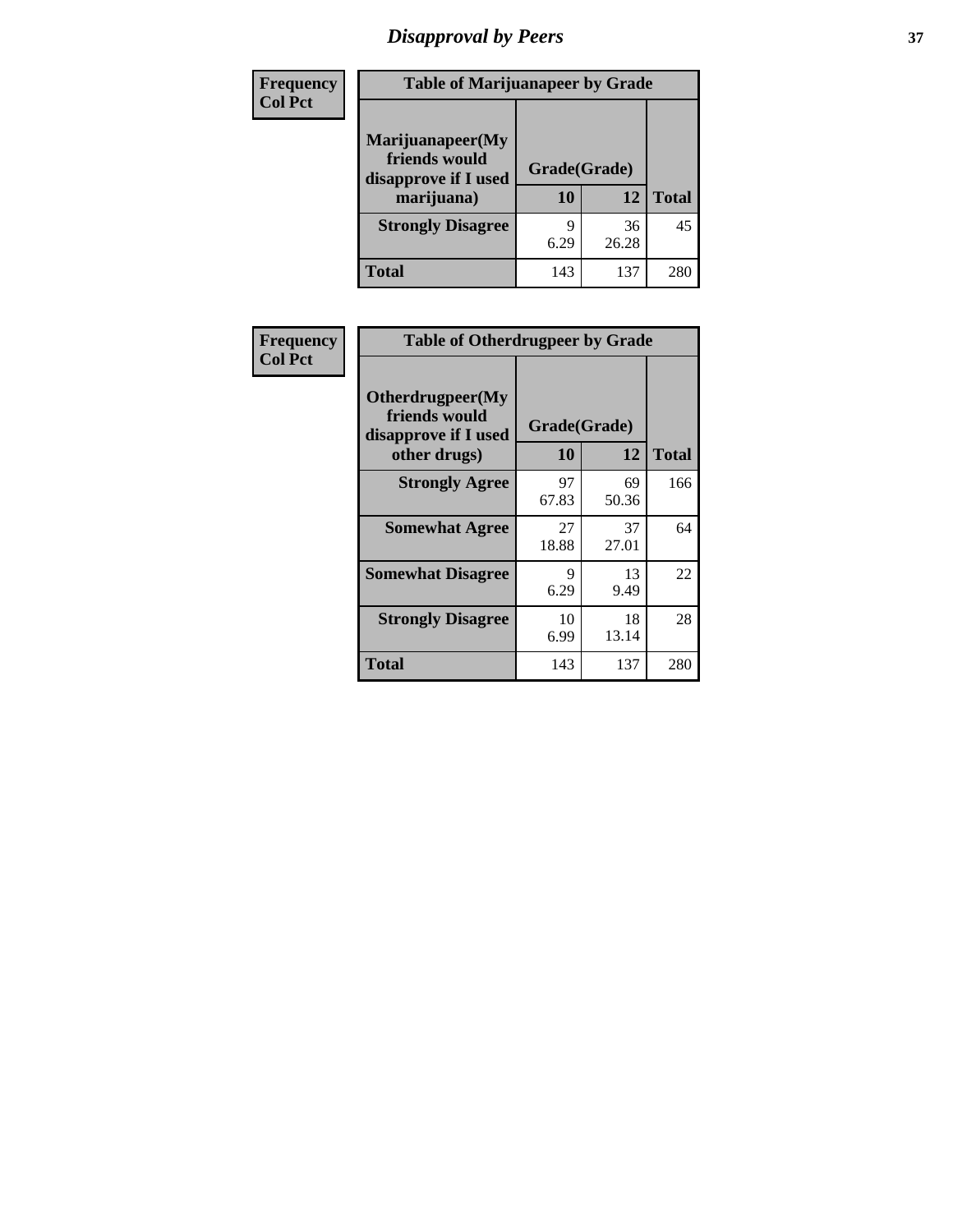# Disapproval by Peers

**Frequency**
**Col Pct**

| Table of Marijuanapeer by Grade | | | |
|---|---|---|---|
| Marijuanapeer(My friends would disapprove if I used marijuana) | Grade(Grade) | | |
| | 10 | 12 | Total |
| Strongly Disagree | 9<br>6.29 | 36<br>26.28 | 45 |
| Total | 143 | 137 | 280 |

**Frequency**
**Col Pct**

| Table of Otherdrugpeer by Grade | | | |
|---|---|---|---|
| Otherdrugpeer(My friends would disapprove if I used other drugs) | Grade(Grade) | | |
| | 10 | 12 | Total |
| Strongly Agree | 97<br>67.83 | 69<br>50.36 | 166 |
| Somewhat Agree | 27<br>18.88 | 37<br>27.01 | 64 |
| Somewhat Disagree | 9<br>6.29 | 13<br>9.49 | 22 |
| Strongly Disagree | 10<br>6.99 | 18<br>13.14 | 28 |
| Total | 143 | 137 | 280 |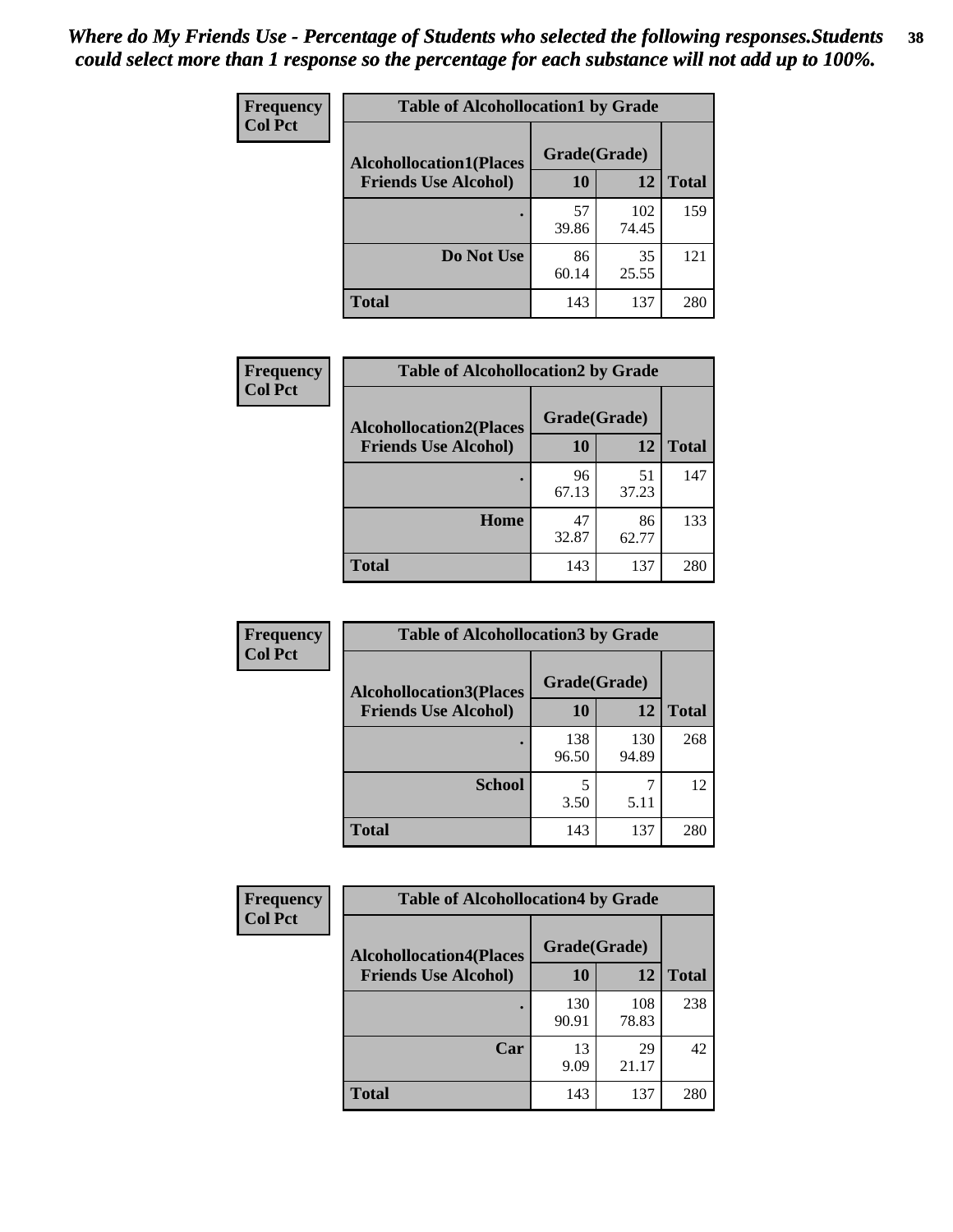*Where do My Friends Use - Percentage of Students who selected the following responses.Students could select more than 1 response so the percentage for each substance will not add up to 100%.*

**Frequency**
**Col Pct**

| Table of Alcohollocation1 by Grade | | | |
|---|---|---|---|
| **Alcohollocation1(Places Friends Use Alcohol)** | **Grade(Grade)** | | **Total** |
| | **10** | **12** | |
| **.** | 57<br>39.86 | 102<br>74.45 | 159 |
| **Do Not Use** | 86<br>60.14 | 35<br>25.55 | 121 |
| **Total** | 143 | 137 | 280 |

**Frequency**
**Col Pct**

| Table of Alcohollocation2 by Grade | | | |
|---|---|---|---|
| **Alcohollocation2(Places Friends Use Alcohol)** | **Grade(Grade)** | | **Total** |
| | **10** | **12** | |
| **.** | 96<br>67.13 | 51<br>37.23 | 147 |
| **Home** | 47<br>32.87 | 86<br>62.77 | 133 |
| **Total** | 143 | 137 | 280 |

**Frequency**
**Col Pct**

| Table of Alcohollocation3 by Grade | | | |
|---|---|---|---|
| **Alcohollocation3(Places Friends Use Alcohol)** | **Grade(Grade)** | | **Total** |
| | **10** | **12** | |
| **.** | 138<br>96.50 | 130<br>94.89 | 268 |
| **School** | 5<br>3.50 | 7<br>5.11 | 12 |
| **Total** | 143 | 137 | 280 |

**Frequency**
**Col Pct**

| Table of Alcohollocation4 by Grade | | | |
|---|---|---|---|
| **Alcohollocation4(Places Friends Use Alcohol)** | **Grade(Grade)** | | **Total** |
| | **10** | **12** | |
| **.** | 130<br>90.91 | 108<br>78.83 | 238 |
| **Car** | 13<br>9.09 | 29<br>21.17 | 42 |
| **Total** | 143 | 137 | 280 |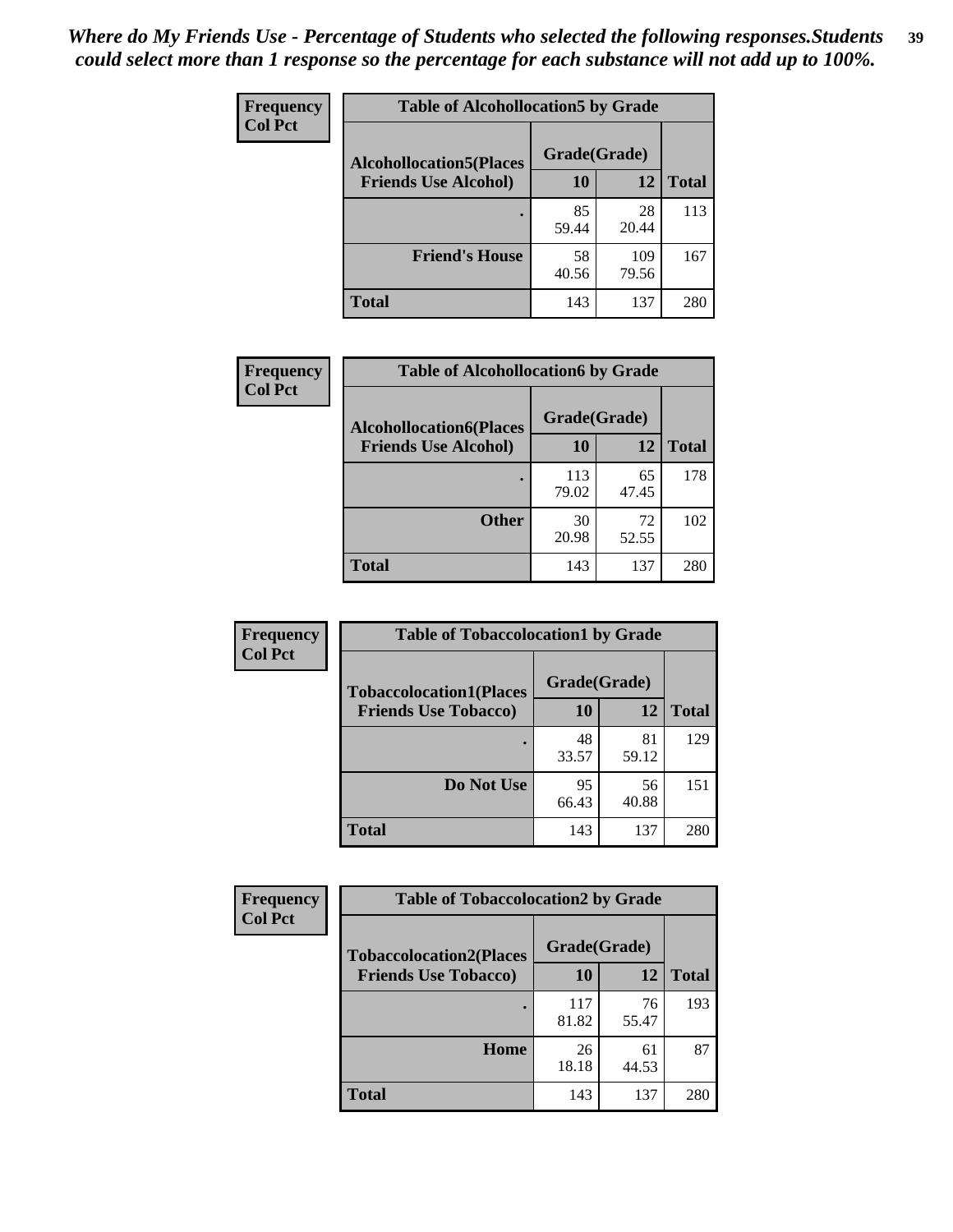*Where do My Friends Use - Percentage of Students who selected the following responses.Students could select more than 1 response so the percentage for each substance will not add up to 100%.*

| Frequency<br>Col Pct |
|---|

**Table of Alcohollocation5 by Grade**

| Alcohollocation5(Places Friends Use Alcohol) | Grade(Grade) 10 | 12 | Total |
|---|---|---|---|
| . | 85<br>59.44 | 28<br>20.44 | 113 |
| Friend's House | 58<br>40.56 | 109<br>79.56 | 167 |
| Total | 143 | 137 | 280 |

| Frequency<br>Col Pct |
|---|

**Table of Alcohollocation6 by Grade**

| Alcohollocation6(Places Friends Use Alcohol) | Grade(Grade) 10 | 12 | Total |
|---|---|---|---|
| . | 113<br>79.02 | 65<br>47.45 | 178 |
| Other | 30<br>20.98 | 72<br>52.55 | 102 |
| Total | 143 | 137 | 280 |

| Frequency<br>Col Pct |
|---|

**Table of Tobaccolocation1 by Grade**

| Tobaccolocation1(Places Friends Use Tobacco) | Grade(Grade) 10 | 12 | Total |
|---|---|---|---|
| . | 48<br>33.57 | 81<br>59.12 | 129 |
| Do Not Use | 95<br>66.43 | 56<br>40.88 | 151 |
| Total | 143 | 137 | 280 |

| Frequency<br>Col Pct |
|---|

**Table of Tobaccolocation2 by Grade**

| Tobaccolocation2(Places Friends Use Tobacco) | Grade(Grade) 10 | 12 | Total |
|---|---|---|---|
| . | 117<br>81.82 | 76<br>55.47 | 193 |
| Home | 26<br>18.18 | 61<br>44.53 | 87 |
| Total | 143 | 137 | 280 |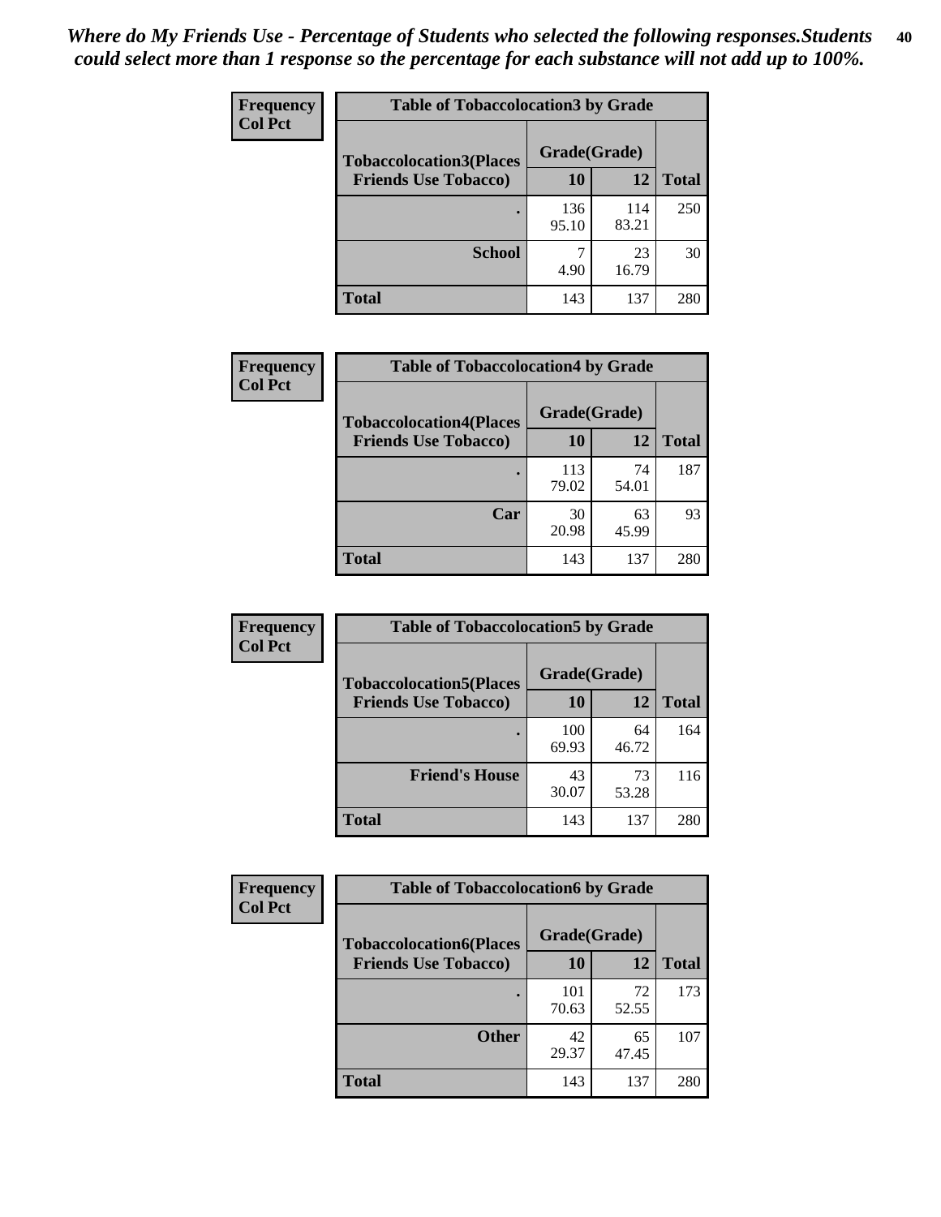*Where do My Friends Use - Percentage of Students who selected the following responses.Students could select more than 1 response so the percentage for each substance will not add up to 100%.*

**Frequency**
**Col Pct**

| Table of Tobaccolocation3 by Grade | | | |
|---|---|---|---|
| **Tobaccolocation3(Places Friends Use Tobacco)** | **Grade(Grade)** | | |
| | **10** | **12** | **Total** |
| **.** | 136<br>95.10 | 114<br>83.21 | 250 |
| **School** | 7<br>4.90 | 23<br>16.79 | 30 |
| **Total** | 143 | 137 | 280 |

**Frequency**
**Col Pct**

| Table of Tobaccolocation4 by Grade | | | |
|---|---|---|---|
| **Tobaccolocation4(Places Friends Use Tobacco)** | **Grade(Grade)** | | |
| | **10** | **12** | **Total** |
| **.** | 113<br>79.02 | 74<br>54.01 | 187 |
| **Car** | 30<br>20.98 | 63<br>45.99 | 93 |
| **Total** | 143 | 137 | 280 |

**Frequency**
**Col Pct**

| Table of Tobaccolocation5 by Grade | | | |
|---|---|---|---|
| **Tobaccolocation5(Places Friends Use Tobacco)** | **Grade(Grade)** | | |
| | **10** | **12** | **Total** |
| **.** | 100<br>69.93 | 64<br>46.72 | 164 |
| **Friend's House** | 43<br>30.07 | 73<br>53.28 | 116 |
| **Total** | 143 | 137 | 280 |

**Frequency**
**Col Pct**

| Table of Tobaccolocation6 by Grade | | | |
|---|---|---|---|
| **Tobaccolocation6(Places Friends Use Tobacco)** | **Grade(Grade)** | | |
| | **10** | **12** | **Total** |
| **.** | 101<br>70.63 | 72<br>52.55 | 173 |
| **Other** | 42<br>29.37 | 65<br>47.45 | 107 |
| **Total** | 143 | 137 | 280 |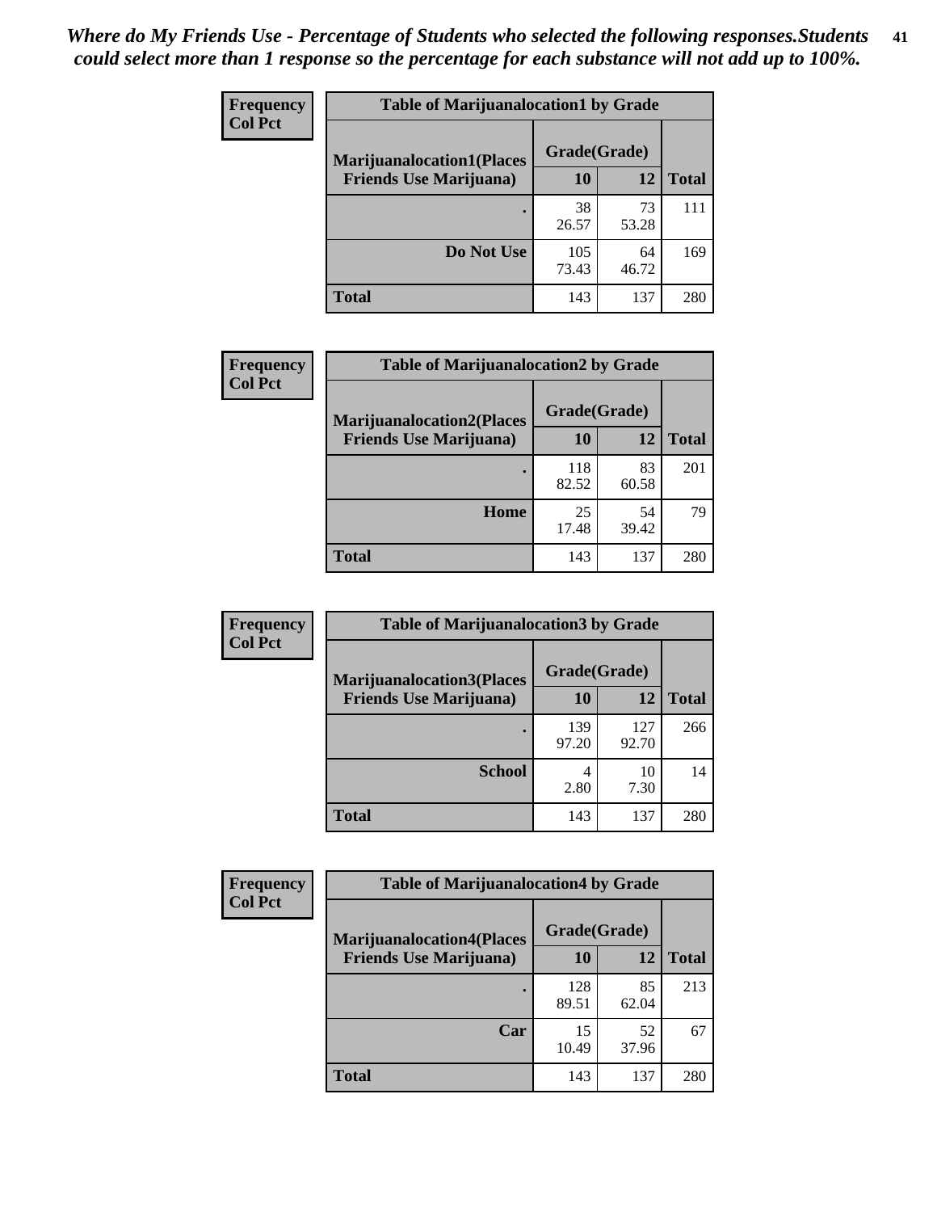*Where do My Friends Use - Percentage of Students who selected the following responses.Students could select more than 1 response so the percentage for each substance will not add up to 100%.*

**Frequency**
**Col Pct**

| Table of Marijuanalocation1 by Grade | | | |
|---|---|---|---|
| **Marijuanalocation1(Places Friends Use Marijuana)** | **Grade(Grade)** | | |
| | **10** | **12** | **Total** |
| **.** | 38<br>26.57 | 73<br>53.28 | 111 |
| **Do Not Use** | 105<br>73.43 | 64<br>46.72 | 169 |
| **Total** | 143 | 137 | 280 |

**Frequency**
**Col Pct**

| Table of Marijuanalocation2 by Grade | | | |
|---|---|---|---|
| **Marijuanalocation2(Places Friends Use Marijuana)** | **Grade(Grade)** | | |
| | **10** | **12** | **Total** |
| **.** | 118<br>82.52 | 83<br>60.58 | 201 |
| **Home** | 25<br>17.48 | 54<br>39.42 | 79 |
| **Total** | 143 | 137 | 280 |

**Frequency**
**Col Pct**

| Table of Marijuanalocation3 by Grade | | | |
|---|---|---|---|
| **Marijuanalocation3(Places Friends Use Marijuana)** | **Grade(Grade)** | | |
| | **10** | **12** | **Total** |
| **.** | 139<br>97.20 | 127<br>92.70 | 266 |
| **School** | 4<br>2.80 | 10<br>7.30 | 14 |
| **Total** | 143 | 137 | 280 |

**Frequency**
**Col Pct**

| Table of Marijuanalocation4 by Grade | | | |
|---|---|---|---|
| **Marijuanalocation4(Places Friends Use Marijuana)** | **Grade(Grade)** | | |
| | **10** | **12** | **Total** |
| **.** | 128<br>89.51 | 85<br>62.04 | 213 |
| **Car** | 15<br>10.49 | 52<br>37.96 | 67 |
| **Total** | 143 | 137 | 280 |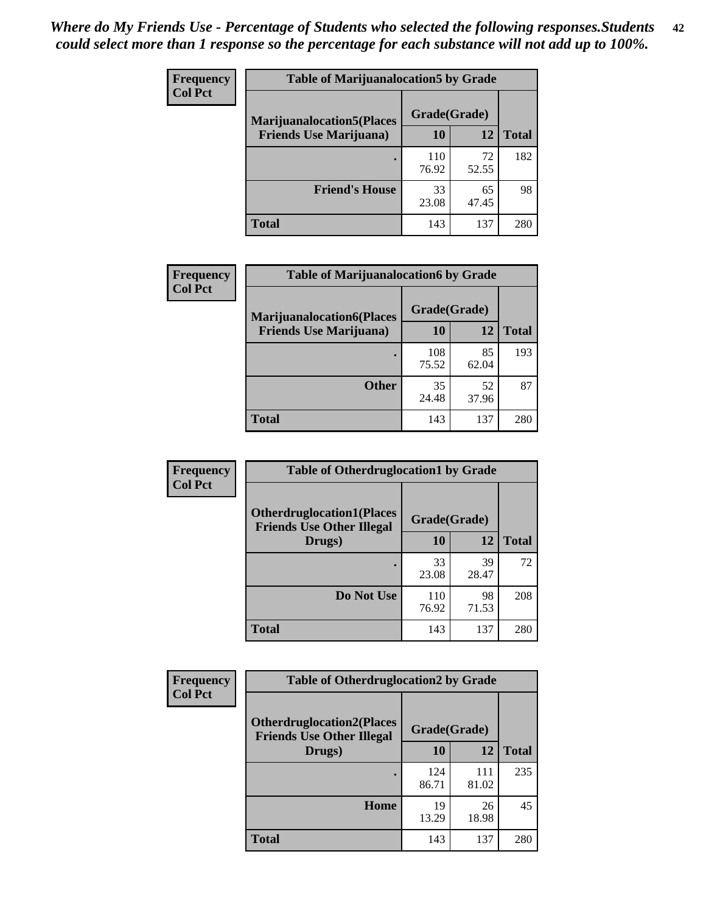*Where do My Friends Use - Percentage of Students who selected the following responses.Students could select more than 1 response so the percentage for each substance will not add up to 100%.*

**Frequency Col Pct**

| Table of Marijuanalocation5 by Grade | | | |
|---|---|---|---|
| **Marijuanalocation5(Places Friends Use Marijuana)** | **Grade(Grade)** | | **Total** |
| | **10** | **12** | |
| **.** | 110<br>76.92 | 72<br>52.55 | 182 |
| **Friend's House** | 33<br>23.08 | 65<br>47.45 | 98 |
| **Total** | 143 | 137 | 280 |

**Frequency Col Pct**

| Table of Marijuanalocation6 by Grade | | | |
|---|---|---|---|
| **Marijuanalocation6(Places Friends Use Marijuana)** | **Grade(Grade)** | | **Total** |
| | **10** | **12** | |
| **.** | 108<br>75.52 | 85<br>62.04 | 193 |
| **Other** | 35<br>24.48 | 52<br>37.96 | 87 |
| **Total** | 143 | 137 | 280 |

**Frequency Col Pct**

| Table of Otherdruglocation1 by Grade | | | |
|---|---|---|---|
| **Otherdruglocation1(Places Friends Use Other Illegal Drugs)** | **Grade(Grade)** | | **Total** |
| | **10** | **12** | |
| **.** | 33<br>23.08 | 39<br>28.47 | 72 |
| **Do Not Use** | 110<br>76.92 | 98<br>71.53 | 208 |
| **Total** | 143 | 137 | 280 |

**Frequency Col Pct**

| Table of Otherdruglocation2 by Grade | | | |
|---|---|---|---|
| **Otherdruglocation2(Places Friends Use Other Illegal Drugs)** | **Grade(Grade)** | | **Total** |
| | **10** | **12** | |
| **.** | 124<br>86.71 | 111<br>81.02 | 235 |
| **Home** | 19<br>13.29 | 26<br>18.98 | 45 |
| **Total** | 143 | 137 | 280 |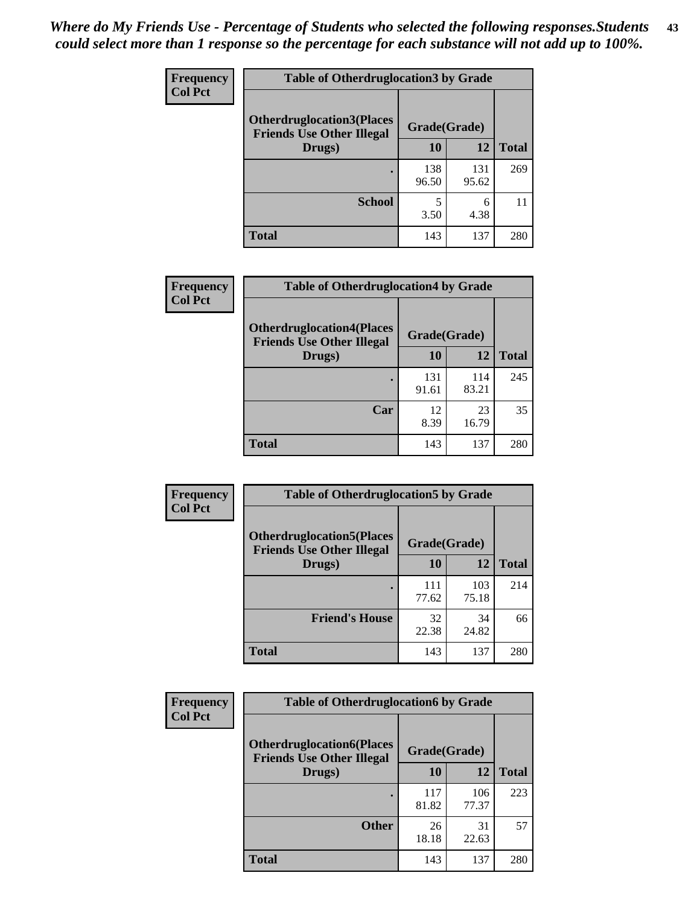*Where do My Friends Use - Percentage of Students who selected the following responses.Students could select more than 1 response so the percentage for each substance will not add up to 100%.*

**Frequency**
**Col Pct**

| Table of Otherdruglocation3 by Grade | | | |
|---|---|---|---|
| **Otherdruglocation3(Places Friends Use Other Illegal Drugs)** | **Grade(Grade)** | | **Total** |
| | **10** | **12** | |
| **.** | 138<br>96.50 | 131<br>95.62 | 269 |
| **School** | 5<br>3.50 | 6<br>4.38 | 11 |
| **Total** | 143 | 137 | 280 |

**Frequency**
**Col Pct**

| Table of Otherdruglocation4 by Grade | | | |
|---|---|---|---|
| **Otherdruglocation4(Places Friends Use Other Illegal Drugs)** | **Grade(Grade)** | | **Total** |
| | **10** | **12** | |
| **.** | 131<br>91.61 | 114<br>83.21 | 245 |
| **Car** | 12<br>8.39 | 23<br>16.79 | 35 |
| **Total** | 143 | 137 | 280 |

**Frequency**
**Col Pct**

| Table of Otherdruglocation5 by Grade | | | |
|---|---|---|---|
| **Otherdruglocation5(Places Friends Use Other Illegal Drugs)** | **Grade(Grade)** | | **Total** |
| | **10** | **12** | |
| **.** | 111<br>77.62 | 103<br>75.18 | 214 |
| **Friend's House** | 32<br>22.38 | 34<br>24.82 | 66 |
| **Total** | 143 | 137 | 280 |

**Frequency**
**Col Pct**

| Table of Otherdruglocation6 by Grade | | | |
|---|---|---|---|
| **Otherdruglocation6(Places Friends Use Other Illegal Drugs)** | **Grade(Grade)** | | **Total** |
| | **10** | **12** | |
| **.** | 117<br>81.82 | 106<br>77.37 | 223 |
| **Other** | 26<br>18.18 | 31<br>22.63 | 57 |
| **Total** | 143 | 137 | 280 |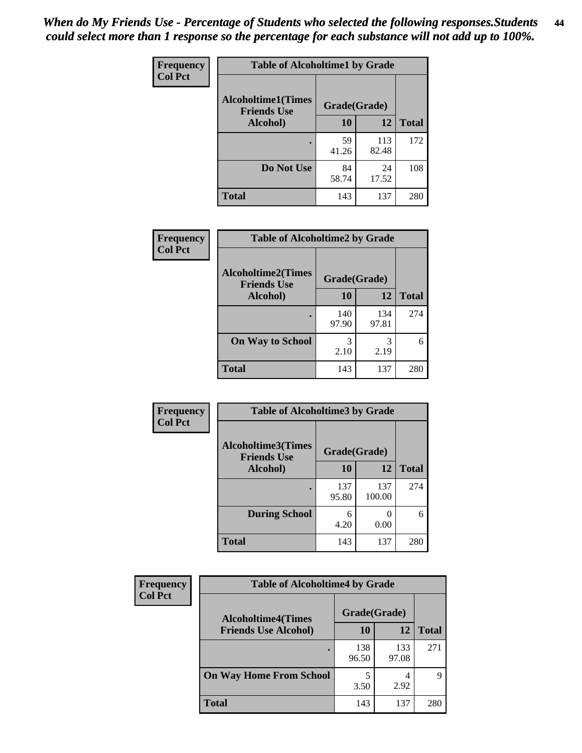*When do My Friends Use - Percentage of Students who selected the following responses.Students could select more than 1 response so the percentage for each substance will not add up to 100%.*

**Frequency**
**Col Pct**

| Table of Alcoholtime1 by Grade | | | |
|---|---|---|---|
| **Alcoholtime1(Times Friends Use Alcohol)** | **Grade(Grade)** | | |
| | **10** | **12** | **Total** |
| **.** | 59<br>41.26 | 113<br>82.48 | 172 |
| **Do Not Use** | 84<br>58.74 | 24<br>17.52 | 108 |
| **Total** | 143 | 137 | 280 |

**Frequency**
**Col Pct**

| Table of Alcoholtime2 by Grade | | | |
|---|---|---|---|
| **Alcoholtime2(Times Friends Use Alcohol)** | **Grade(Grade)** | | |
| | **10** | **12** | **Total** |
| **.** | 140<br>97.90 | 134<br>97.81 | 274 |
| **On Way to School** | 3<br>2.10 | 3<br>2.19 | 6 |
| **Total** | 143 | 137 | 280 |

**Frequency**
**Col Pct**

| Table of Alcoholtime3 by Grade | | | |
|---|---|---|---|
| **Alcoholtime3(Times Friends Use Alcohol)** | **Grade(Grade)** | | |
| | **10** | **12** | **Total** |
| **.** | 137<br>95.80 | 137<br>100.00 | 274 |
| **During School** | 6<br>4.20 | 0<br>0.00 | 6 |
| **Total** | 143 | 137 | 280 |

**Frequency**
**Col Pct**

| Table of Alcoholtime4 by Grade | | | |
|---|---|---|---|
| **Alcoholtime4(Times Friends Use Alcohol)** | **Grade(Grade)** | | |
| | **10** | **12** | **Total** |
| **.** | 138<br>96.50 | 133<br>97.08 | 271 |
| **On Way Home From School** | 5<br>3.50 | 4<br>2.92 | 9 |
| **Total** | 143 | 137 | 280 |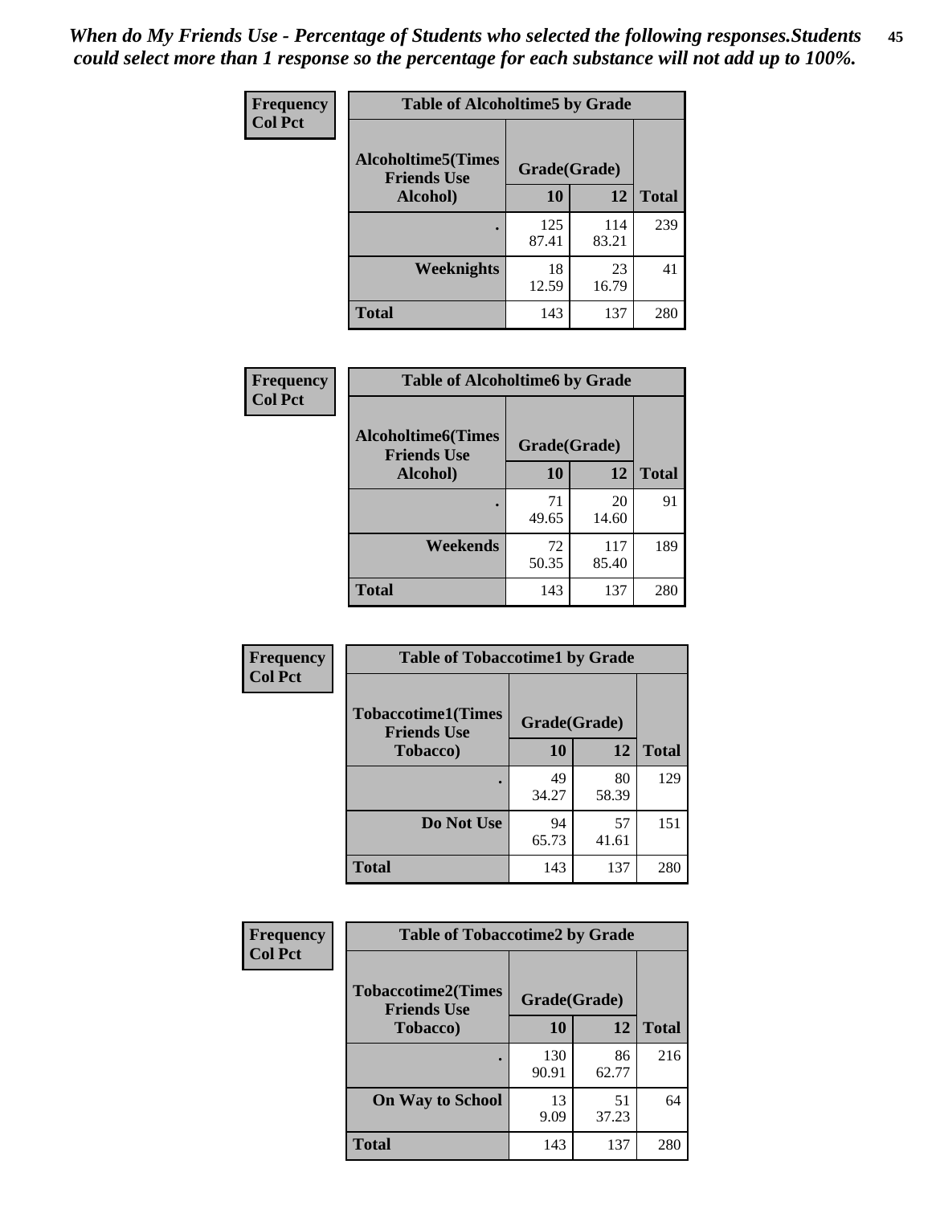*When do My Friends Use - Percentage of Students who selected the following responses.Students could select more than 1 response so the percentage for each substance will not add up to 100%.*

**Frequency / Col Pct**

| Table of Alcoholtime5 by Grade | | | |
|---|---|---|---|
| Alcoholtime5(Times Friends Use Alcohol) | Grade(Grade) | | Total |
| | 10 | 12 | |
| . | 125<br>87.41 | 114<br>83.21 | 239 |
| Weeknights | 18<br>12.59 | 23<br>16.79 | 41 |
| Total | 143 | 137 | 280 |

**Frequency / Col Pct**

| Table of Alcoholtime6 by Grade | | | |
|---|---|---|---|
| Alcoholtime6(Times Friends Use Alcohol) | Grade(Grade) | | Total |
| | 10 | 12 | |
| . | 71<br>49.65 | 20<br>14.60 | 91 |
| Weekends | 72<br>50.35 | 117<br>85.40 | 189 |
| Total | 143 | 137 | 280 |

**Frequency / Col Pct**

| Table of Tobaccotime1 by Grade | | | |
|---|---|---|---|
| Tobaccotime1(Times Friends Use Tobacco) | Grade(Grade) | | Total |
| | 10 | 12 | |
| . | 49<br>34.27 | 80<br>58.39 | 129 |
| Do Not Use | 94<br>65.73 | 57<br>41.61 | 151 |
| Total | 143 | 137 | 280 |

**Frequency / Col Pct**

| Table of Tobaccotime2 by Grade | | | |
|---|---|---|---|
| Tobaccotime2(Times Friends Use Tobacco) | Grade(Grade) | | Total |
| | 10 | 12 | |
| . | 130<br>90.91 | 86<br>62.77 | 216 |
| On Way to School | 13<br>9.09 | 51<br>37.23 | 64 |
| Total | 143 | 137 | 280 |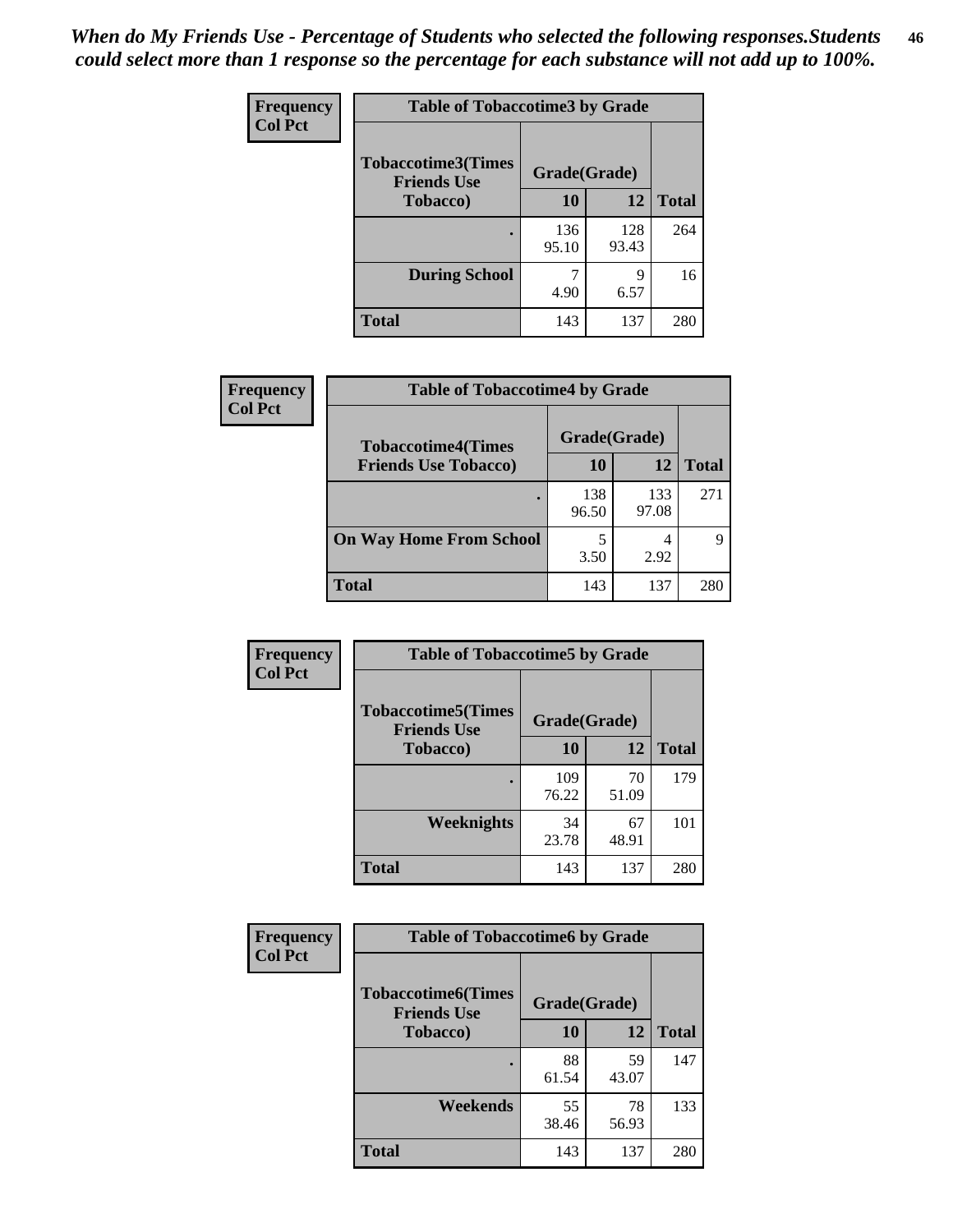*When do My Friends Use - Percentage of Students who selected the following responses.Students could select more than 1 response so the percentage for each substance will not add up to 100%.*

**Frequency**
**Col Pct**

| Table of Tobaccotime3 by Grade | | | |
|---|---|---|---|
| **Tobaccotime3(Times Friends Use Tobacco)** | **Grade(Grade)** | | **Total** |
| | **10** | **12** | |
| **.** | 136<br>95.10 | 128<br>93.43 | 264 |
| **During School** | 7<br>4.90 | 9<br>6.57 | 16 |
| **Total** | 143 | 137 | 280 |

**Frequency**
**Col Pct**

| Table of Tobaccotime4 by Grade | | | |
|---|---|---|---|
| **Tobaccotime4(Times Friends Use Tobacco)** | **Grade(Grade)** | | **Total** |
| | **10** | **12** | |
| **.** | 138<br>96.50 | 133<br>97.08 | 271 |
| **On Way Home From School** | 5<br>3.50 | 4<br>2.92 | 9 |
| **Total** | 143 | 137 | 280 |

**Frequency**
**Col Pct**

| Table of Tobaccotime5 by Grade | | | |
|---|---|---|---|
| **Tobaccotime5(Times Friends Use Tobacco)** | **Grade(Grade)** | | **Total** |
| | **10** | **12** | |
| **.** | 109<br>76.22 | 70<br>51.09 | 179 |
| **Weeknights** | 34<br>23.78 | 67<br>48.91 | 101 |
| **Total** | 143 | 137 | 280 |

**Frequency**
**Col Pct**

| Table of Tobaccotime6 by Grade | | | |
|---|---|---|---|
| **Tobaccotime6(Times Friends Use Tobacco)** | **Grade(Grade)** | | **Total** |
| | **10** | **12** | |
| **.** | 88<br>61.54 | 59<br>43.07 | 147 |
| **Weekends** | 55<br>38.46 | 78<br>56.93 | 133 |
| **Total** | 143 | 137 | 280 |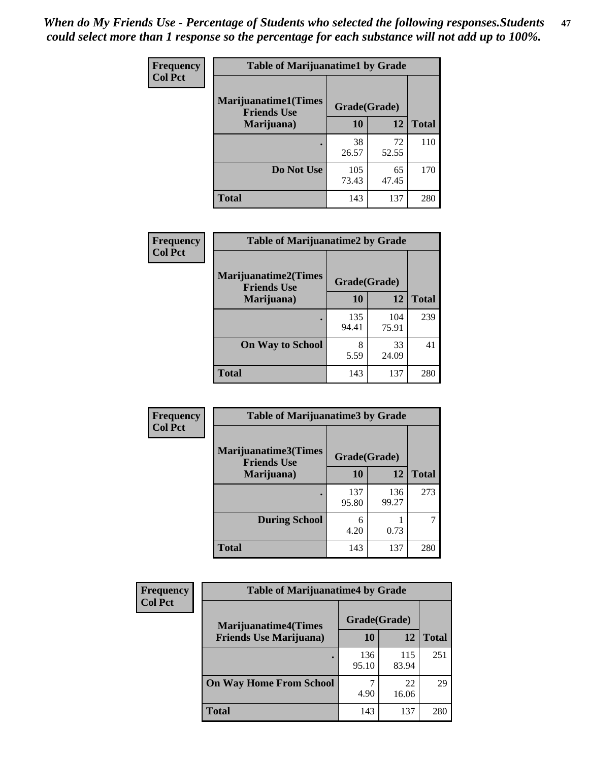*When do My Friends Use - Percentage of Students who selected the following responses.Students could select more than 1 response so the percentage for each substance will not add up to 100%.*

**Frequency**
**Col Pct**

| Table of Marijuanatime1 by Grade | | | |
|---|---|---|---|
| **Marijuanatime1(Times Friends Use Marijuana)** | **Grade(Grade)** | | |
| | **10** | **12** | **Total** |
| **.** | 38<br>26.57 | 72<br>52.55 | 110 |
| **Do Not Use** | 105<br>73.43 | 65<br>47.45 | 170 |
| **Total** | 143 | 137 | 280 |

**Frequency**
**Col Pct**

| Table of Marijuanatime2 by Grade | | | |
|---|---|---|---|
| **Marijuanatime2(Times Friends Use Marijuana)** | **Grade(Grade)** | | |
| | **10** | **12** | **Total** |
| **.** | 135<br>94.41 | 104<br>75.91 | 239 |
| **On Way to School** | 8<br>5.59 | 33<br>24.09 | 41 |
| **Total** | 143 | 137 | 280 |

**Frequency**
**Col Pct**

| Table of Marijuanatime3 by Grade | | | |
|---|---|---|---|
| **Marijuanatime3(Times Friends Use Marijuana)** | **Grade(Grade)** | | |
| | **10** | **12** | **Total** |
| **.** | 137<br>95.80 | 136<br>99.27 | 273 |
| **During School** | 6<br>4.20 | 1<br>0.73 | 7 |
| **Total** | 143 | 137 | 280 |

**Frequency**
**Col Pct**

| Table of Marijuanatime4 by Grade | | | |
|---|---|---|---|
| **Marijuanatime4(Times Friends Use Marijuana)** | **Grade(Grade)** | | |
| | **10** | **12** | **Total** |
| **.** | 136<br>95.10 | 115<br>83.94 | 251 |
| **On Way Home From School** | 7<br>4.90 | 22<br>16.06 | 29 |
| **Total** | 143 | 137 | 280 |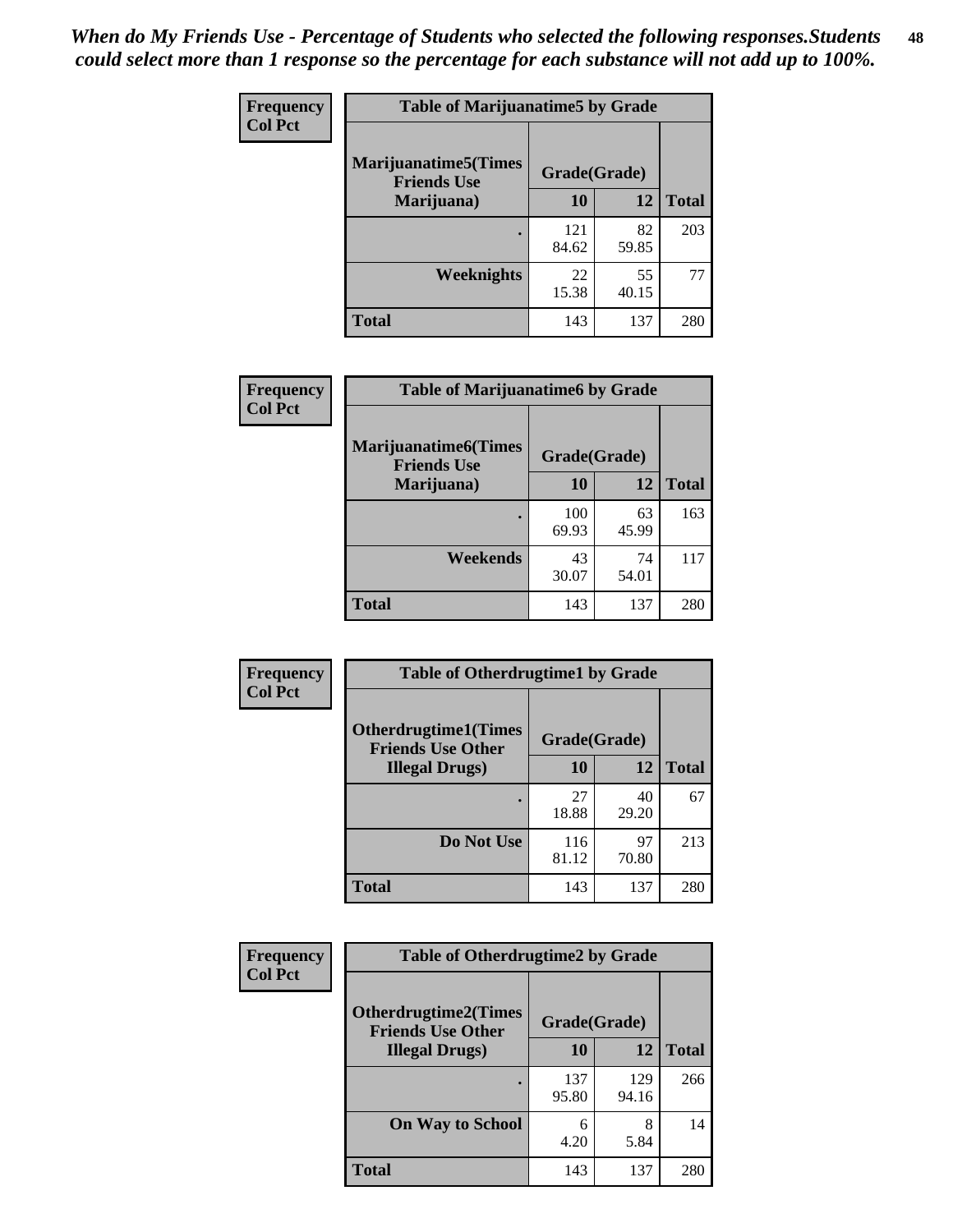*When do My Friends Use - Percentage of Students who selected the following responses.Students could select more than 1 response so the percentage for each substance will not add up to 100%.*

**Frequency**
**Col Pct**

| Table of Marijuanatime5 by Grade | | | |
|---|---|---|---|
| **Marijuanatime5(Times Friends Use Marijuana)** | **Grade(Grade)** | | **Total** |
| | **10** | **12** | |
| **.** | 121<br>84.62 | 82<br>59.85 | 203 |
| **Weeknights** | 22<br>15.38 | 55<br>40.15 | 77 |
| **Total** | 143 | 137 | 280 |

**Frequency**
**Col Pct**

| Table of Marijuanatime6 by Grade | | | |
|---|---|---|---|
| **Marijuanatime6(Times Friends Use Marijuana)** | **Grade(Grade)** | | **Total** |
| | **10** | **12** | |
| **.** | 100<br>69.93 | 63<br>45.99 | 163 |
| **Weekends** | 43<br>30.07 | 74<br>54.01 | 117 |
| **Total** | 143 | 137 | 280 |

**Frequency**
**Col Pct**

| Table of Otherdrugtime1 by Grade | | | |
|---|---|---|---|
| **Otherdrugtime1(Times Friends Use Other Illegal Drugs)** | **Grade(Grade)** | | **Total** |
| | **10** | **12** | |
| **.** | 27<br>18.88 | 40<br>29.20 | 67 |
| **Do Not Use** | 116<br>81.12 | 97<br>70.80 | 213 |
| **Total** | 143 | 137 | 280 |

**Frequency**
**Col Pct**

| Table of Otherdrugtime2 by Grade | | | |
|---|---|---|---|
| **Otherdrugtime2(Times Friends Use Other Illegal Drugs)** | **Grade(Grade)** | | **Total** |
| | **10** | **12** | |
| **.** | 137<br>95.80 | 129<br>94.16 | 266 |
| **On Way to School** | 6<br>4.20 | 8<br>5.84 | 14 |
| **Total** | 143 | 137 | 280 |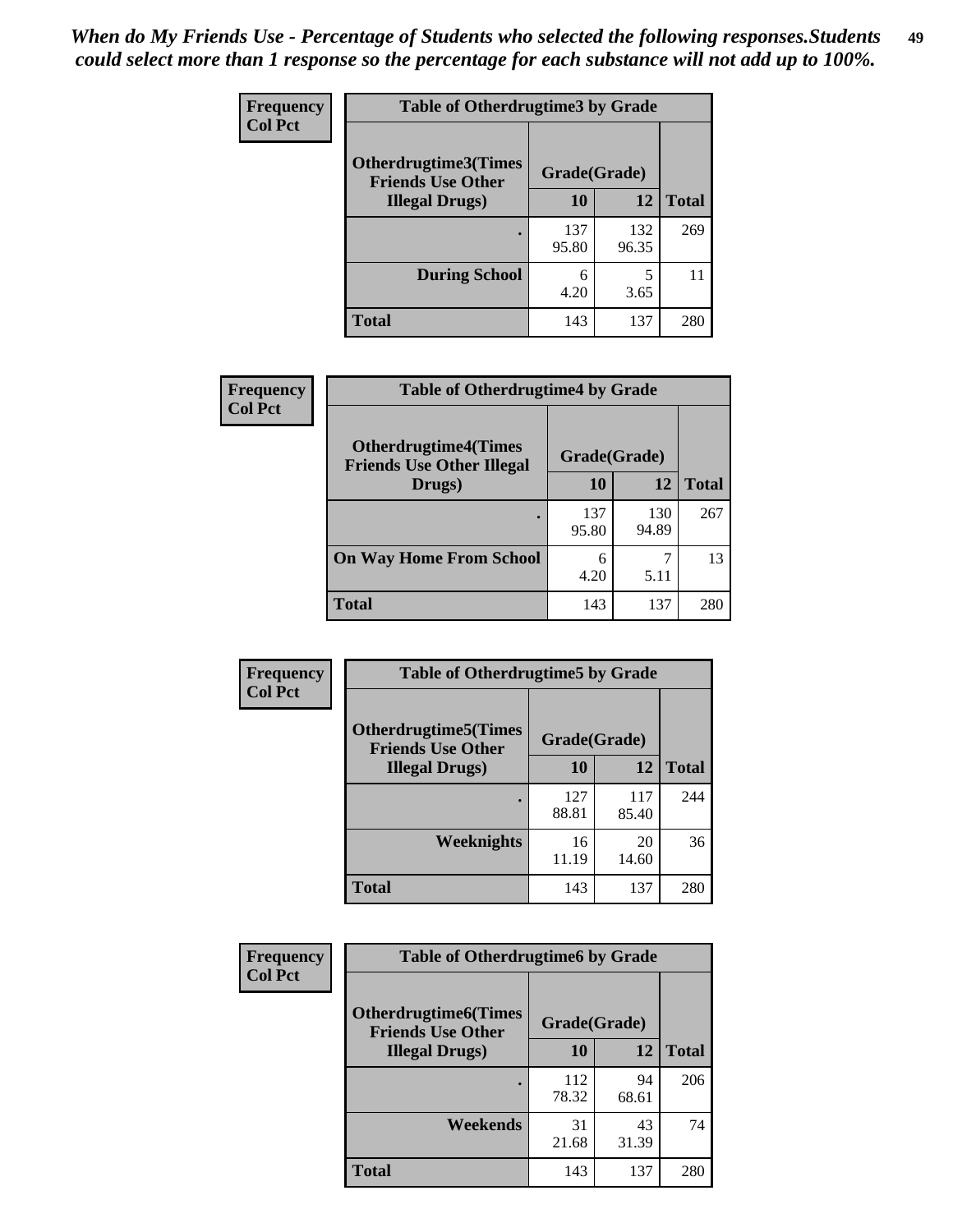*When do My Friends Use - Percentage of Students who selected the following responses.Students could select more than 1 response so the percentage for each substance will not add up to 100%.*

**Frequency**
**Col Pct**

**Table of Otherdrugtime3 by Grade**

| Otherdrugtime3(Times Friends Use Other Illegal Drugs) | Grade(Grade) | | Total |
|---|---|---|---|
| | 10 | 12 | |
| . | 137<br>95.80 | 132<br>96.35 | 269 |
| During School | 6<br>4.20 | 5<br>3.65 | 11 |
| Total | 143 | 137 | 280 |

**Frequency**
**Col Pct**

**Table of Otherdrugtime4 by Grade**

| Otherdrugtime4(Times Friends Use Other Illegal Drugs) | Grade(Grade) | | Total |
|---|---|---|---|
| | 10 | 12 | |
| . | 137<br>95.80 | 130<br>94.89 | 267 |
| On Way Home From School | 6<br>4.20 | 7<br>5.11 | 13 |
| Total | 143 | 137 | 280 |

**Frequency**
**Col Pct**

**Table of Otherdrugtime5 by Grade**

| Otherdrugtime5(Times Friends Use Other Illegal Drugs) | Grade(Grade) | | Total |
|---|---|---|---|
| | 10 | 12 | |
| . | 127<br>88.81 | 117<br>85.40 | 244 |
| Weeknights | 16<br>11.19 | 20<br>14.60 | 36 |
| Total | 143 | 137 | 280 |

**Frequency**
**Col Pct**

**Table of Otherdrugtime6 by Grade**

| Otherdrugtime6(Times Friends Use Other Illegal Drugs) | Grade(Grade) | | Total |
|---|---|---|---|
| | 10 | 12 | |
| . | 112<br>78.32 | 94<br>68.61 | 206 |
| Weekends | 31<br>21.68 | 43<br>31.39 | 74 |
| Total | 143 | 137 | 280 |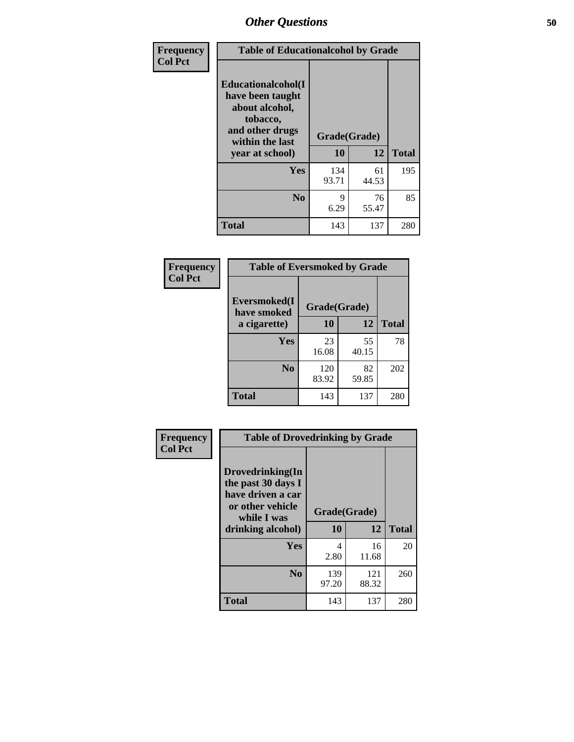## Other Questions

**Frequency**
**Col Pct**

| Table of Educationalcohol by Grade | | | |
|---|---|---|---|
| **Educationalcohol(I have been taught about alcohol, tobacco, and other drugs within the last year at school)** | **Grade(Grade)** | | |
| | **10** | **12** | **Total** |
| **Yes** | 134<br>93.71 | 61<br>44.53 | 195 |
| **No** | 9<br>6.29 | 76<br>55.47 | 85 |
| **Total** | 143 | 137 | 280 |

**Frequency**
**Col Pct**

| Table of Eversmoked by Grade | | | |
|---|---|---|---|
| **Eversmoked(I have smoked a cigarette)** | **Grade(Grade)** | | |
| | **10** | **12** | **Total** |
| **Yes** | 23<br>16.08 | 55<br>40.15 | 78 |
| **No** | 120<br>83.92 | 82<br>59.85 | 202 |
| **Total** | 143 | 137 | 280 |

**Frequency**
**Col Pct**

| Table of Drovedrinking by Grade | | | |
|---|---|---|---|
| **Drovedrinking(In the past 30 days I have driven a car or other vehicle while I was drinking alcohol)** | **Grade(Grade)** | | |
| | **10** | **12** | **Total** |
| **Yes** | 4<br>2.80 | 16<br>11.68 | 20 |
| **No** | 139<br>97.20 | 121<br>88.32 | 260 |
| **Total** | 143 | 137 | 280 |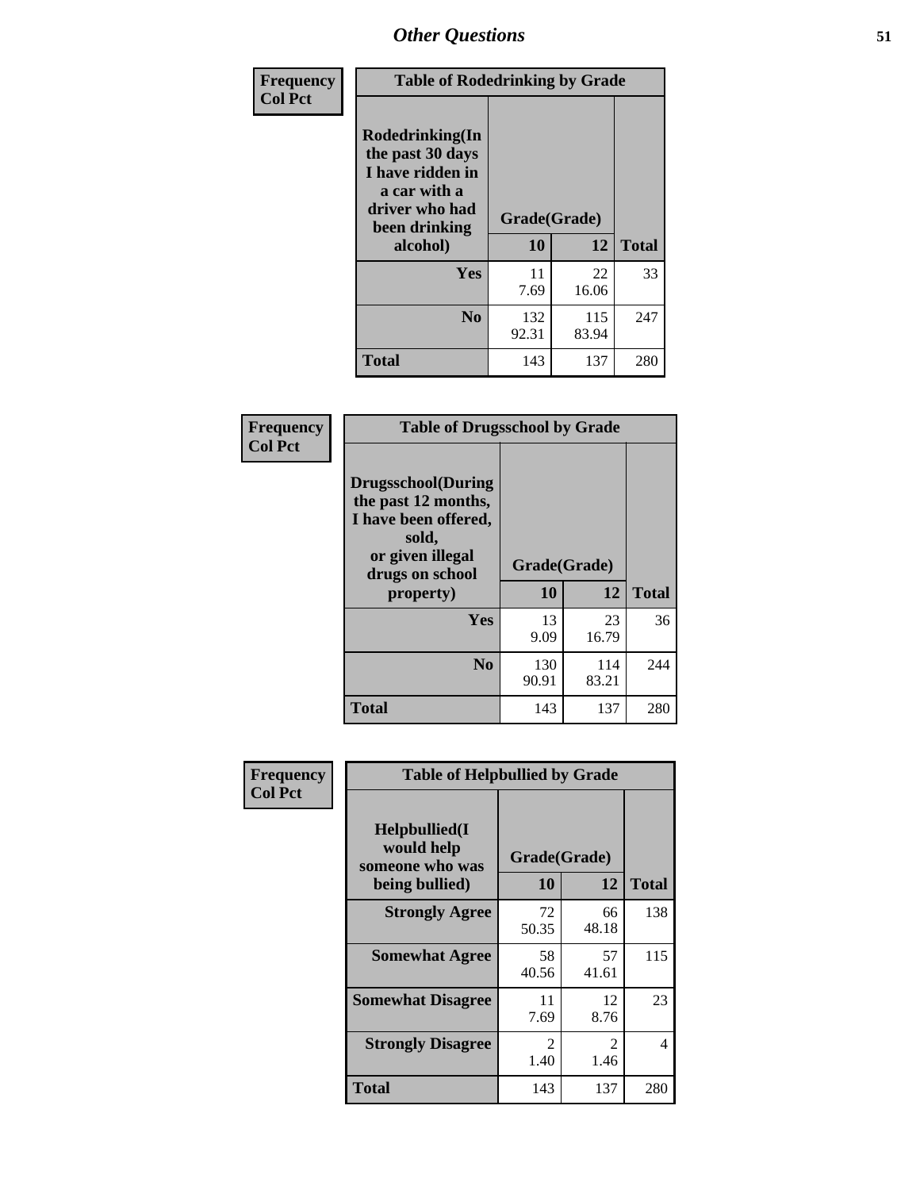# Other Questions

**Frequency**
**Col Pct**

| Table of Rodedrinking by Grade | | | |
|---|---|---|---|
| **Rodedrinking(In the past 30 days I have ridden in a car with a driver who had been drinking alcohol)** | **Grade(Grade)** | | |
| | **10** | **12** | **Total** |
| **Yes** | 11<br>7.69 | 22<br>16.06 | 33 |
| **No** | 132<br>92.31 | 115<br>83.94 | 247 |
| **Total** | 143 | 137 | 280 |

**Frequency**
**Col Pct**

| Table of Drugsschool by Grade | | | |
|---|---|---|---|
| **Drugsschool(During the past 12 months, I have been offered, sold, or given illegal drugs on school property)** | **Grade(Grade)** | | |
| | **10** | **12** | **Total** |
| **Yes** | 13<br>9.09 | 23<br>16.79 | 36 |
| **No** | 130<br>90.91 | 114<br>83.21 | 244 |
| **Total** | 143 | 137 | 280 |

**Frequency**
**Col Pct**

| Table of Helpbullied by Grade | | | |
|---|---|---|---|
| **Helpbullied(I would help someone who was being bullied)** | **Grade(Grade)** | | |
| | **10** | **12** | **Total** |
| **Strongly Agree** | 72<br>50.35 | 66<br>48.18 | 138 |
| **Somewhat Agree** | 58<br>40.56 | 57<br>41.61 | 115 |
| **Somewhat Disagree** | 11<br>7.69 | 12<br>8.76 | 23 |
| **Strongly Disagree** | 2<br>1.40 | 2<br>1.46 | 4 |
| **Total** | 143 | 137 | 280 |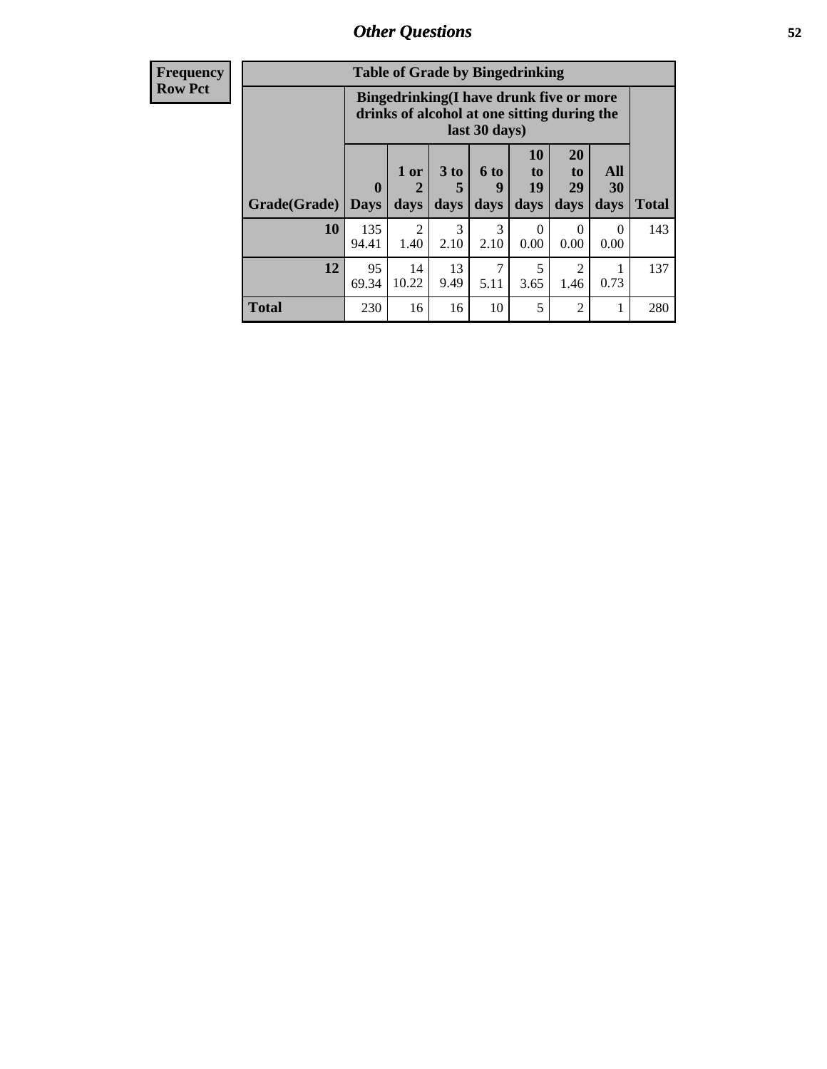Frequency
Row Pct

| Table of Grade by Bingedrinking | | | | | | | | |
|---|---|---|---|---|---|---|---|---|
| | Bingedrinking(I have drunk five or more drinks of alcohol at one sitting during the last 30 days) | | | | | | | |
| Grade(Grade) | 0 Days | 1 or 2 days | 3 to 5 days | 6 to 9 days | 10 to 19 days | 20 to 29 days | All 30 days | Total |
| 10 | 135<br>94.41 | 2<br>1.40 | 3<br>2.10 | 3<br>2.10 | 0<br>0.00 | 0<br>0.00 | 0<br>0.00 | 143 |
| 12 | 95<br>69.34 | 14<br>10.22 | 13<br>9.49 | 7<br>5.11 | 5<br>3.65 | 2<br>1.46 | 1<br>0.73 | 137 |
| Total | 230 | 16 | 16 | 10 | 5 | 2 | 1 | 280 |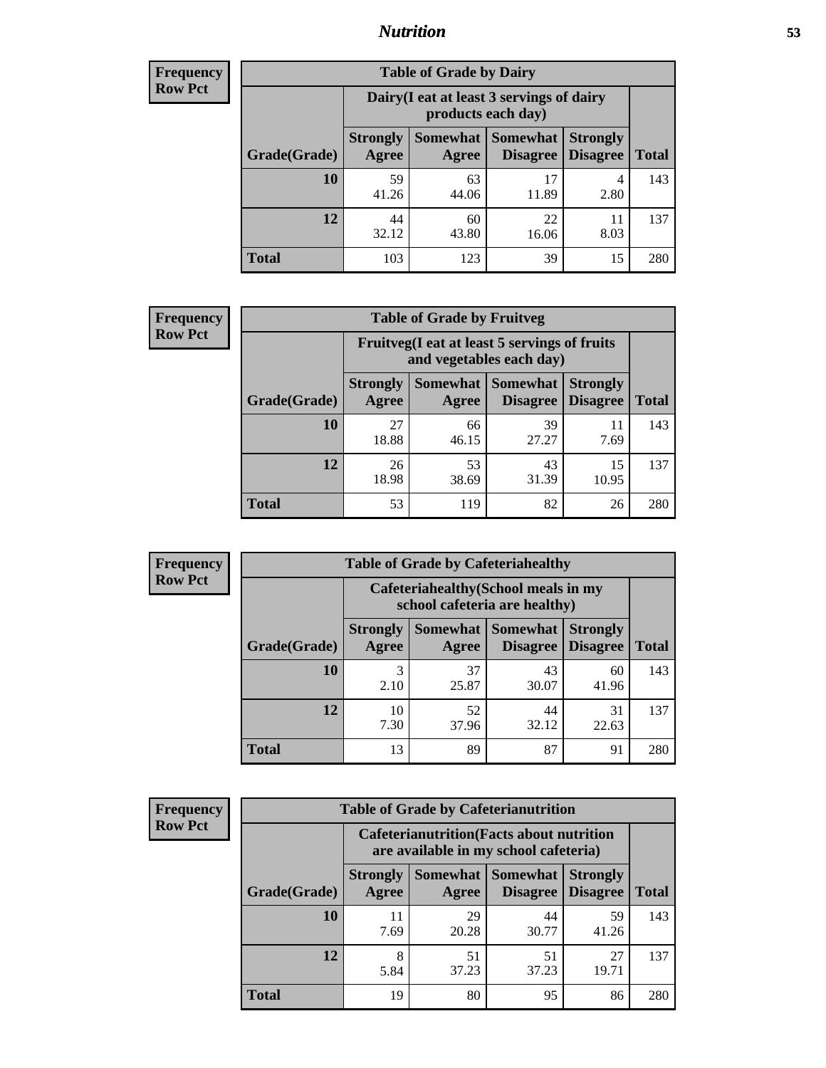**Frequency**
**Row Pct**

| Table of Grade by Dairy | | | | | |
|---|---|---|---|---|---|
| | Dairy(I eat at least 3 servings of dairy products each day) | | | | |
| Grade(Grade) | Strongly Agree | Somewhat Agree | Somewhat Disagree | Strongly Disagree | Total |
| **10** | 59<br>41.26 | 63<br>44.06 | 17<br>11.89 | 4<br>2.80 | 143 |
| **12** | 44<br>32.12 | 60<br>43.80 | 22<br>16.06 | 11<br>8.03 | 137 |
| **Total** | 103 | 123 | 39 | 15 | 280 |

**Frequency**
**Row Pct**

| Table of Grade by Fruitveg | | | | | |
|---|---|---|---|---|---|
| | Fruitveg(I eat at least 5 servings of fruits and vegetables each day) | | | | |
| Grade(Grade) | Strongly Agree | Somewhat Agree | Somewhat Disagree | Strongly Disagree | Total |
| **10** | 27<br>18.88 | 66<br>46.15 | 39<br>27.27 | 11<br>7.69 | 143 |
| **12** | 26<br>18.98 | 53<br>38.69 | 43<br>31.39 | 15<br>10.95 | 137 |
| **Total** | 53 | 119 | 82 | 26 | 280 |

**Frequency**
**Row Pct**

| Table of Grade by Cafeteriahealthy | | | | | |
|---|---|---|---|---|---|
| | Cafeteriahealthy(School meals in my school cafeteria are healthy) | | | | |
| Grade(Grade) | Strongly Agree | Somewhat Agree | Somewhat Disagree | Strongly Disagree | Total |
| **10** | 3<br>2.10 | 37<br>25.87 | 43<br>30.07 | 60<br>41.96 | 143 |
| **12** | 10<br>7.30 | 52<br>37.96 | 44<br>32.12 | 31<br>22.63 | 137 |
| **Total** | 13 | 89 | 87 | 91 | 280 |

**Frequency**
**Row Pct**

| Table of Grade by Cafeterianutrition | | | | | |
|---|---|---|---|---|---|
| | Cafeterianutrition(Facts about nutrition are available in my school cafeteria) | | | | |
| Grade(Grade) | Strongly Agree | Somewhat Agree | Somewhat Disagree | Strongly Disagree | Total |
| **10** | 11<br>7.69 | 29<br>20.28 | 44<br>30.77 | 59<br>41.26 | 143 |
| **12** | 8<br>5.84 | 51<br>37.23 | 51<br>37.23 | 27<br>19.71 | 137 |
| **Total** | 19 | 80 | 95 | 86 | 280 |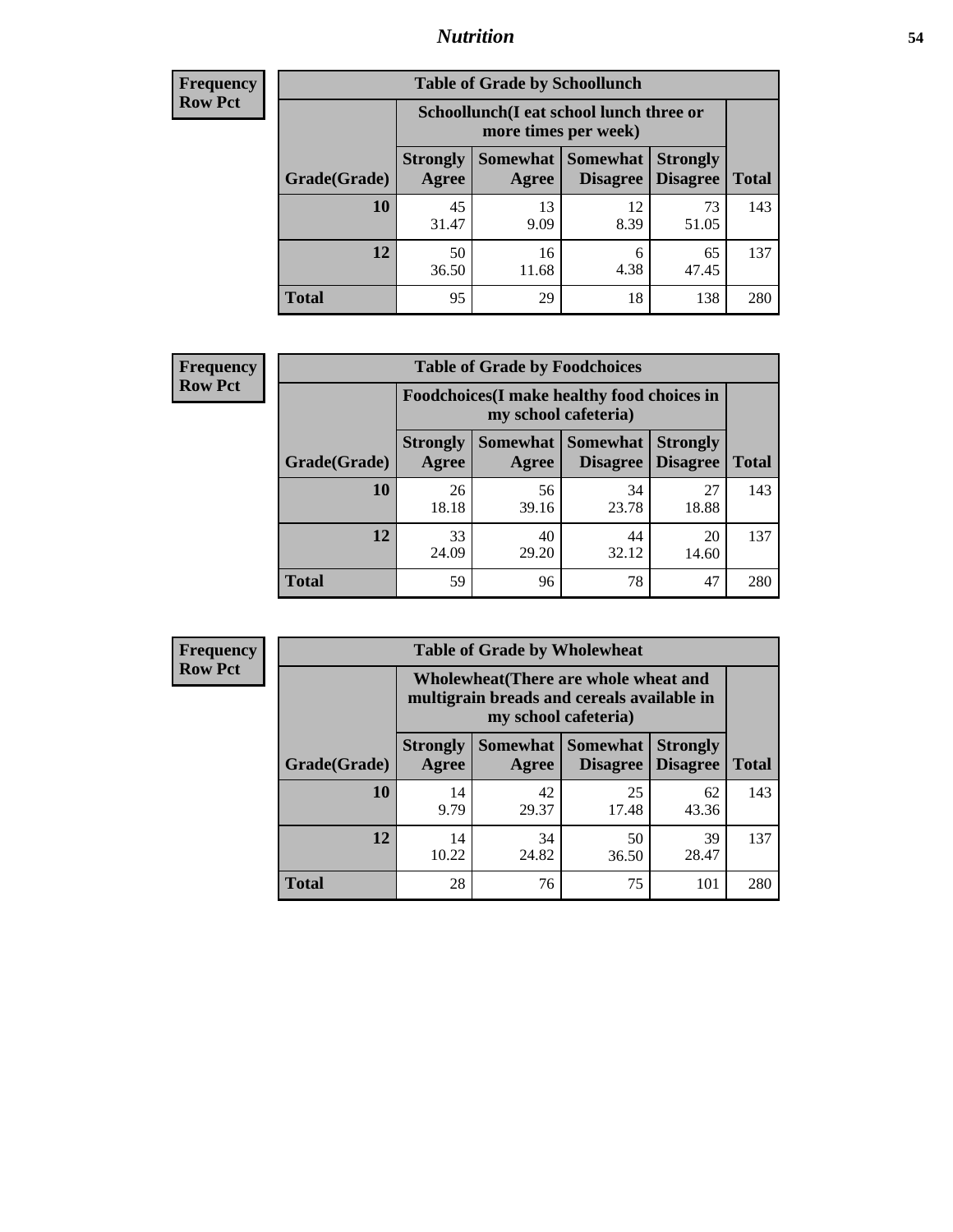## Nutrition

**Frequency**
**Row Pct**

| Table of Grade by Schoollunch | | | | | |
|---|---|---|---|---|---|
| | Schoollunch(I eat school lunch three or more times per week) | | | | |
| Grade(Grade) | Strongly Agree | Somewhat Agree | Somewhat Disagree | Strongly Disagree | Total |
| 10 | 45<br>31.47 | 13<br>9.09 | 12<br>8.39 | 73<br>51.05 | 143 |
| 12 | 50<br>36.50 | 16<br>11.68 | 6<br>4.38 | 65<br>47.45 | 137 |
| Total | 95 | 29 | 18 | 138 | 280 |

**Frequency**
**Row Pct**

| Table of Grade by Foodchoices | | | | | |
|---|---|---|---|---|---|
| | Foodchoices(I make healthy food choices in my school cafeteria) | | | | |
| Grade(Grade) | Strongly Agree | Somewhat Agree | Somewhat Disagree | Strongly Disagree | Total |
| 10 | 26<br>18.18 | 56<br>39.16 | 34<br>23.78 | 27<br>18.88 | 143 |
| 12 | 33<br>24.09 | 40<br>29.20 | 44<br>32.12 | 20<br>14.60 | 137 |
| Total | 59 | 96 | 78 | 47 | 280 |

**Frequency**
**Row Pct**

| Table of Grade by Wholewheat | | | | | |
|---|---|---|---|---|---|
| | Wholewheat(There are whole wheat and multigrain breads and cereals available in my school cafeteria) | | | | |
| Grade(Grade) | Strongly Agree | Somewhat Agree | Somewhat Disagree | Strongly Disagree | Total |
| 10 | 14<br>9.79 | 42<br>29.37 | 25<br>17.48 | 62<br>43.36 | 143 |
| 12 | 14<br>10.22 | 34<br>24.82 | 50<br>36.50 | 39<br>28.47 | 137 |
| Total | 28 | 76 | 75 | 101 | 280 |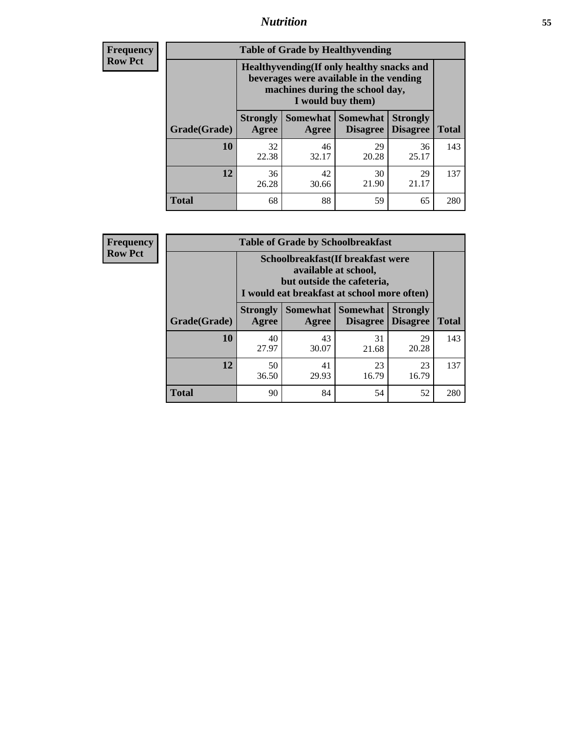**Frequency**
**Row Pct**

**Table of Grade by Healthyvending**

| Grade(Grade) | Healthyvending(If only healthy snacks and beverages were available in the vending machines during the school day, I would buy them) | | | | Total |
|---|---|---|---|---|---|
| | Strongly Agree | Somewhat Agree | Somewhat Disagree | Strongly Disagree | |
| **10** | 32<br>22.38 | 46<br>32.17 | 29<br>20.28 | 36<br>25.17 | 143 |
| **12** | 36<br>26.28 | 42<br>30.66 | 30<br>21.90 | 29<br>21.17 | 137 |
| **Total** | 68 | 88 | 59 | 65 | 280 |

**Frequency**
**Row Pct**

**Table of Grade by Schoolbreakfast**

| Grade(Grade) | Schoolbreakfast(If breakfast were available at school, but outside the cafeteria, I would eat breakfast at school more often) | | | | Total |
|---|---|---|---|---|---|
| | Strongly Agree | Somewhat Agree | Somewhat Disagree | Strongly Disagree | |
| **10** | 40<br>27.97 | 43<br>30.07 | 31<br>21.68 | 29<br>20.28 | 143 |
| **12** | 50<br>36.50 | 41<br>29.93 | 23<br>16.79 | 23<br>16.79 | 137 |
| **Total** | 90 | 84 | 54 | 52 | 280 |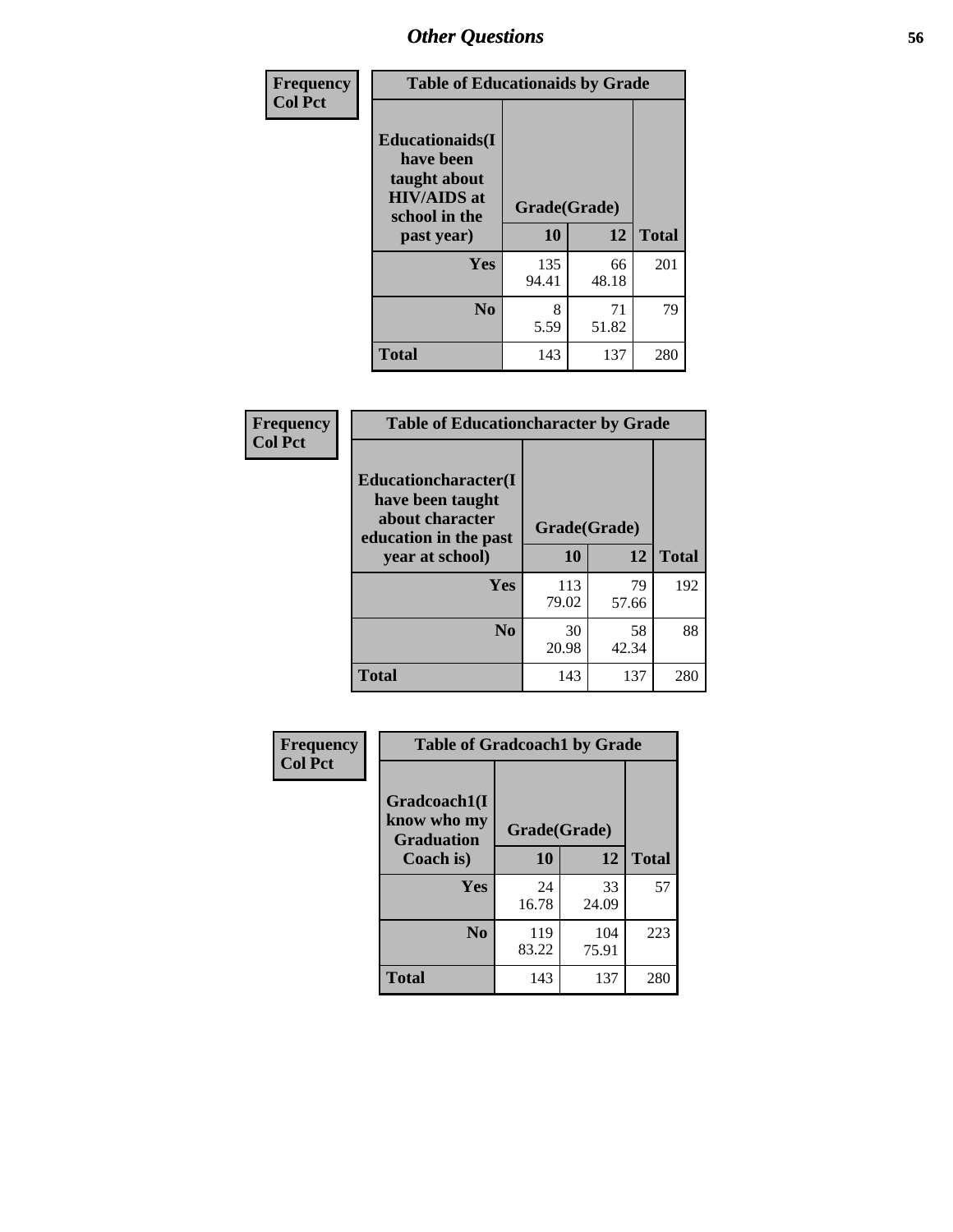## Other Questions

**Frequency**
**Col Pct**

| Table of Educationaids by Grade | | | |
|---|---|---|---|
| **Educationaids(I have been taught about HIV/AIDS at school in the past year)** | **Grade(Grade)** | | |
| | **10** | **12** | **Total** |
| **Yes** | 135<br>94.41 | 66<br>48.18 | 201 |
| **No** | 8<br>5.59 | 71<br>51.82 | 79 |
| **Total** | 143 | 137 | 280 |

**Frequency**
**Col Pct**

| Table of Educationcharacter by Grade | | | |
|---|---|---|---|
| **Educationcharacter(I have been taught about character education in the past year at school)** | **Grade(Grade)** | | |
| | **10** | **12** | **Total** |
| **Yes** | 113<br>79.02 | 79<br>57.66 | 192 |
| **No** | 30<br>20.98 | 58<br>42.34 | 88 |
| **Total** | 143 | 137 | 280 |

**Frequency**
**Col Pct**

| Table of Gradcoach1 by Grade | | | |
|---|---|---|---|
| **Gradcoach1(I know who my Graduation Coach is)** | **Grade(Grade)** | | |
| | **10** | **12** | **Total** |
| **Yes** | 24<br>16.78 | 33<br>24.09 | 57 |
| **No** | 119<br>83.22 | 104<br>75.91 | 223 |
| **Total** | 143 | 137 | 280 |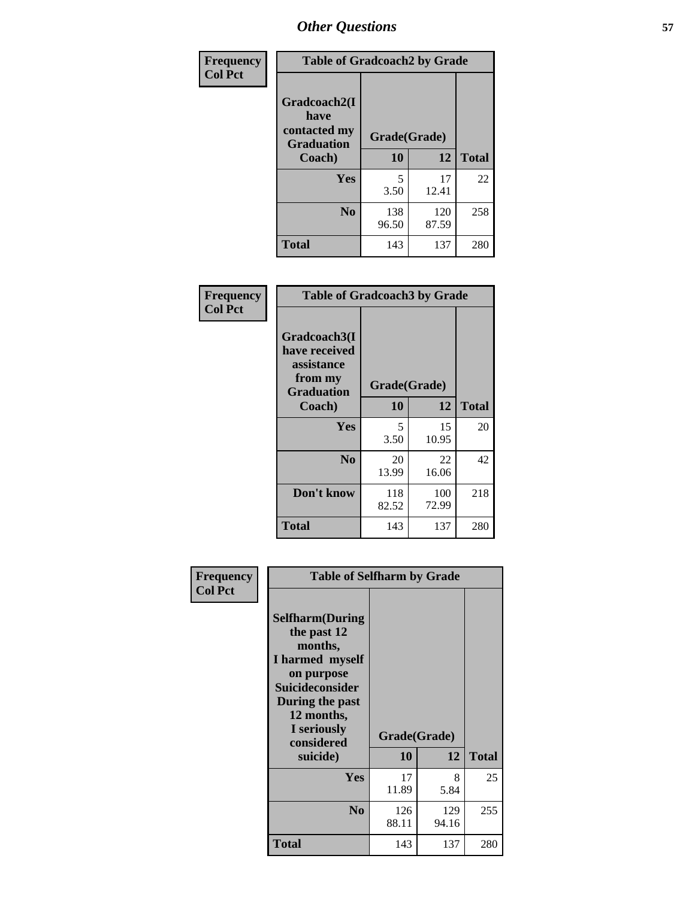# Other Questions

| Frequency<br>Col Pct | Table of Gradcoach2 by Grade | | |
|---|---|---|---|
| Gradcoach2(I have contacted my Graduation Coach) | Grade(Grade) | | |
| | 10 | 12 | Total |
| Yes | 5<br>3.50 | 17<br>12.41 | 22 |
| No | 138<br>96.50 | 120<br>87.59 | 258 |
| Total | 143 | 137 | 280 |

| Frequency<br>Col Pct | Table of Gradcoach3 by Grade | | |
|---|---|---|---|
| Gradcoach3(I have received assistance from my Graduation Coach) | Grade(Grade) | | |
| | 10 | 12 | Total |
| Yes | 5<br>3.50 | 15<br>10.95 | 20 |
| No | 20<br>13.99 | 22<br>16.06 | 42 |
| Don't know | 118<br>82.52 | 100<br>72.99 | 218 |
| Total | 143 | 137 | 280 |

| Frequency<br>Col Pct | Table of Selfharm by Grade | | |
|---|---|---|---|
| Selfharm(During the past 12 months, I harmed myself on purpose Suicideconsider During the past 12 months, I seriously considered suicide) | Grade(Grade) | | |
| | 10 | 12 | Total |
| Yes | 17<br>11.89 | 8<br>5.84 | 25 |
| No | 126<br>88.11 | 129<br>94.16 | 255 |
| Total | 143 | 137 | 280 |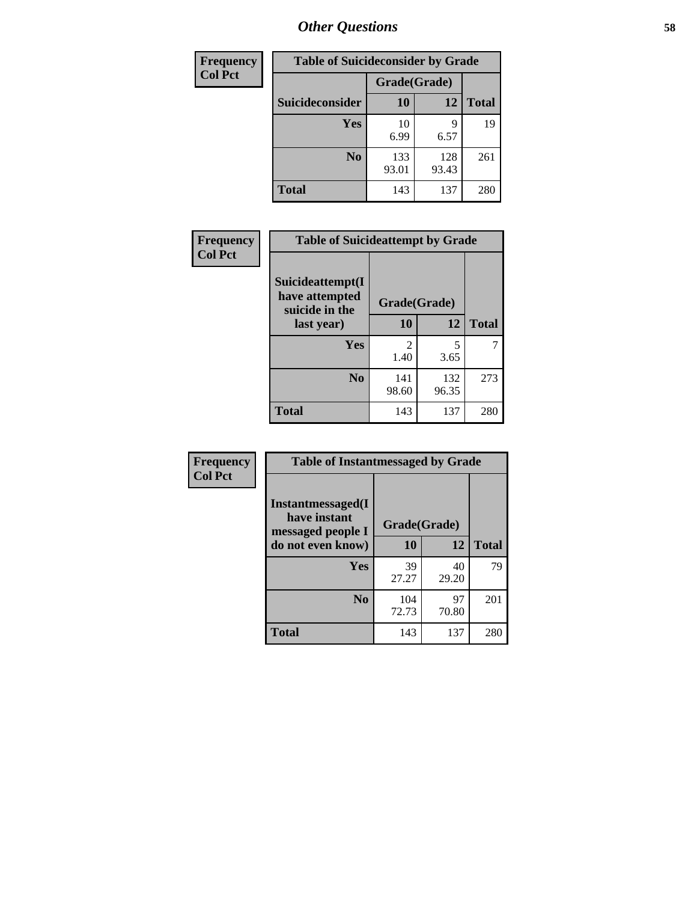# Other Questions

**Frequency**
**Col Pct**

| Table of Suicideconsider by Grade | | | |
|---|---|---|---|
| | Grade(Grade) | | |
| **Suicideconsider** | **10** | **12** | **Total** |
| **Yes** | 10<br>6.99 | 9<br>6.57 | 19 |
| **No** | 133<br>93.01 | 128<br>93.43 | 261 |
| **Total** | 143 | 137 | 280 |

**Frequency**
**Col Pct**

| Table of Suicideattempt by Grade | | | |
|---|---|---|---|
| **Suicideattempt(I have attempted suicide in the last year)** | Grade(Grade) | | |
| | **10** | **12** | **Total** |
| **Yes** | 2<br>1.40 | 5<br>3.65 | 7 |
| **No** | 141<br>98.60 | 132<br>96.35 | 273 |
| **Total** | 143 | 137 | 280 |

**Frequency**
**Col Pct**

| Table of Instantmessaged by Grade | | | |
|---|---|---|---|
| **Instantmessaged(I have instant messaged people I do not even know)** | Grade(Grade) | | |
| | **10** | **12** | **Total** |
| **Yes** | 39<br>27.27 | 40<br>29.20 | 79 |
| **No** | 104<br>72.73 | 97<br>70.80 | 201 |
| **Total** | 143 | 137 | 280 |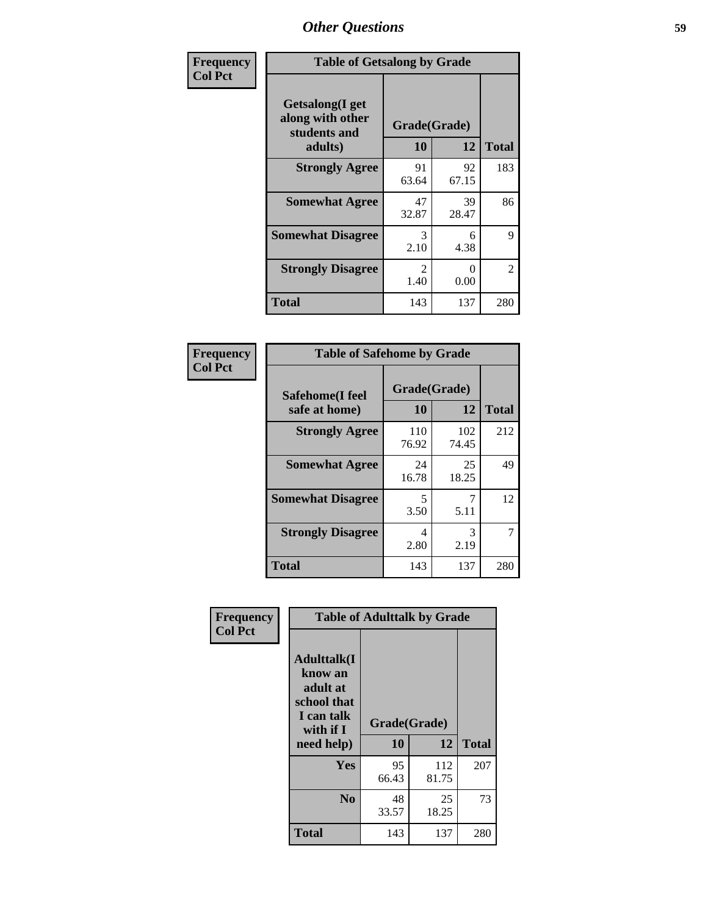## Other Questions

**Frequency / Col Pct**

| Table of Getsalong by Grade | | | |
|---|---|---|---|
| Getsalong(I get along with other students and adults) | Grade(Grade) | | |
| | 10 | 12 | Total |
| Strongly Agree | 91<br>63.64 | 92<br>67.15 | 183 |
| Somewhat Agree | 47<br>32.87 | 39<br>28.47 | 86 |
| Somewhat Disagree | 3<br>2.10 | 6<br>4.38 | 9 |
| Strongly Disagree | 2<br>1.40 | 0<br>0.00 | 2 |
| Total | 143 | 137 | 280 |

**Frequency / Col Pct**

| Table of Safehome by Grade | | | |
|---|---|---|---|
| Safehome(I feel safe at home) | Grade(Grade) | | |
| | 10 | 12 | Total |
| Strongly Agree | 110<br>76.92 | 102<br>74.45 | 212 |
| Somewhat Agree | 24<br>16.78 | 25<br>18.25 | 49 |
| Somewhat Disagree | 5<br>3.50 | 7<br>5.11 | 12 |
| Strongly Disagree | 4<br>2.80 | 3<br>2.19 | 7 |
| Total | 143 | 137 | 280 |

**Frequency / Col Pct**

| Table of Adulttalk by Grade | | | |
|---|---|---|---|
| Adulttalk(I know an adult at school that I can talk with if I need help) | Grade(Grade) | | |
| | 10 | 12 | Total |
| Yes | 95<br>66.43 | 112<br>81.75 | 207 |
| No | 48<br>33.57 | 25<br>18.25 | 73 |
| Total | 143 | 137 | 280 |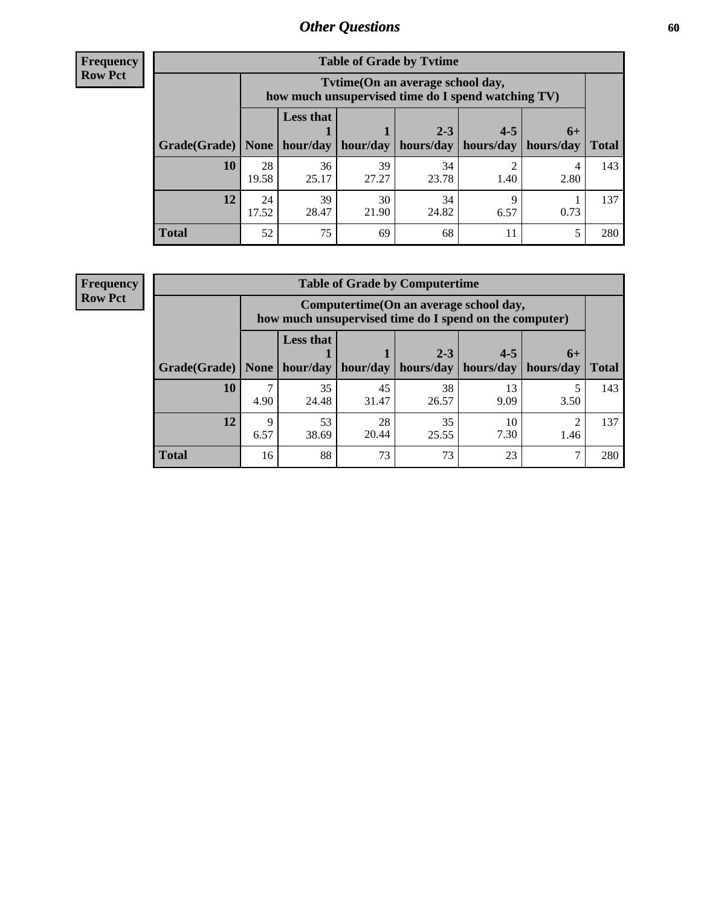## Other Questions

**Frequency**
**Row Pct**

**Table of Grade by Tvtime**

| Grade(Grade) | Tvtime(On an average school day, how much unsupervised time do I spend watching TV) | | | | | | Total |
|---|---|---|---|---|---|---|---|
| | None | Less that 1 hour/day | 1 hour/day | 2-3 hours/day | 4-5 hours/day | 6+ hours/day | |
| **10** | 28<br>19.58 | 36<br>25.17 | 39<br>27.27 | 34<br>23.78 | 2<br>1.40 | 4<br>2.80 | 143 |
| **12** | 24<br>17.52 | 39<br>28.47 | 30<br>21.90 | 34<br>24.82 | 9<br>6.57 | 1<br>0.73 | 137 |
| **Total** | 52 | 75 | 69 | 68 | 11 | 5 | 280 |

**Frequency**
**Row Pct**

**Table of Grade by Computertime**

| Grade(Grade) | Computertime(On an average school day, how much unsupervised time do I spend on the computer) | | | | | | Total |
|---|---|---|---|---|---|---|---|
| | None | Less that 1 hour/day | 1 hour/day | 2-3 hours/day | 4-5 hours/day | 6+ hours/day | |
| **10** | 7<br>4.90 | 35<br>24.48 | 45<br>31.47 | 38<br>26.57 | 13<br>9.09 | 5<br>3.50 | 143 |
| **12** | 9<br>6.57 | 53<br>38.69 | 28<br>20.44 | 35<br>25.55 | 10<br>7.30 | 2<br>1.46 | 137 |
| **Total** | 16 | 88 | 73 | 73 | 23 | 7 | 280 |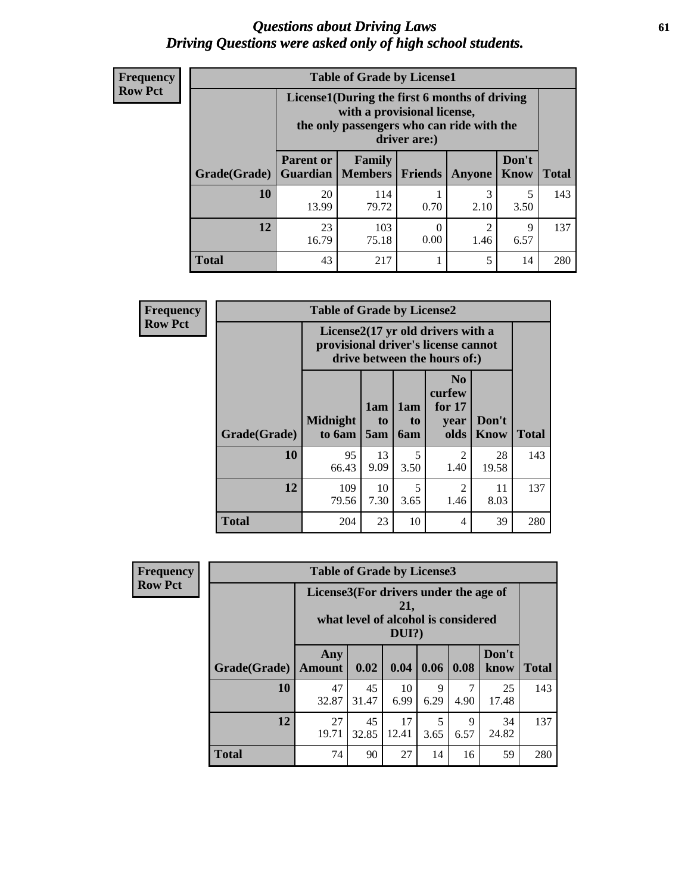# *Questions about Driving Laws*
# *Driving Questions were asked only of high school students.*

**Frequency**
**Row Pct**

**Table of Grade by License1**

| Grade(Grade) | License1(During the first 6 months of driving with a provisional license, the only passengers who can ride with the driver are:) | | | | | Total |
|---|---|---|---|---|---|---|
| | Parent or Guardian | Family Members | Friends | Anyone | Don't Know | |
| **10** | 20<br>13.99 | 114<br>79.72 | 1<br>0.70 | 3<br>2.10 | 5<br>3.50 | 143 |
| **12** | 23<br>16.79 | 103<br>75.18 | 0<br>0.00 | 2<br>1.46 | 9<br>6.57 | 137 |
| **Total** | 43 | 217 | 1 | 5 | 14 | 280 |

**Frequency**
**Row Pct**

**Table of Grade by License2**

| Grade(Grade) | License2(17 yr old drivers with a provisional driver's license cannot drive between the hours of:) | | | | | Total |
|---|---|---|---|---|---|---|
| | Midnight to 6am | 1am to 5am | 1am to 6am | No curfew for 17 year olds | Don't Know | |
| **10** | 95<br>66.43 | 13<br>9.09 | 5<br>3.50 | 2<br>1.40 | 28<br>19.58 | 143 |
| **12** | 109<br>79.56 | 10<br>7.30 | 5<br>3.65 | 2<br>1.46 | 11<br>8.03 | 137 |
| **Total** | 204 | 23 | 10 | 4 | 39 | 280 |

**Frequency**
**Row Pct**

**Table of Grade by License3**

| Grade(Grade) | License3(For drivers under the age of 21, what level of alcohol is considered DUI?) | | | | | | Total |
|---|---|---|---|---|---|---|---|
| | Any Amount | 0.02 | 0.04 | 0.06 | 0.08 | Don't know | |
| **10** | 47<br>32.87 | 45<br>31.47 | 10<br>6.99 | 9<br>6.29 | 7<br>4.90 | 25<br>17.48 | 143 |
| **12** | 27<br>19.71 | 45<br>32.85 | 17<br>12.41 | 5<br>3.65 | 9<br>6.57 | 34<br>24.82 | 137 |
| **Total** | 74 | 90 | 27 | 14 | 16 | 59 | 280 |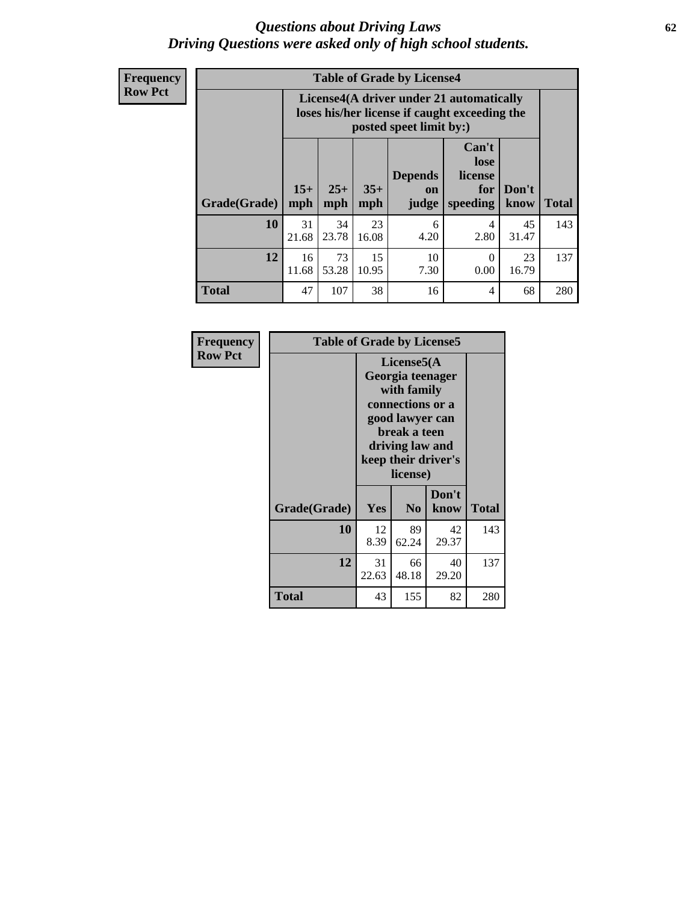# *Questions about Driving Laws*
## *Driving Questions were asked only of high school students.*

**Frequency**
**Row Pct**

**Table of Grade by License4**

| Grade(Grade) | License4(A driver under 21 automatically loses his/her license if caught exceeding the posted speet limit by:) | | | | | | Total |
|---|---|---|---|---|---|---|---|
| | 15+ mph | 25+ mph | 35+ mph | Depends on judge | Can't lose license for speeding | Don't know | |
| **10** | 31<br>21.68 | 34<br>23.78 | 23<br>16.08 | 6<br>4.20 | 4<br>2.80 | 45<br>31.47 | 143 |
| **12** | 16<br>11.68 | 73<br>53.28 | 15<br>10.95 | 10<br>7.30 | 0<br>0.00 | 23<br>16.79 | 137 |
| **Total** | 47 | 107 | 38 | 16 | 4 | 68 | 280 |

**Frequency**
**Row Pct**

**Table of Grade by License5**

| Grade(Grade) | License5(A Georgia teenager with family connections or a good lawyer can break a teen driving law and keep their driver's license) | | | Total |
|---|---|---|---|---|
| | Yes | No | Don't know | |
| **10** | 12<br>8.39 | 89<br>62.24 | 42<br>29.37 | 143 |
| **12** | 31<br>22.63 | 66<br>48.18 | 40<br>29.20 | 137 |
| **Total** | 43 | 155 | 82 | 280 |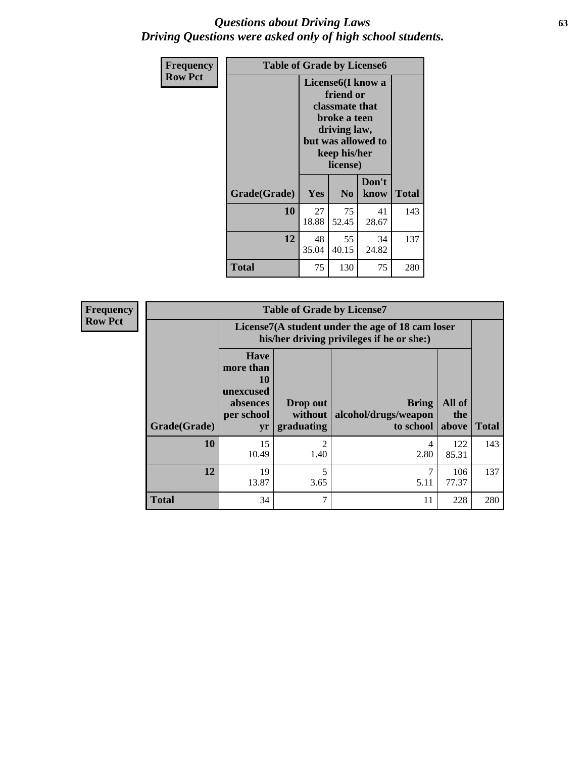# *Questions about Driving Laws*
# *Driving Questions were asked only of high school students.*

**Frequency**
**Row Pct**

**Table of Grade by License6**

| Grade(Grade) | License6(I know a friend or classmate that broke a teen driving law, but was allowed to keep his/her license) | | | Total |
|---|---|---|---|---|
| | Yes | No | Don't know | |
| 10 | 27<br>18.88 | 75<br>52.45 | 41<br>28.67 | 143 |
| 12 | 48<br>35.04 | 55<br>40.15 | 34<br>24.82 | 137 |
| Total | 75 | 130 | 75 | 280 |

**Frequency**
**Row Pct**

**Table of Grade by License7**

| Grade(Grade) | License7(A student under the age of 18 cam loser his/her driving privileges if he or she:) | | | | Total |
|---|---|---|---|---|---|
| | Have more than 10 unexcused absences per school yr | Drop out without graduating | Bring alcohol/drugs/weapon to school | All of the above | |
| 10 | 15<br>10.49 | 2<br>1.40 | 4<br>2.80 | 122<br>85.31 | 143 |
| 12 | 19<br>13.87 | 5<br>3.65 | 7<br>5.11 | 106<br>77.37 | 137 |
| Total | 34 | 7 | 11 | 228 | 280 |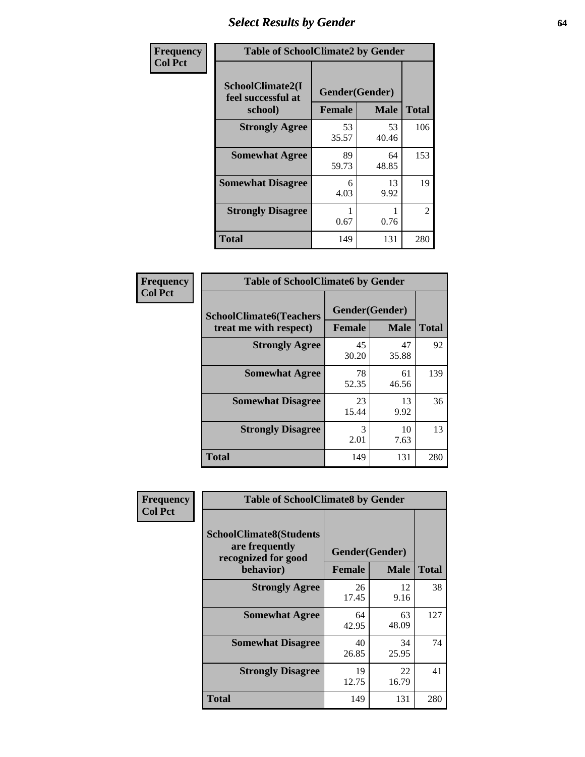# Select Results by Gender

**Frequency**
**Col Pct**

| Table of SchoolClimate2 by Gender | | | |
|---|---|---|---|
| SchoolClimate2(I feel successful at school) | Gender(Gender) | | |
| | Female | Male | Total |
| Strongly Agree | 53<br>35.57 | 53<br>40.46 | 106 |
| Somewhat Agree | 89<br>59.73 | 64<br>48.85 | 153 |
| Somewhat Disagree | 6<br>4.03 | 13<br>9.92 | 19 |
| Strongly Disagree | 1<br>0.67 | 1<br>0.76 | 2 |
| Total | 149 | 131 | 280 |

**Frequency**
**Col Pct**

| Table of SchoolClimate6 by Gender | | | |
|---|---|---|---|
| SchoolClimate6(Teachers treat me with respect) | Gender(Gender) | | |
| | Female | Male | Total |
| Strongly Agree | 45<br>30.20 | 47<br>35.88 | 92 |
| Somewhat Agree | 78<br>52.35 | 61<br>46.56 | 139 |
| Somewhat Disagree | 23<br>15.44 | 13<br>9.92 | 36 |
| Strongly Disagree | 3<br>2.01 | 10<br>7.63 | 13 |
| Total | 149 | 131 | 280 |

**Frequency**
**Col Pct**

| Table of SchoolClimate8 by Gender | | | |
|---|---|---|---|
| SchoolClimate8(Students are frequently recognized for good behavior) | Gender(Gender) | | |
| | Female | Male | Total |
| Strongly Agree | 26<br>17.45 | 12<br>9.16 | 38 |
| Somewhat Agree | 64<br>42.95 | 63<br>48.09 | 127 |
| Somewhat Disagree | 40<br>26.85 | 34<br>25.95 | 74 |
| Strongly Disagree | 19<br>12.75 | 22<br>16.79 | 41 |
| Total | 149 | 131 | 280 |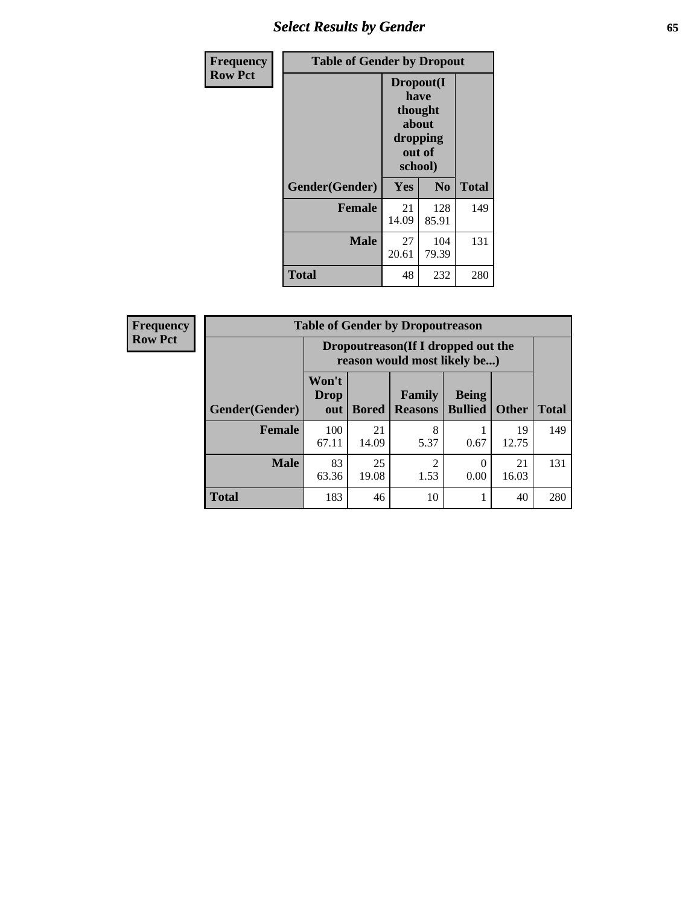## Table of Gender by Dropout

Frequency / Row Pct

| Gender(Gender) | Dropout(I have thought about dropping out of school) | | Total |
|---|---|---|---|
| | Yes | No | |
| Female | 21<br>14.09 | 128<br>85.91 | 149 |
| Male | 27<br>20.61 | 104<br>79.39 | 131 |
| Total | 48 | 232 | 280 |

## Table of Gender by Dropoutreason

Frequency / Row Pct

| Gender(Gender) | Dropoutreason(If I dropped out the reason would most likely be...) | | | | | Total |
|---|---|---|---|---|---|---|
| | Won't Drop out | Bored | Family Reasons | Being Bullied | Other | |
| Female | 100<br>67.11 | 21<br>14.09 | 8<br>5.37 | 1<br>0.67 | 19<br>12.75 | 149 |
| Male | 83<br>63.36 | 25<br>19.08 | 2<br>1.53 | 0<br>0.00 | 21<br>16.03 | 131 |
| Total | 183 | 46 | 10 | 1 | 40 | 280 |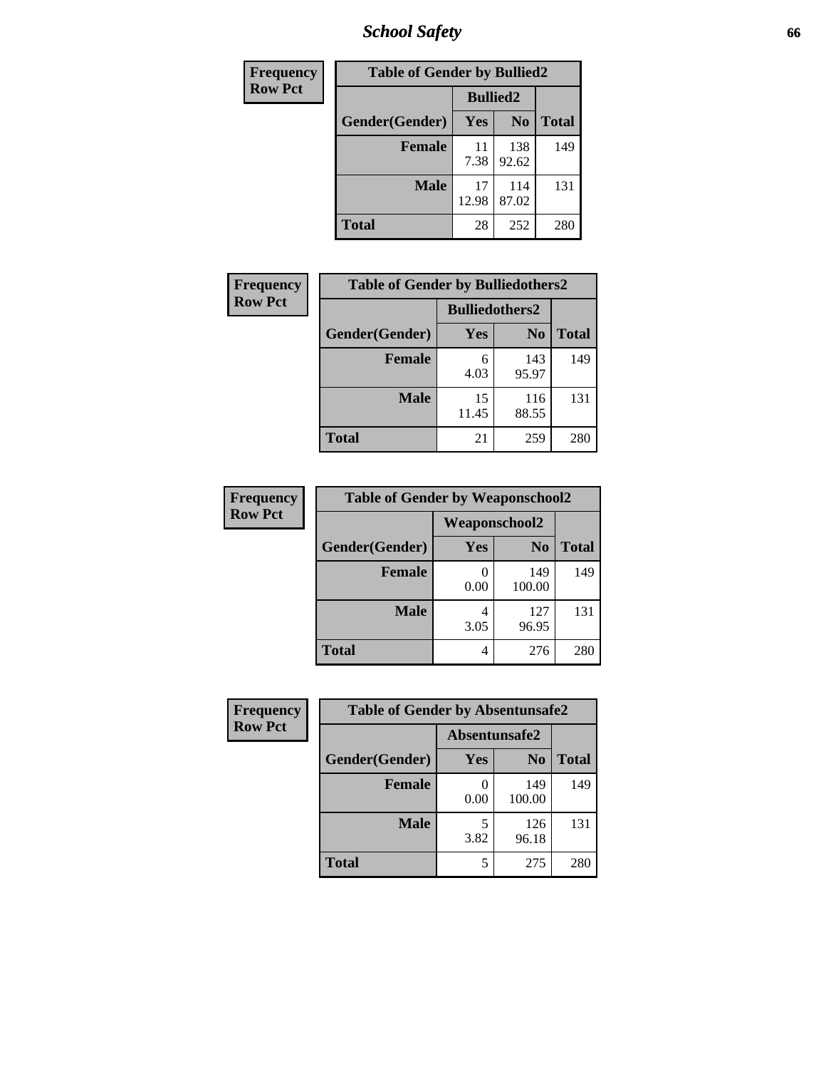# School Safety

| Frequency<br>Row Pct | | | |
|---|---|---|---|

**Table of Gender by Bullied2**

| Gender(Gender) | Bullied2 Yes | Bullied2 No | Total |
|---|---|---|---|
| **Female** | 11<br>7.38 | 138<br>92.62 | 149 |
| **Male** | 17<br>12.98 | 114<br>87.02 | 131 |
| **Total** | 28 | 252 | 280 |

**Table of Gender by Bulliedothers2**

| Gender(Gender) | Bulliedothers2 Yes | Bulliedothers2 No | Total |
|---|---|---|---|
| **Female** | 6<br>4.03 | 143<br>95.97 | 149 |
| **Male** | 15<br>11.45 | 116<br>88.55 | 131 |
| **Total** | 21 | 259 | 280 |

**Table of Gender by Weaponschool2**

| Gender(Gender) | Weaponschool2 Yes | Weaponschool2 No | Total |
|---|---|---|---|
| **Female** | 0<br>0.00 | 149<br>100.00 | 149 |
| **Male** | 4<br>3.05 | 127<br>96.95 | 131 |
| **Total** | 4 | 276 | 280 |

**Table of Gender by Absentunsafe2**

| Gender(Gender) | Absentunsafe2 Yes | Absentunsafe2 No | Total |
|---|---|---|---|
| **Female** | 0<br>0.00 | 149<br>100.00 | 149 |
| **Male** | 5<br>3.82 | 126<br>96.18 | 131 |
| **Total** | 5 | 275 | 280 |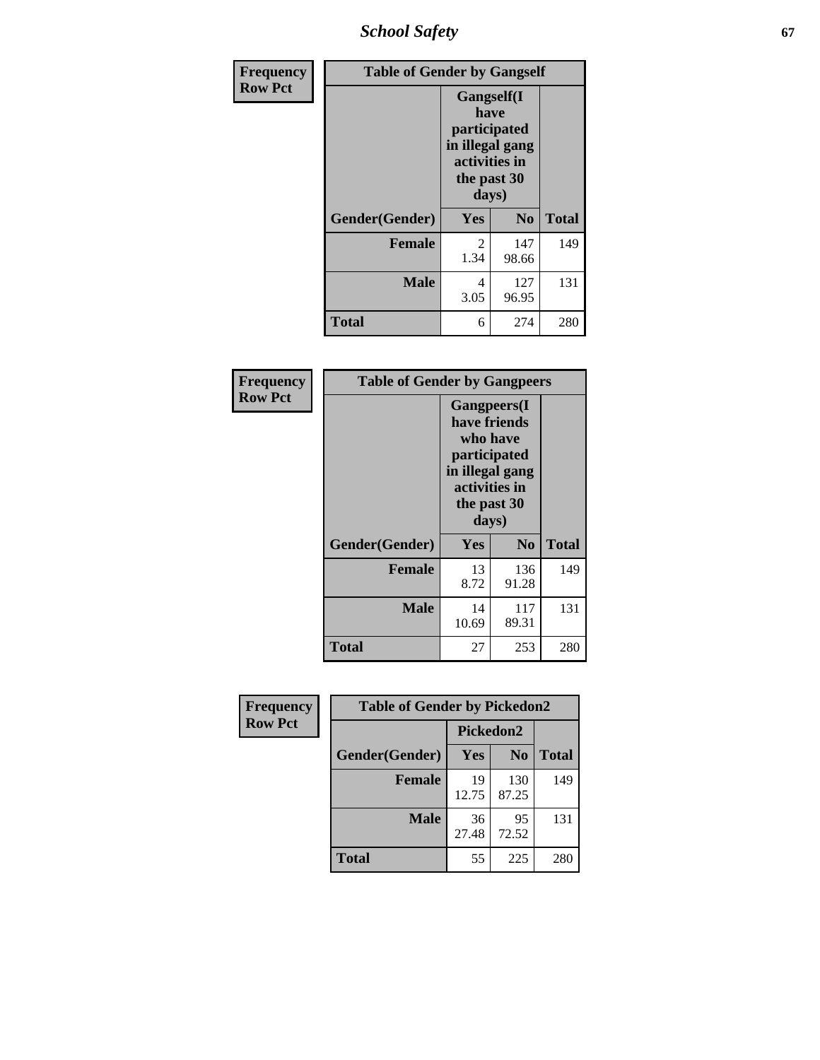| Frequency Row Pct |
|---|

**Table of Gender by Gangself**

| Gender(Gender) | Gangself(I have participated in illegal gang activities in the past 30 days) Yes | No | Total |
|---|---|---|---|
| **Female** | 2<br>1.34 | 147<br>98.66 | 149 |
| **Male** | 4<br>3.05 | 127<br>96.95 | 131 |
| **Total** | 6 | 274 | 280 |

| Frequency Row Pct |
|---|

**Table of Gender by Gangpeers**

| Gender(Gender) | Gangpeers(I have friends who have participated in illegal gang activities in the past 30 days) Yes | No | Total |
|---|---|---|---|
| **Female** | 13<br>8.72 | 136<br>91.28 | 149 |
| **Male** | 14<br>10.69 | 117<br>89.31 | 131 |
| **Total** | 27 | 253 | 280 |

| Frequency Row Pct |
|---|

**Table of Gender by Pickedon2**

| Gender(Gender) | Pickedon2 Yes | No | Total |
|---|---|---|---|
| **Female** | 19<br>12.75 | 130<br>87.25 | 149 |
| **Male** | 36<br>27.48 | 95<br>72.52 | 131 |
| **Total** | 55 | 225 | 280 |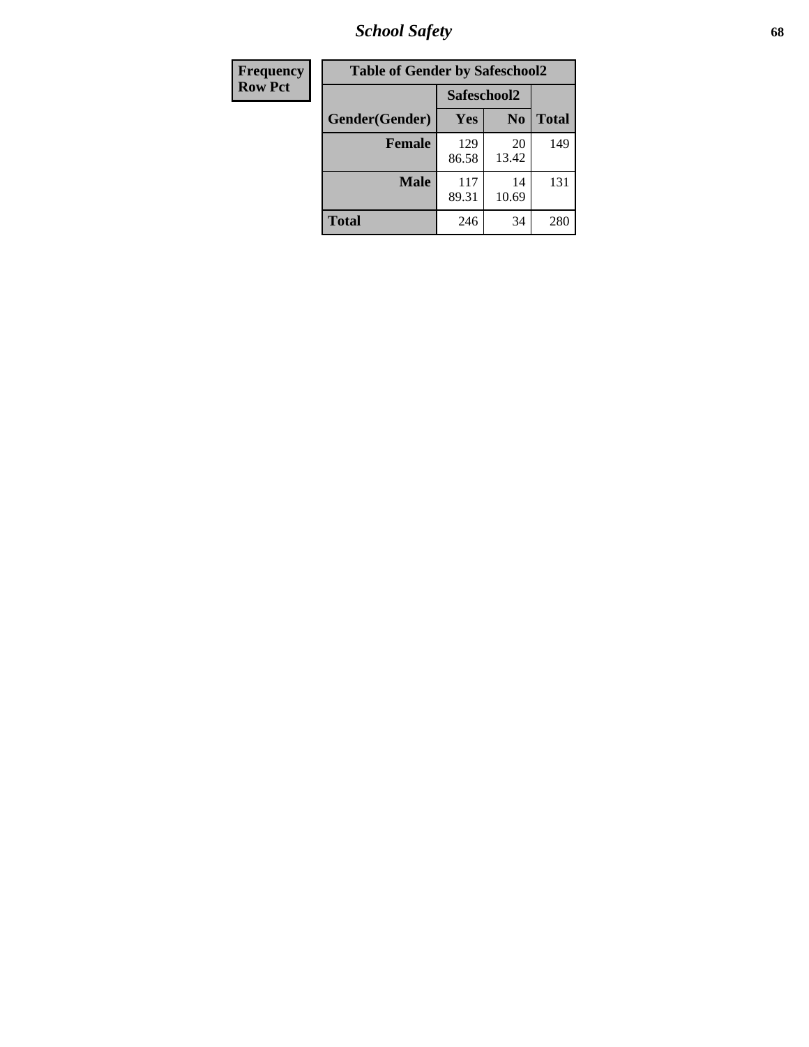| Frequency<br>Row Pct |
| --- |

| Table of Gender by Safeschool2 | | | |
| --- | --- | --- | --- |
| | Safeschool2 | | |
| Gender(Gender) | Yes | No | Total |
| Female | 129<br>86.58 | 20<br>13.42 | 149 |
| Male | 117<br>89.31 | 14<br>10.69 | 131 |
| Total | 246 | 34 | 280 |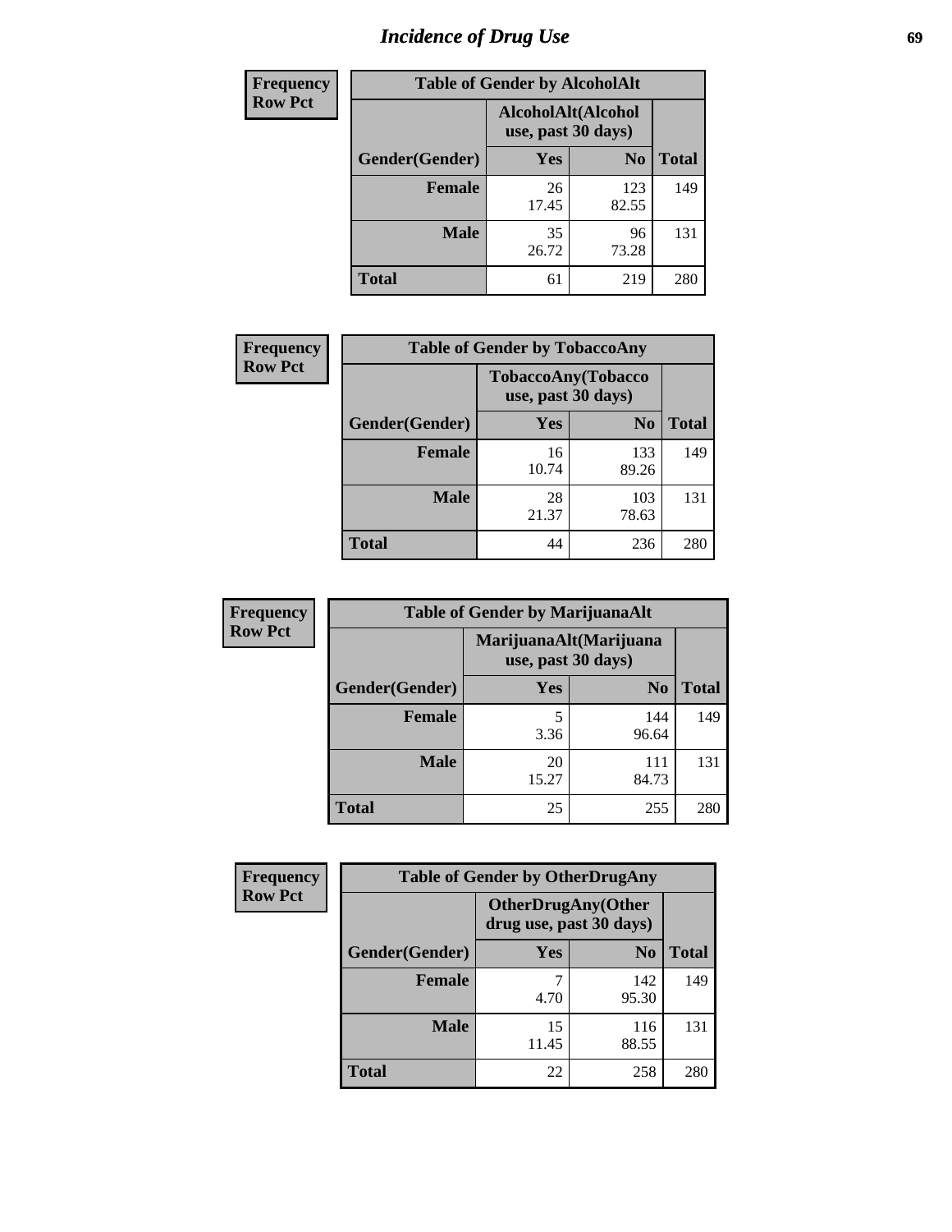# Incidence of Drug Use

| Frequency Row Pct | Table of Gender by AlcoholAlt | | |
|---|---|---|---|
| | AlcoholAlt(Alcohol use, past 30 days) | | |
| Gender(Gender) | Yes | No | Total |
| Female | 26<br>17.45 | 123<br>82.55 | 149 |
| Male | 35<br>26.72 | 96<br>73.28 | 131 |
| Total | 61 | 219 | 280 |

| Frequency Row Pct | Table of Gender by TobaccoAny | | |
|---|---|---|---|
| | TobaccoAny(Tobacco use, past 30 days) | | |
| Gender(Gender) | Yes | No | Total |
| Female | 16<br>10.74 | 133<br>89.26 | 149 |
| Male | 28<br>21.37 | 103<br>78.63 | 131 |
| Total | 44 | 236 | 280 |

| Frequency Row Pct | Table of Gender by MarijuanaAlt | | |
|---|---|---|---|
| | MarijuanaAlt(Marijuana use, past 30 days) | | |
| Gender(Gender) | Yes | No | Total |
| Female | 5<br>3.36 | 144<br>96.64 | 149 |
| Male | 20<br>15.27 | 111<br>84.73 | 131 |
| Total | 25 | 255 | 280 |

| Frequency Row Pct | Table of Gender by OtherDrugAny | | |
|---|---|---|---|
| | OtherDrugAny(Other drug use, past 30 days) | | |
| Gender(Gender) | Yes | No | Total |
| Female | 7<br>4.70 | 142<br>95.30 | 149 |
| Male | 15<br>11.45 | 116<br>88.55 | 131 |
| Total | 22 | 258 | 280 |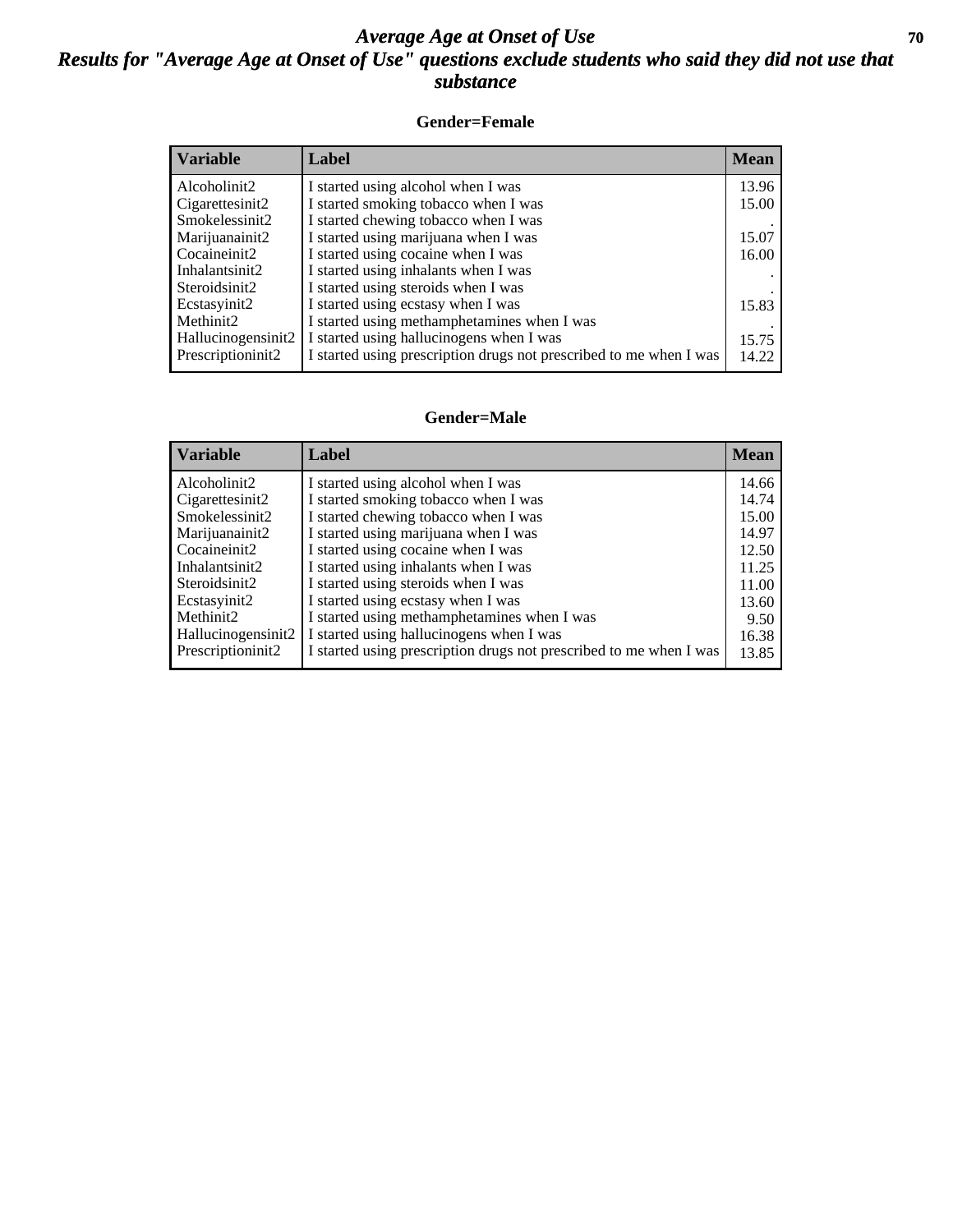# *Average Age at Onset of Use*

## *Results for "Average Age at Onset of Use" questions exclude students who said they did not use that substance*

### Gender=Female

| Variable | Label | Mean |
|---|---|---|
| Alcoholinit2 | I started using alcohol when I was | 13.96 |
| Cigarettesinit2 | I started smoking tobacco when I was | 15.00 |
| Smokelessinit2 | I started chewing tobacco when I was | . |
| Marijuanainit2 | I started using marijuana when I was | 15.07 |
| Cocaineinit2 | I started using cocaine when I was | 16.00 |
| Inhalantsinit2 | I started using inhalants when I was | . |
| Steroidsinit2 | I started using steroids when I was | . |
| Ecstasyinit2 | I started using ecstasy when I was | 15.83 |
| Methinit2 | I started using methamphetamines when I was | . |
| Hallucinogensinit2 | I started using hallucinogens when I was | 15.75 |
| Prescriptioninit2 | I started using prescription drugs not prescribed to me when I was | 14.22 |

### Gender=Male

| Variable | Label | Mean |
|---|---|---|
| Alcoholinit2 | I started using alcohol when I was | 14.66 |
| Cigarettesinit2 | I started smoking tobacco when I was | 14.74 |
| Smokelessinit2 | I started chewing tobacco when I was | 15.00 |
| Marijuanainit2 | I started using marijuana when I was | 14.97 |
| Cocaineinit2 | I started using cocaine when I was | 12.50 |
| Inhalantsinit2 | I started using inhalants when I was | 11.25 |
| Steroidsinit2 | I started using steroids when I was | 11.00 |
| Ecstasyinit2 | I started using ecstasy when I was | 13.60 |
| Methinit2 | I started using methamphetamines when I was | 9.50 |
| Hallucinogensinit2 | I started using hallucinogens when I was | 16.38 |
| Prescriptioninit2 | I started using prescription drugs not prescribed to me when I was | 13.85 |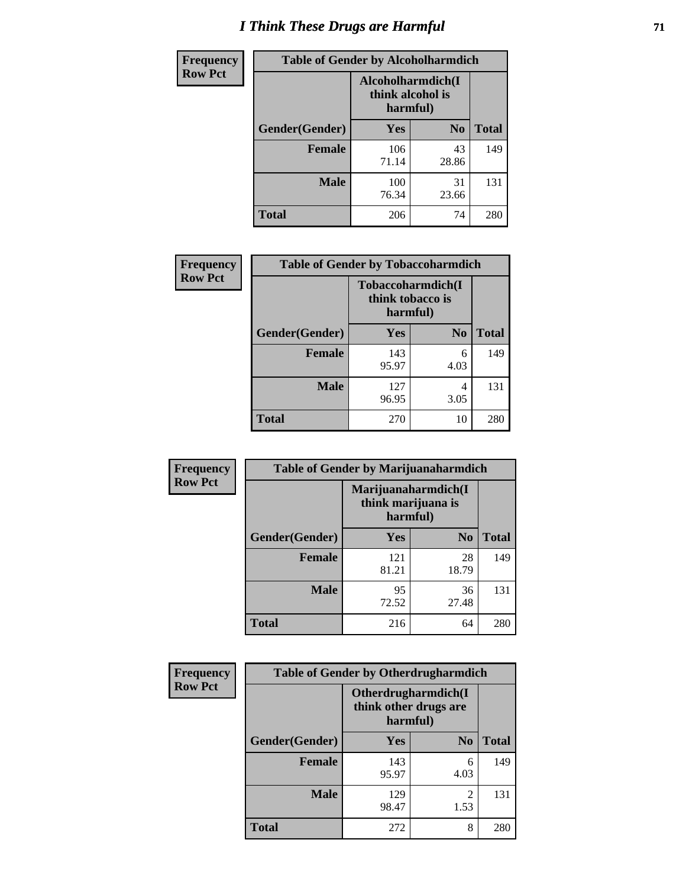# I Think These Drugs are Harmful

| Frequency<br>Row Pct | Table of Gender by Alcoholharmdich | | |
|---|---|---|---|
| | Alcoholharmdich(I think alcohol is harmful) | | |
| Gender(Gender) | Yes | No | Total |
| Female | 106<br>71.14 | 43<br>28.86 | 149 |
| Male | 100<br>76.34 | 31<br>23.66 | 131 |
| Total | 206 | 74 | 280 |

| Frequency<br>Row Pct | Table of Gender by Tobaccoharmdich | | |
|---|---|---|---|
| | Tobaccoharmdich(I think tobacco is harmful) | | |
| Gender(Gender) | Yes | No | Total |
| Female | 143<br>95.97 | 6<br>4.03 | 149 |
| Male | 127<br>96.95 | 4<br>3.05 | 131 |
| Total | 270 | 10 | 280 |

| Frequency<br>Row Pct | Table of Gender by Marijuanaharmdich | | |
|---|---|---|---|
| | Marijuanaharmdich(I think marijuana is harmful) | | |
| Gender(Gender) | Yes | No | Total |
| Female | 121<br>81.21 | 28<br>18.79 | 149 |
| Male | 95<br>72.52 | 36<br>27.48 | 131 |
| Total | 216 | 64 | 280 |

| Frequency<br>Row Pct | Table of Gender by Otherdrugharmdich | | |
|---|---|---|---|
| | Otherdrugharmdich(I think other drugs are harmful) | | |
| Gender(Gender) | Yes | No | Total |
| Female | 143<br>95.97 | 6<br>4.03 | 149 |
| Male | 129<br>98.47 | 2<br>1.53 | 131 |
| Total | 272 | 8 | 280 |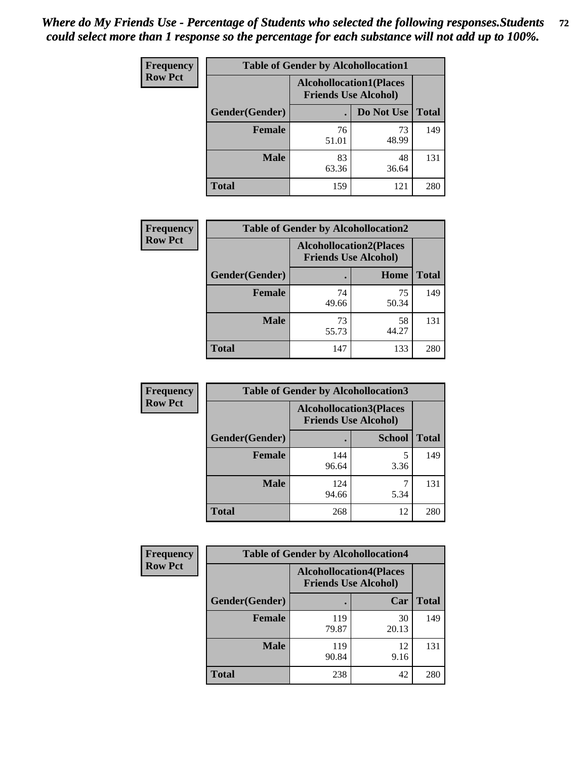*Where do My Friends Use - Percentage of Students who selected the following responses.Students could select more than 1 response so the percentage for each substance will not add up to 100%.*

**Frequency**
**Row Pct**

| Table of Gender by Alcohollocation1 | | | |
|---|---|---|---|
| | Alcohollocation1(Places Friends Use Alcohol) | | |
| Gender(Gender) | . | Do Not Use | Total |
| Female | 76<br>51.01 | 73<br>48.99 | 149 |
| Male | 83<br>63.36 | 48<br>36.64 | 131 |
| Total | 159 | 121 | 280 |

**Frequency**
**Row Pct**

| Table of Gender by Alcohollocation2 | | | |
|---|---|---|---|
| | Alcohollocation2(Places Friends Use Alcohol) | | |
| Gender(Gender) | . | Home | Total |
| Female | 74<br>49.66 | 75<br>50.34 | 149 |
| Male | 73<br>55.73 | 58<br>44.27 | 131 |
| Total | 147 | 133 | 280 |

**Frequency**
**Row Pct**

| Table of Gender by Alcohollocation3 | | | |
|---|---|---|---|
| | Alcohollocation3(Places Friends Use Alcohol) | | |
| Gender(Gender) | . | School | Total |
| Female | 144<br>96.64 | 5<br>3.36 | 149 |
| Male | 124<br>94.66 | 7<br>5.34 | 131 |
| Total | 268 | 12 | 280 |

**Frequency**
**Row Pct**

| Table of Gender by Alcohollocation4 | | | |
|---|---|---|---|
| | Alcohollocation4(Places Friends Use Alcohol) | | |
| Gender(Gender) | . | Car | Total |
| Female | 119<br>79.87 | 30<br>20.13 | 149 |
| Male | 119<br>90.84 | 12<br>9.16 | 131 |
| Total | 238 | 42 | 280 |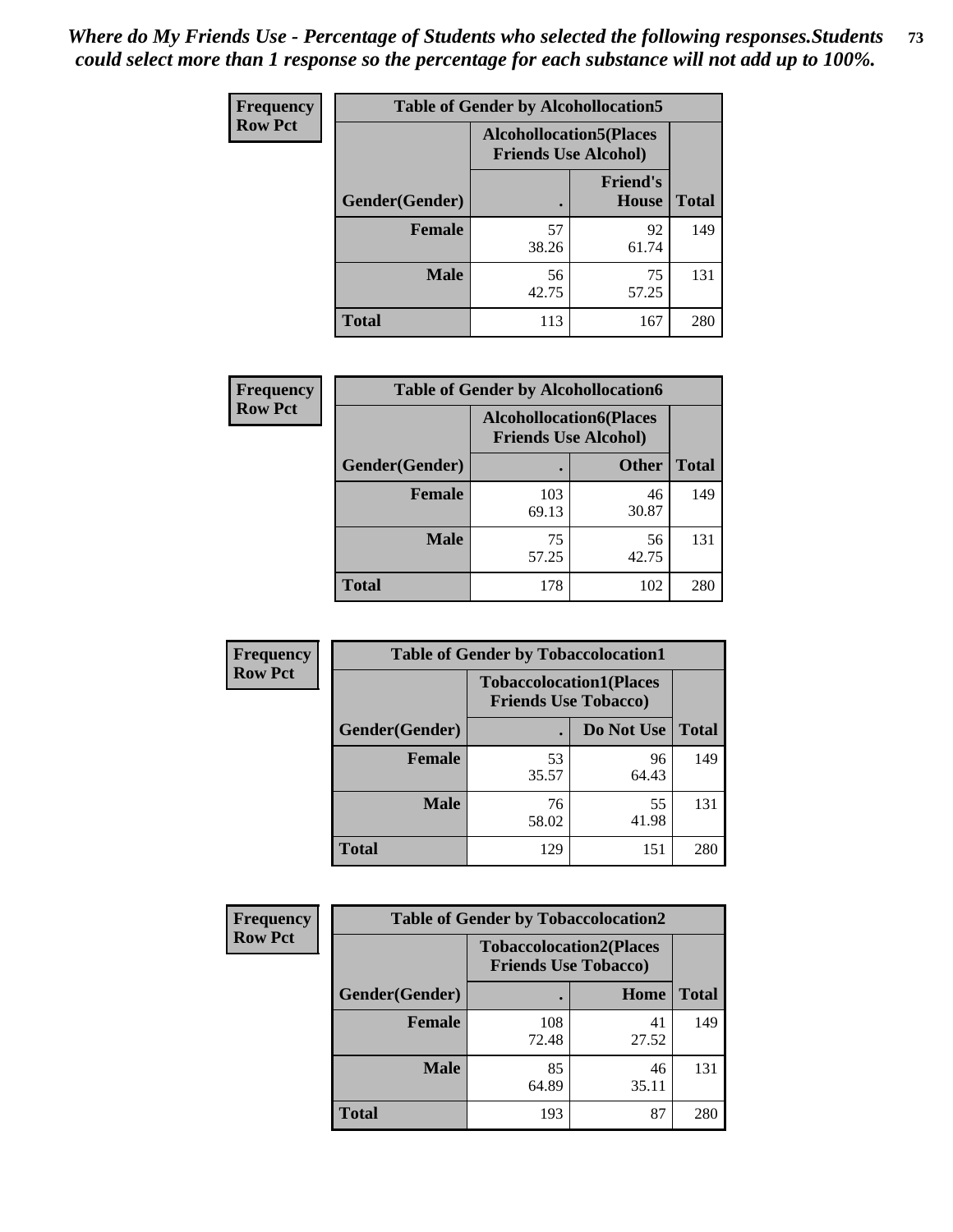*Where do My Friends Use - Percentage of Students who selected the following responses.Students could select more than 1 response so the percentage for each substance will not add up to 100%.*

**Frequency**
**Row Pct**

| Table of Gender by Alcohollocation5 | | | |
|---|---|---|---|
| | Alcohollocation5(Places Friends Use Alcohol) | | |
| Gender(Gender) | . | Friend's House | Total |
| Female | 57<br>38.26 | 92<br>61.74 | 149 |
| Male | 56<br>42.75 | 75<br>57.25 | 131 |
| Total | 113 | 167 | 280 |

**Frequency**
**Row Pct**

| Table of Gender by Alcohollocation6 | | | |
|---|---|---|---|
| | Alcohollocation6(Places Friends Use Alcohol) | | |
| Gender(Gender) | . | Other | Total |
| Female | 103<br>69.13 | 46<br>30.87 | 149 |
| Male | 75<br>57.25 | 56<br>42.75 | 131 |
| Total | 178 | 102 | 280 |

**Frequency**
**Row Pct**

| Table of Gender by Tobaccolocation1 | | | |
|---|---|---|---|
| | Tobaccolocation1(Places Friends Use Tobacco) | | |
| Gender(Gender) | . | Do Not Use | Total |
| Female | 53<br>35.57 | 96<br>64.43 | 149 |
| Male | 76<br>58.02 | 55<br>41.98 | 131 |
| Total | 129 | 151 | 280 |

**Frequency**
**Row Pct**

| Table of Gender by Tobaccolocation2 | | | |
|---|---|---|---|
| | Tobaccolocation2(Places Friends Use Tobacco) | | |
| Gender(Gender) | . | Home | Total |
| Female | 108<br>72.48 | 41<br>27.52 | 149 |
| Male | 85<br>64.89 | 46<br>35.11 | 131 |
| Total | 193 | 87 | 280 |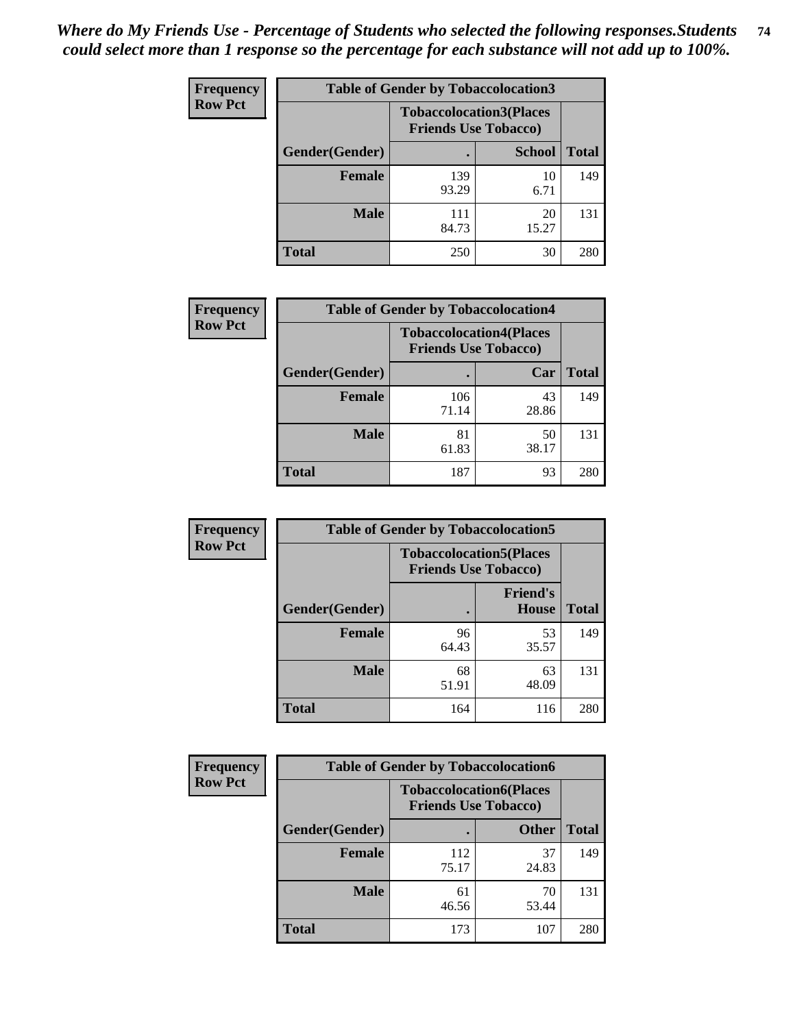*Where do My Friends Use - Percentage of Students who selected the following responses.Students could select more than 1 response so the percentage for each substance will not add up to 100%.*

**Frequency**
**Row Pct**

| Table of Gender by Tobaccolocation3 | | | |
|---|---|---|---|
| | Tobaccolocation3(Places Friends Use Tobacco) | | |
| Gender(Gender) | . | School | Total |
| Female | 139<br>93.29 | 10<br>6.71 | 149 |
| Male | 111<br>84.73 | 20<br>15.27 | 131 |
| Total | 250 | 30 | 280 |

**Frequency**
**Row Pct**

| Table of Gender by Tobaccolocation4 | | | |
|---|---|---|---|
| | Tobaccolocation4(Places Friends Use Tobacco) | | |
| Gender(Gender) | . | Car | Total |
| Female | 106<br>71.14 | 43<br>28.86 | 149 |
| Male | 81<br>61.83 | 50<br>38.17 | 131 |
| Total | 187 | 93 | 280 |

**Frequency**
**Row Pct**

| Table of Gender by Tobaccolocation5 | | | |
|---|---|---|---|
| | Tobaccolocation5(Places Friends Use Tobacco) | | |
| Gender(Gender) | . | Friend's House | Total |
| Female | 96<br>64.43 | 53<br>35.57 | 149 |
| Male | 68<br>51.91 | 63<br>48.09 | 131 |
| Total | 164 | 116 | 280 |

**Frequency**
**Row Pct**

| Table of Gender by Tobaccolocation6 | | | |
|---|---|---|---|
| | Tobaccolocation6(Places Friends Use Tobacco) | | |
| Gender(Gender) | . | Other | Total |
| Female | 112<br>75.17 | 37<br>24.83 | 149 |
| Male | 61<br>46.56 | 70<br>53.44 | 131 |
| Total | 173 | 107 | 280 |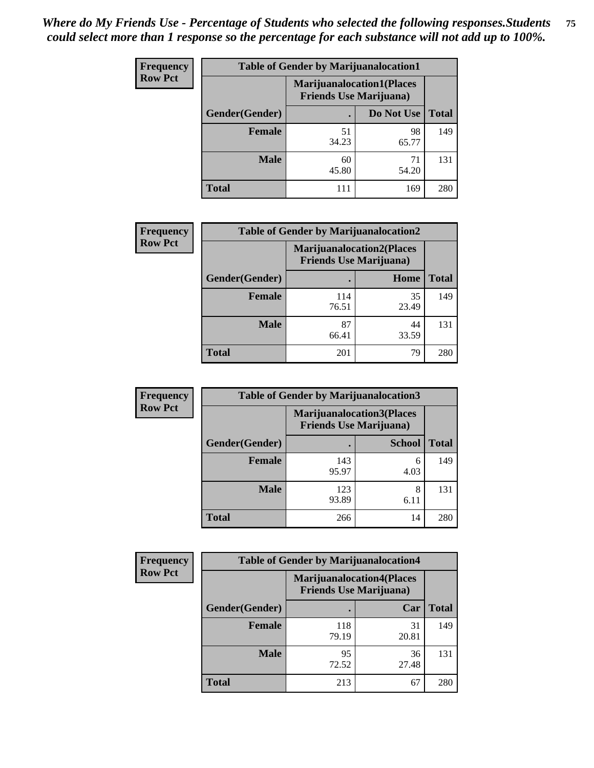*Where do My Friends Use - Percentage of Students who selected the following responses.Students could select more than 1 response so the percentage for each substance will not add up to 100%.*

**Frequency**
**Row Pct**

| Table of Gender by Marijuanalocation1 | | | |
|---|---|---|---|
| | Marijuanalocation1(Places Friends Use Marijuana) | | |
| Gender(Gender) | . | Do Not Use | Total |
| **Female** | 51<br>34.23 | 98<br>65.77 | 149 |
| **Male** | 60<br>45.80 | 71<br>54.20 | 131 |
| **Total** | 111 | 169 | 280 |

**Frequency**
**Row Pct**

| Table of Gender by Marijuanalocation2 | | | |
|---|---|---|---|
| | Marijuanalocation2(Places Friends Use Marijuana) | | |
| Gender(Gender) | . | Home | Total |
| **Female** | 114<br>76.51 | 35<br>23.49 | 149 |
| **Male** | 87<br>66.41 | 44<br>33.59 | 131 |
| **Total** | 201 | 79 | 280 |

**Frequency**
**Row Pct**

| Table of Gender by Marijuanalocation3 | | | |
|---|---|---|---|
| | Marijuanalocation3(Places Friends Use Marijuana) | | |
| Gender(Gender) | . | School | Total |
| **Female** | 143<br>95.97 | 6<br>4.03 | 149 |
| **Male** | 123<br>93.89 | 8<br>6.11 | 131 |
| **Total** | 266 | 14 | 280 |

**Frequency**
**Row Pct**

| Table of Gender by Marijuanalocation4 | | | |
|---|---|---|---|
| | Marijuanalocation4(Places Friends Use Marijuana) | | |
| Gender(Gender) | . | Car | Total |
| **Female** | 118<br>79.19 | 31<br>20.81 | 149 |
| **Male** | 95<br>72.52 | 36<br>27.48 | 131 |
| **Total** | 213 | 67 | 280 |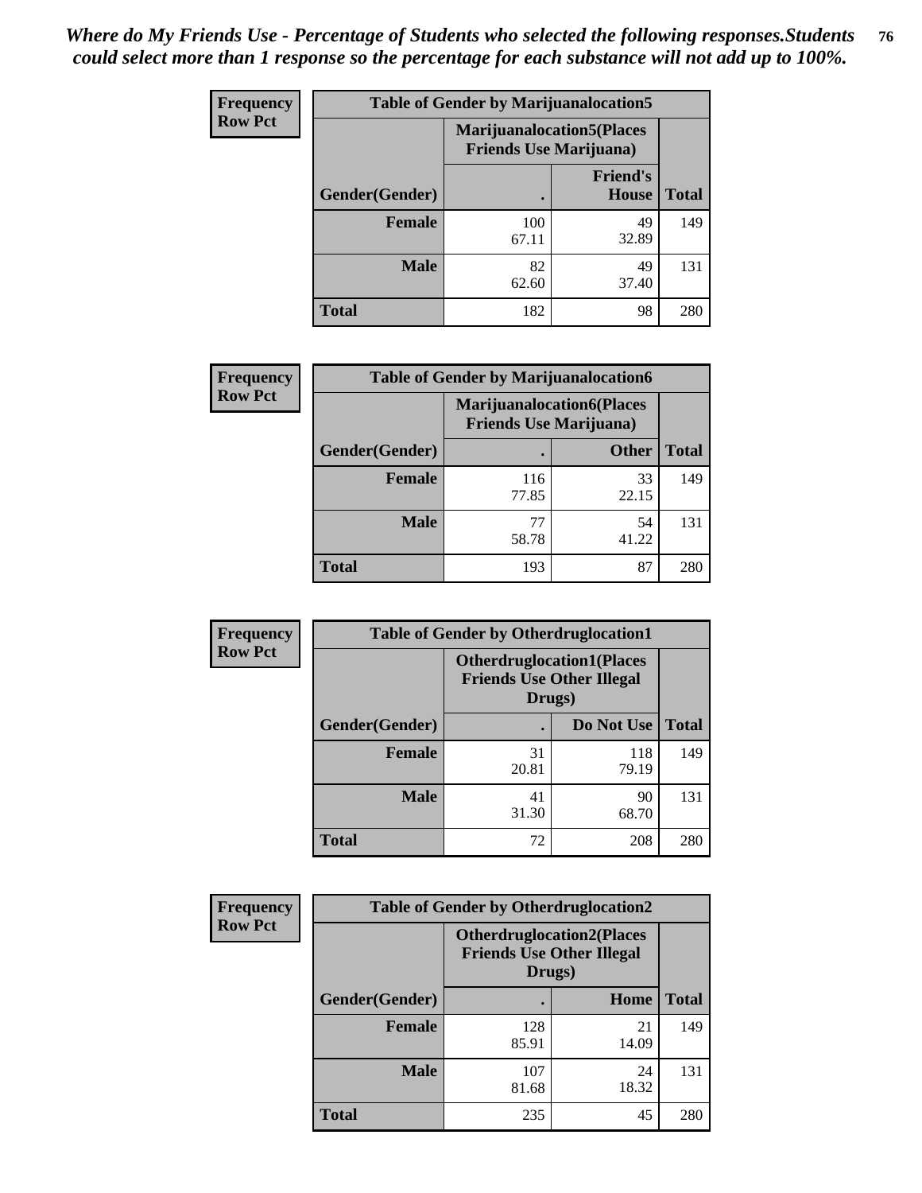*Where do My Friends Use - Percentage of Students who selected the following responses.Students could select more than 1 response so the percentage for each substance will not add up to 100%.*

**Frequency**
**Row Pct**

| Table of Gender by Marijuanalocation5 | | | |
|---|---|---|---|
| | Marijuanalocation5(Places Friends Use Marijuana) | | |
| Gender(Gender) | . | Friend's House | Total |
| **Female** | 100<br>67.11 | 49<br>32.89 | 149 |
| **Male** | 82<br>62.60 | 49<br>37.40 | 131 |
| **Total** | 182 | 98 | 280 |

**Frequency**
**Row Pct**

| Table of Gender by Marijuanalocation6 | | | |
|---|---|---|---|
| | Marijuanalocation6(Places Friends Use Marijuana) | | |
| Gender(Gender) | . | Other | Total |
| **Female** | 116<br>77.85 | 33<br>22.15 | 149 |
| **Male** | 77<br>58.78 | 54<br>41.22 | 131 |
| **Total** | 193 | 87 | 280 |

**Frequency**
**Row Pct**

| Table of Gender by Otherdruglocation1 | | | |
|---|---|---|---|
| | Otherdruglocation1(Places Friends Use Other Illegal Drugs) | | |
| Gender(Gender) | . | Do Not Use | Total |
| **Female** | 31<br>20.81 | 118<br>79.19 | 149 |
| **Male** | 41<br>31.30 | 90<br>68.70 | 131 |
| **Total** | 72 | 208 | 280 |

**Frequency**
**Row Pct**

| Table of Gender by Otherdruglocation2 | | | |
|---|---|---|---|
| | Otherdruglocation2(Places Friends Use Other Illegal Drugs) | | |
| Gender(Gender) | . | Home | Total |
| **Female** | 128<br>85.91 | 21<br>14.09 | 149 |
| **Male** | 107<br>81.68 | 24<br>18.32 | 131 |
| **Total** | 235 | 45 | 280 |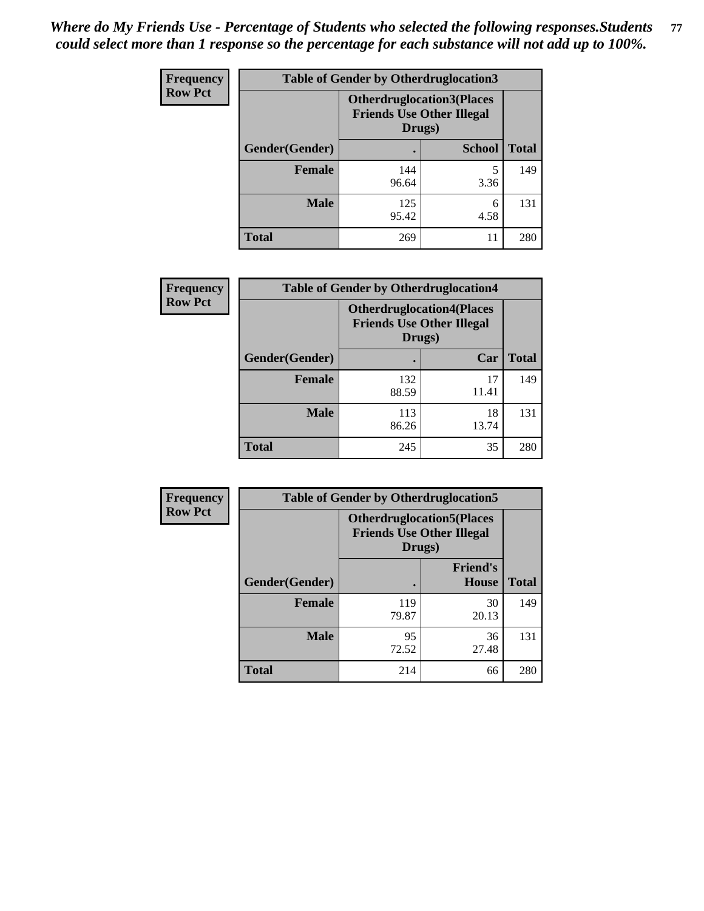*Where do My Friends Use - Percentage of Students who selected the following responses.Students could select more than 1 response so the percentage for each substance will not add up to 100%.*

**Frequency**
**Row Pct**

| Table of Gender by Otherdruglocation3 | | | |
|---|---|---|---|
| | Otherdruglocation3(Places Friends Use Other Illegal Drugs) | | |
| Gender(Gender) | . | School | Total |
| Female | 144<br>96.64 | 5<br>3.36 | 149 |
| Male | 125<br>95.42 | 6<br>4.58 | 131 |
| Total | 269 | 11 | 280 |

**Frequency**
**Row Pct**

| Table of Gender by Otherdruglocation4 | | | |
|---|---|---|---|
| | Otherdruglocation4(Places Friends Use Other Illegal Drugs) | | |
| Gender(Gender) | . | Car | Total |
| Female | 132<br>88.59 | 17<br>11.41 | 149 |
| Male | 113<br>86.26 | 18<br>13.74 | 131 |
| Total | 245 | 35 | 280 |

**Frequency**
**Row Pct**

| Table of Gender by Otherdruglocation5 | | | |
|---|---|---|---|
| | Otherdruglocation5(Places Friends Use Other Illegal Drugs) | | |
| Gender(Gender) | . | Friend's House | Total |
| Female | 119<br>79.87 | 30<br>20.13 | 149 |
| Male | 95<br>72.52 | 36<br>27.48 | 131 |
| Total | 214 | 66 | 280 |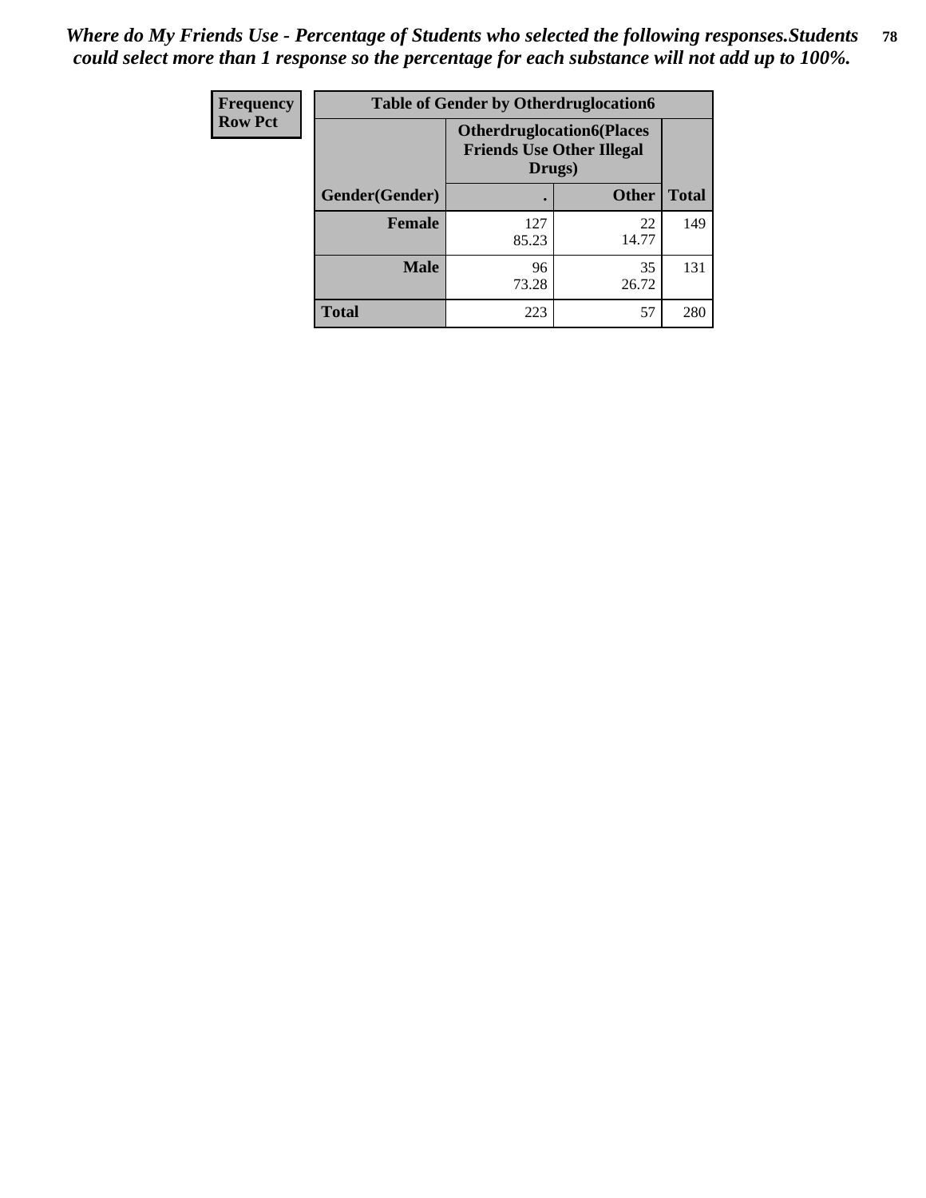*Where do My Friends Use - Percentage of Students who selected the following responses.Students could select more than 1 response so the percentage for each substance will not add up to 100%.*

| Frequency Row Pct | Table of Gender by Otherdruglocation6 | | |
|---|---|---|---|
| | Otherdruglocation6(Places Friends Use Other Illegal Drugs) | | |
| Gender(Gender) | . | Other | Total |
| Female | 127<br>85.23 | 22<br>14.77 | 149 |
| Male | 96<br>73.28 | 35<br>26.72 | 131 |
| Total | 223 | 57 | 280 |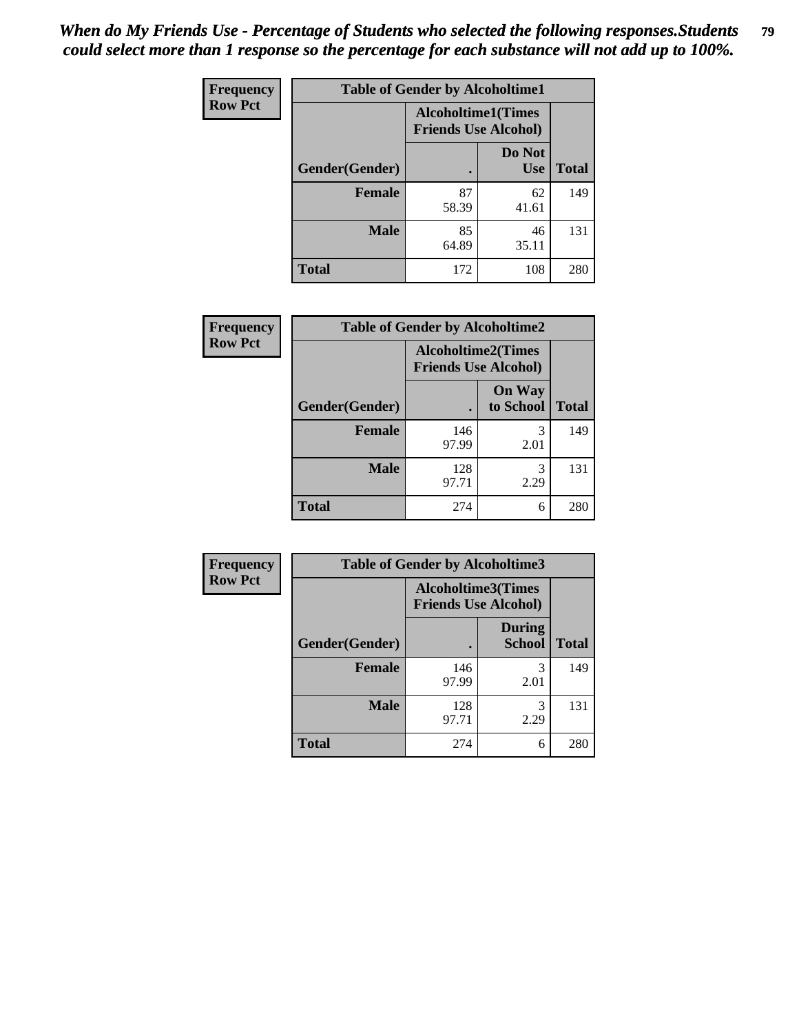*When do My Friends Use - Percentage of Students who selected the following responses.Students could select more than 1 response so the percentage for each substance will not add up to 100%.*

**Frequency**
**Row Pct**

| Table of Gender by Alcoholtime1 | | | |
|---|---|---|---|
| | Alcoholtime1(Times Friends Use Alcohol) | | |
| Gender(Gender) | . | Do Not Use | Total |
| **Female** | 87<br>58.39 | 62<br>41.61 | 149 |
| **Male** | 85<br>64.89 | 46<br>35.11 | 131 |
| **Total** | 172 | 108 | 280 |

**Frequency**
**Row Pct**

| Table of Gender by Alcoholtime2 | | | |
|---|---|---|---|
| | Alcoholtime2(Times Friends Use Alcohol) | | |
| Gender(Gender) | . | On Way to School | Total |
| **Female** | 146<br>97.99 | 3<br>2.01 | 149 |
| **Male** | 128<br>97.71 | 3<br>2.29 | 131 |
| **Total** | 274 | 6 | 280 |

**Frequency**
**Row Pct**

| Table of Gender by Alcoholtime3 | | | |
|---|---|---|---|
| | Alcoholtime3(Times Friends Use Alcohol) | | |
| Gender(Gender) | . | During School | Total |
| **Female** | 146<br>97.99 | 3<br>2.01 | 149 |
| **Male** | 128<br>97.71 | 3<br>2.29 | 131 |
| **Total** | 274 | 6 | 280 |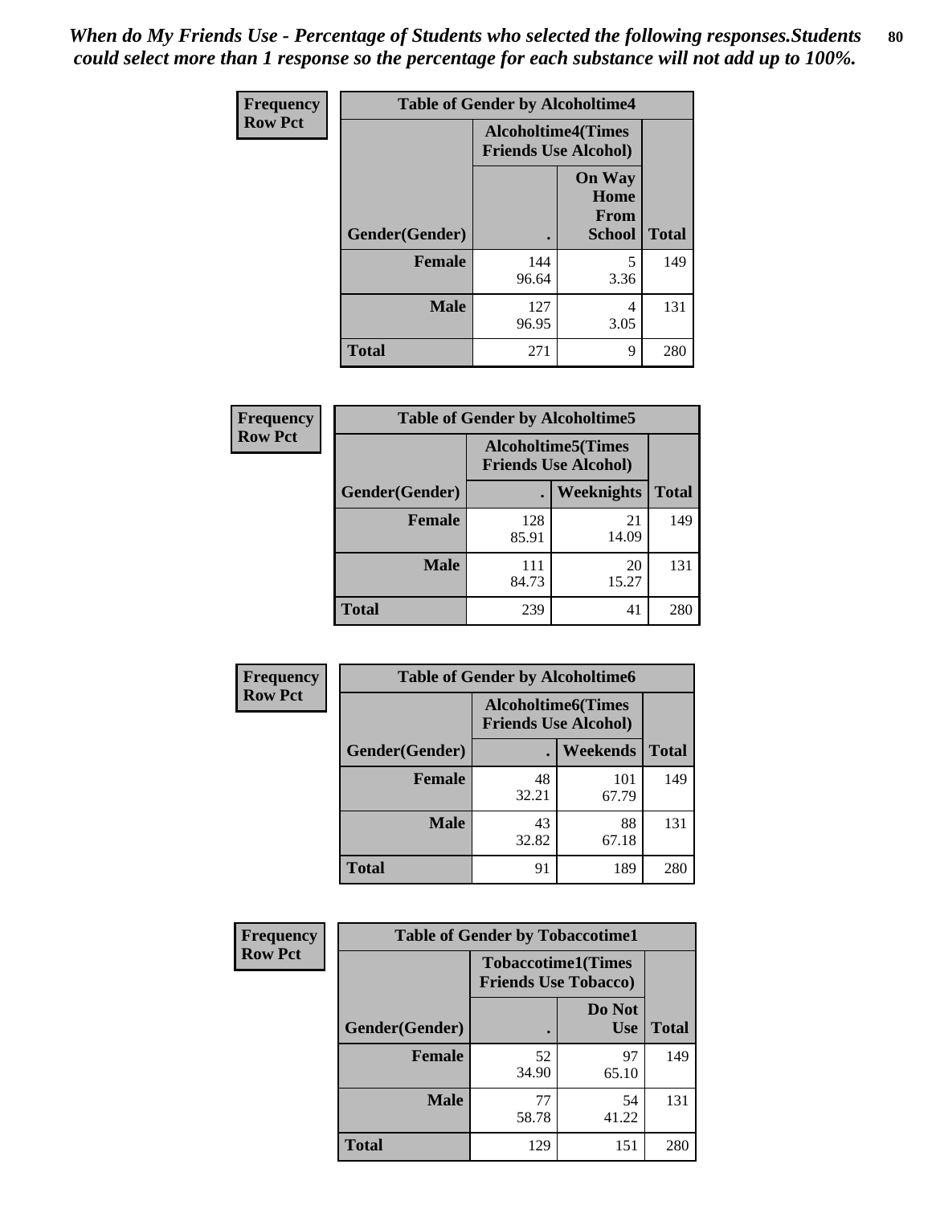*When do My Friends Use - Percentage of Students who selected the following responses.Students could select more than 1 response so the percentage for each substance will not add up to 100%.*

**Frequency**
**Row Pct**

| Table of Gender by Alcoholtime4 | | | |
|---|---|---|---|
| | Alcoholtime4(Times Friends Use Alcohol) | | |
| Gender(Gender) | . | On Way Home From School | Total |
| **Female** | 144<br>96.64 | 5<br>3.36 | 149 |
| **Male** | 127<br>96.95 | 4<br>3.05 | 131 |
| **Total** | 271 | 9 | 280 |

**Frequency**
**Row Pct**

| Table of Gender by Alcoholtime5 | | | |
|---|---|---|---|
| | Alcoholtime5(Times Friends Use Alcohol) | | |
| Gender(Gender) | . | Weeknights | Total |
| **Female** | 128<br>85.91 | 21<br>14.09 | 149 |
| **Male** | 111<br>84.73 | 20<br>15.27 | 131 |
| **Total** | 239 | 41 | 280 |

**Frequency**
**Row Pct**

| Table of Gender by Alcoholtime6 | | | |
|---|---|---|---|
| | Alcoholtime6(Times Friends Use Alcohol) | | |
| Gender(Gender) | . | Weekends | Total |
| **Female** | 48<br>32.21 | 101<br>67.79 | 149 |
| **Male** | 43<br>32.82 | 88<br>67.18 | 131 |
| **Total** | 91 | 189 | 280 |

**Frequency**
**Row Pct**

| Table of Gender by Tobaccotime1 | | | |
|---|---|---|---|
| | Tobaccotime1(Times Friends Use Tobacco) | | |
| Gender(Gender) | . | Do Not Use | Total |
| **Female** | 52<br>34.90 | 97<br>65.10 | 149 |
| **Male** | 77<br>58.78 | 54<br>41.22 | 131 |
| **Total** | 129 | 151 | 280 |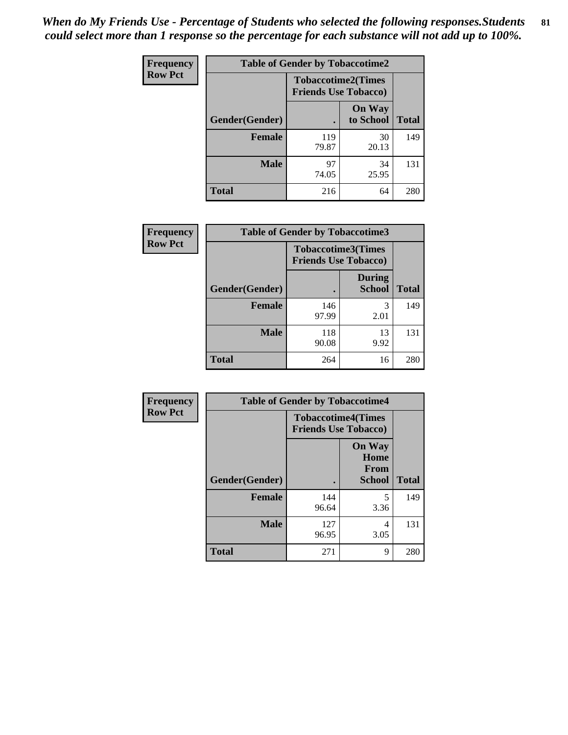*When do My Friends Use - Percentage of Students who selected the following responses.Students could select more than 1 response so the percentage for each substance will not add up to 100%.*

| Frequency Row Pct | Table of Gender by Tobaccotime2 | | |
|---|---|---|---|
| | Tobaccotime2(Times Friends Use Tobacco) | | |
| Gender(Gender) | . | On Way to School | Total |
| **Female** | 119<br>79.87 | 30<br>20.13 | 149 |
| **Male** | 97<br>74.05 | 34<br>25.95 | 131 |
| **Total** | 216 | 64 | 280 |

| Frequency Row Pct | Table of Gender by Tobaccotime3 | | |
|---|---|---|---|
| | Tobaccotime3(Times Friends Use Tobacco) | | |
| Gender(Gender) | . | During School | Total |
| **Female** | 146<br>97.99 | 3<br>2.01 | 149 |
| **Male** | 118<br>90.08 | 13<br>9.92 | 131 |
| **Total** | 264 | 16 | 280 |

| Frequency Row Pct | Table of Gender by Tobaccotime4 | | |
|---|---|---|---|
| | Tobaccotime4(Times Friends Use Tobacco) | | |
| Gender(Gender) | . | On Way Home From School | Total |
| **Female** | 144<br>96.64 | 5<br>3.36 | 149 |
| **Male** | 127<br>96.95 | 4<br>3.05 | 131 |
| **Total** | 271 | 9 | 280 |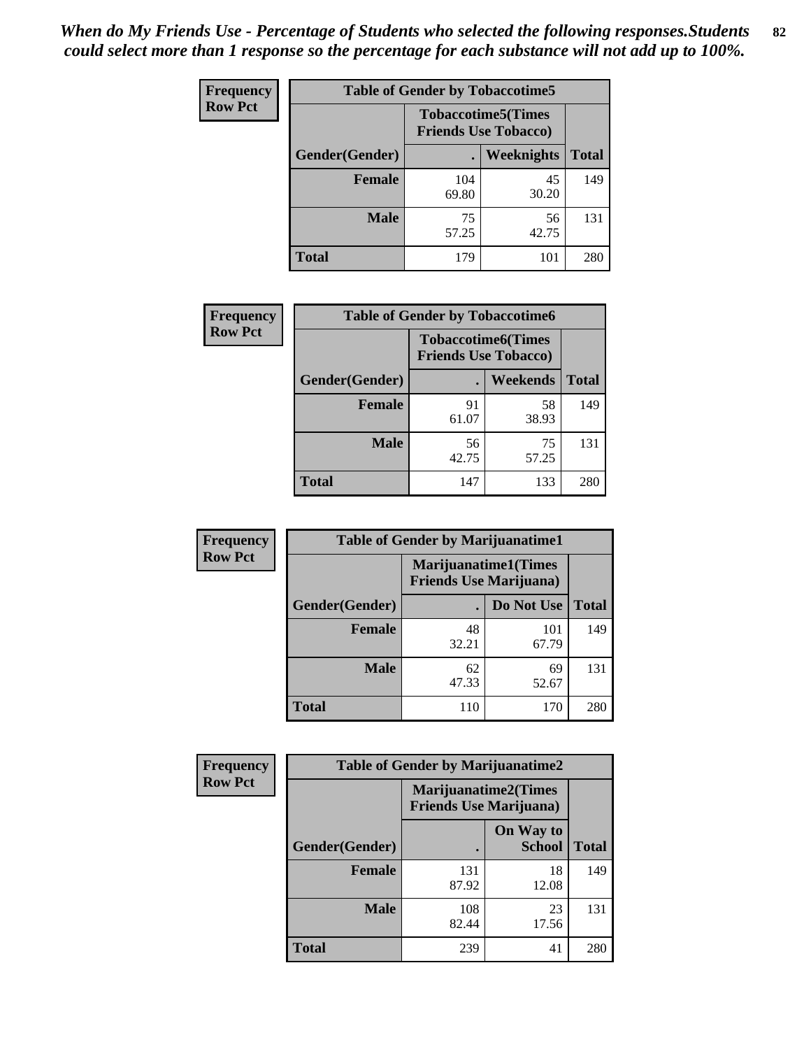*When do My Friends Use - Percentage of Students who selected the following responses.Students could select more than 1 response so the percentage for each substance will not add up to 100%.*

**Frequency**
**Row Pct**

| Table of Gender by Tobaccotime5 | | | |
|---|---|---|---|
| | Tobaccotime5(Times Friends Use Tobacco) | | |
| Gender(Gender) | . | Weeknights | Total |
| **Female** | 104<br>69.80 | 45<br>30.20 | 149 |
| **Male** | 75<br>57.25 | 56<br>42.75 | 131 |
| **Total** | 179 | 101 | 280 |

**Frequency**
**Row Pct**

| Table of Gender by Tobaccotime6 | | | |
|---|---|---|---|
| | Tobaccotime6(Times Friends Use Tobacco) | | |
| Gender(Gender) | . | Weekends | Total |
| **Female** | 91<br>61.07 | 58<br>38.93 | 149 |
| **Male** | 56<br>42.75 | 75<br>57.25 | 131 |
| **Total** | 147 | 133 | 280 |

**Frequency**
**Row Pct**

| Table of Gender by Marijuanatime1 | | | |
|---|---|---|---|
| | Marijuanatime1(Times Friends Use Marijuana) | | |
| Gender(Gender) | . | Do Not Use | Total |
| **Female** | 48<br>32.21 | 101<br>67.79 | 149 |
| **Male** | 62<br>47.33 | 69<br>52.67 | 131 |
| **Total** | 110 | 170 | 280 |

**Frequency**
**Row Pct**

| Table of Gender by Marijuanatime2 | | | |
|---|---|---|---|
| | Marijuanatime2(Times Friends Use Marijuana) | | |
| Gender(Gender) | . | On Way to School | Total |
| **Female** | 131<br>87.92 | 18<br>12.08 | 149 |
| **Male** | 108<br>82.44 | 23<br>17.56 | 131 |
| **Total** | 239 | 41 | 280 |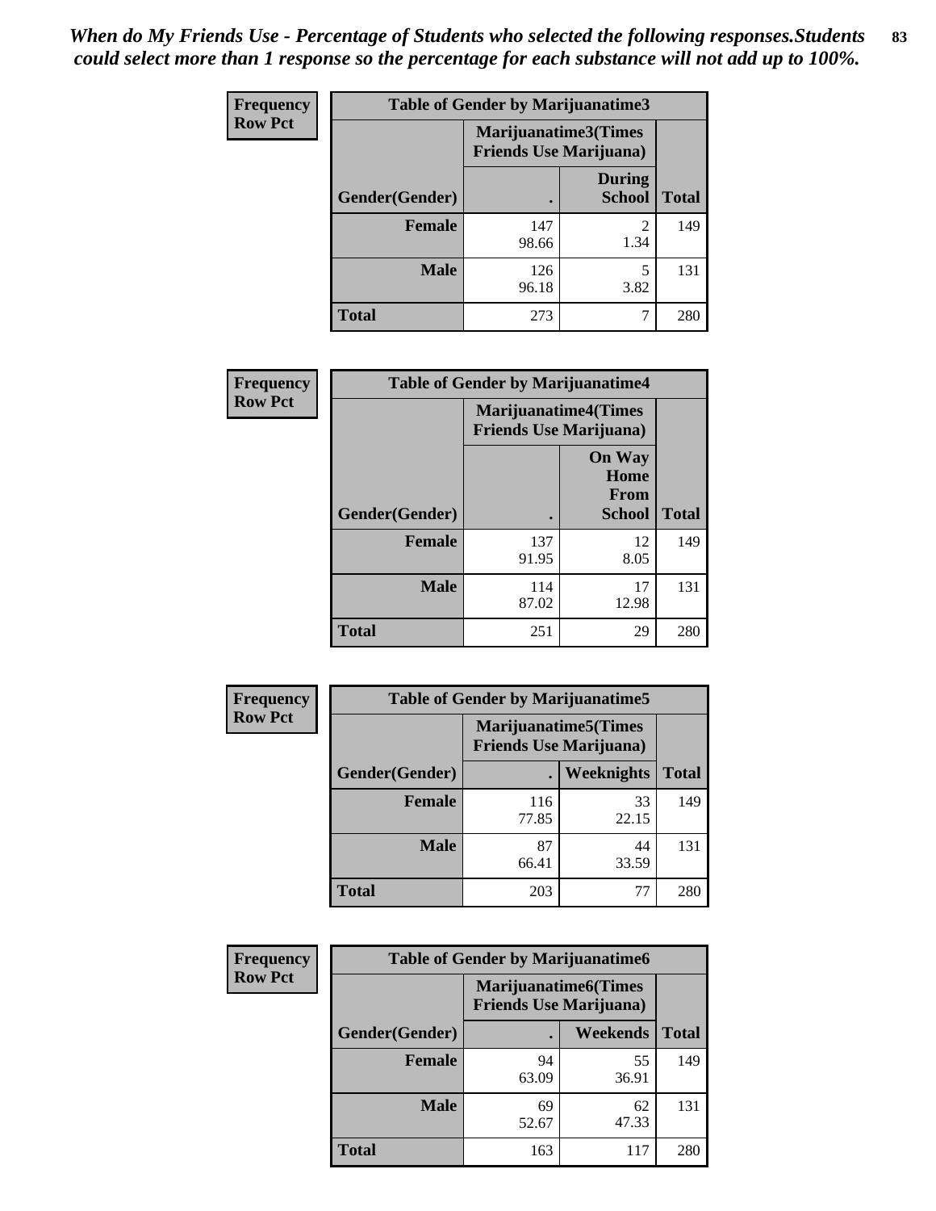*When do My Friends Use - Percentage of Students who selected the following responses.Students could select more than 1 response so the percentage for each substance will not add up to 100%.*

**Frequency**
**Row Pct**

| Table of Gender by Marijuanatime3 | | | |
|---|---|---|---|
| | Marijuanatime3(Times Friends Use Marijuana) | | |
| Gender(Gender) | . | During School | Total |
| Female | 147<br>98.66 | 2<br>1.34 | 149 |
| Male | 126<br>96.18 | 5<br>3.82 | 131 |
| Total | 273 | 7 | 280 |

**Frequency**
**Row Pct**

| Table of Gender by Marijuanatime4 | | | |
|---|---|---|---|
| | Marijuanatime4(Times Friends Use Marijuana) | | |
| Gender(Gender) | . | On Way Home From School | Total |
| Female | 137<br>91.95 | 12<br>8.05 | 149 |
| Male | 114<br>87.02 | 17<br>12.98 | 131 |
| Total | 251 | 29 | 280 |

**Frequency**
**Row Pct**

| Table of Gender by Marijuanatime5 | | | |
|---|---|---|---|
| | Marijuanatime5(Times Friends Use Marijuana) | | |
| Gender(Gender) | . | Weeknights | Total |
| Female | 116<br>77.85 | 33<br>22.15 | 149 |
| Male | 87<br>66.41 | 44<br>33.59 | 131 |
| Total | 203 | 77 | 280 |

**Frequency**
**Row Pct**

| Table of Gender by Marijuanatime6 | | | |
|---|---|---|---|
| | Marijuanatime6(Times Friends Use Marijuana) | | |
| Gender(Gender) | . | Weekends | Total |
| Female | 94<br>63.09 | 55<br>36.91 | 149 |
| Male | 69<br>52.67 | 62<br>47.33 | 131 |
| Total | 163 | 117 | 280 |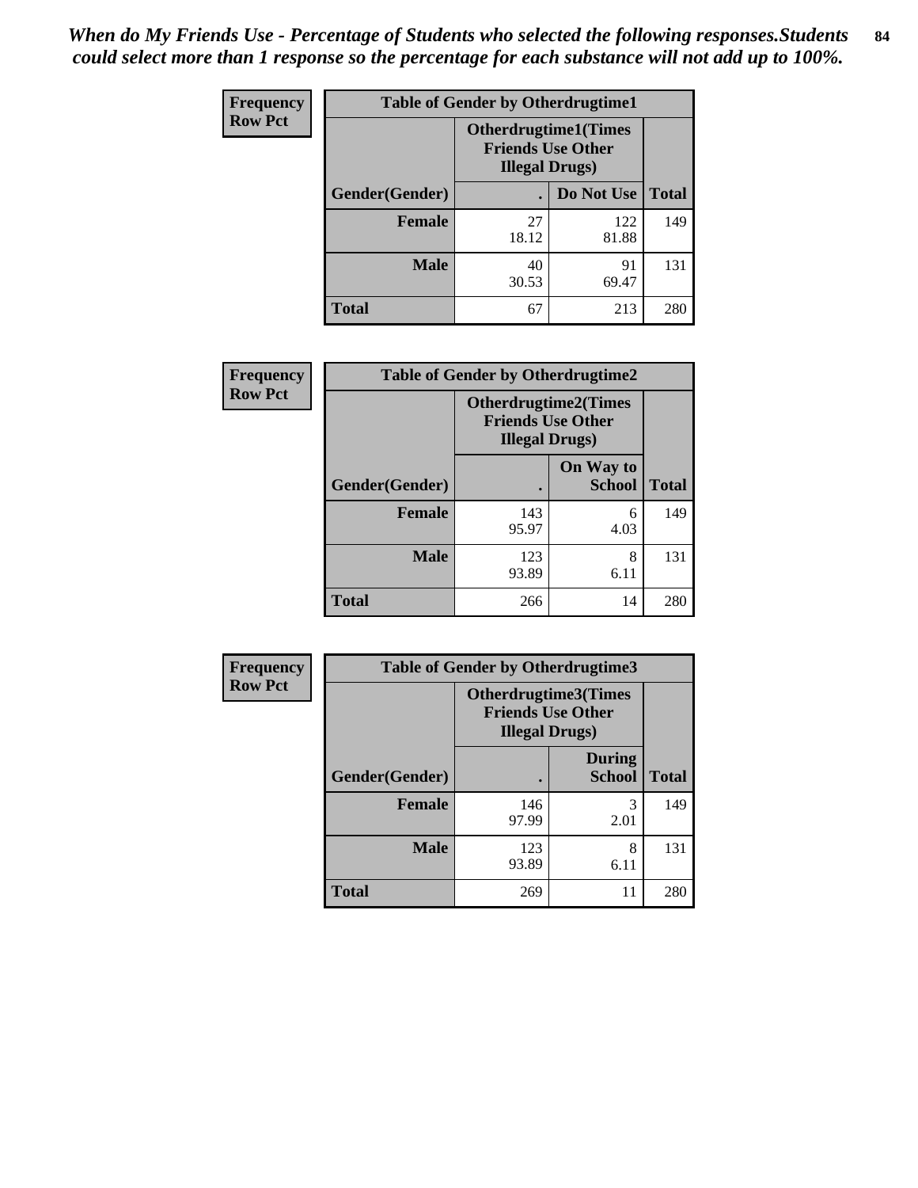*When do My Friends Use - Percentage of Students who selected the following responses.Students could select more than 1 response so the percentage for each substance will not add up to 100%.*

**Frequency**
**Row Pct**

**Table of Gender by Otherdrugtime1**

| | Otherdrugtime1(Times Friends Use Other Illegal Drugs) | | |
|---|---|---|---|
| **Gender(Gender)** | **.** | **Do Not Use** | **Total** |
| **Female** | 27<br>18.12 | 122<br>81.88 | 149 |
| **Male** | 40<br>30.53 | 91<br>69.47 | 131 |
| **Total** | 67 | 213 | 280 |

**Frequency**
**Row Pct**

**Table of Gender by Otherdrugtime2**

| | Otherdrugtime2(Times Friends Use Other Illegal Drugs) | | |
|---|---|---|---|
| **Gender(Gender)** | **.** | **On Way to School** | **Total** |
| **Female** | 143<br>95.97 | 6<br>4.03 | 149 |
| **Male** | 123<br>93.89 | 8<br>6.11 | 131 |
| **Total** | 266 | 14 | 280 |

**Frequency**
**Row Pct**

**Table of Gender by Otherdrugtime3**

| | Otherdrugtime3(Times Friends Use Other Illegal Drugs) | | |
|---|---|---|---|
| **Gender(Gender)** | **.** | **During School** | **Total** |
| **Female** | 146<br>97.99 | 3<br>2.01 | 149 |
| **Male** | 123<br>93.89 | 8<br>6.11 | 131 |
| **Total** | 269 | 11 | 280 |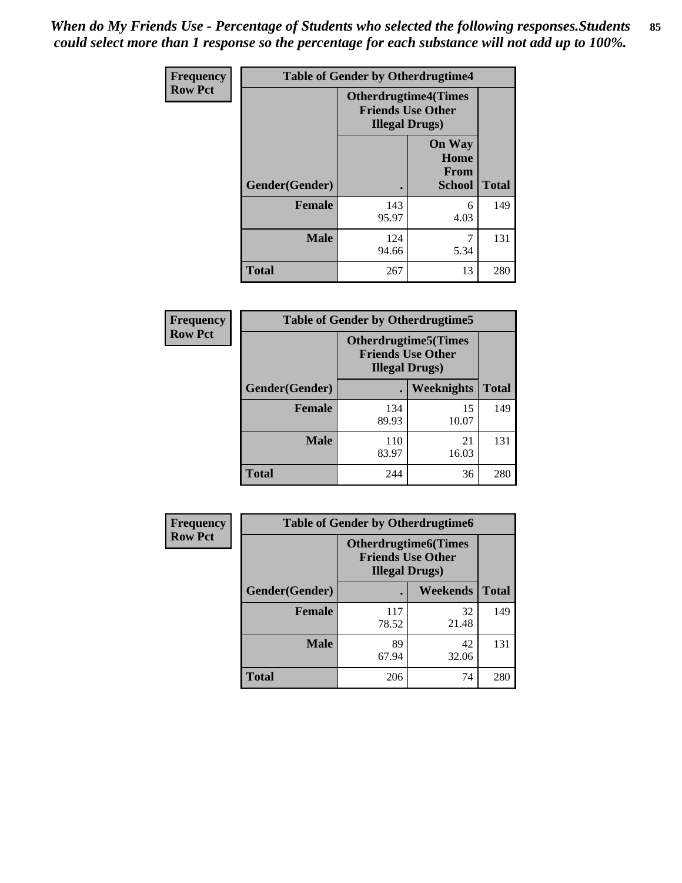*When do My Friends Use - Percentage of Students who selected the following responses.Students could select more than 1 response so the percentage for each substance will not add up to 100%.*

| Frequency Row Pct | Table of Gender by Otherdrugtime4 | | |
|---|---|---|---|
| | Otherdrugtime4(Times Friends Use Other Illegal Drugs) | | |
| Gender(Gender) | . | On Way Home From School | Total |
| Female | 143<br>95.97 | 6<br>4.03 | 149 |
| Male | 124<br>94.66 | 7<br>5.34 | 131 |
| Total | 267 | 13 | 280 |

| Frequency Row Pct | Table of Gender by Otherdrugtime5 | | |
|---|---|---|---|
| | Otherdrugtime5(Times Friends Use Other Illegal Drugs) | | |
| Gender(Gender) | . | Weeknights | Total |
| Female | 134<br>89.93 | 15<br>10.07 | 149 |
| Male | 110<br>83.97 | 21<br>16.03 | 131 |
| Total | 244 | 36 | 280 |

| Frequency Row Pct | Table of Gender by Otherdrugtime6 | | |
|---|---|---|---|
| | Otherdrugtime6(Times Friends Use Other Illegal Drugs) | | |
| Gender(Gender) | . | Weekends | Total |
| Female | 117<br>78.52 | 32<br>21.48 | 149 |
| Male | 89<br>67.94 | 42<br>32.06 | 131 |
| Total | 206 | 74 | 280 |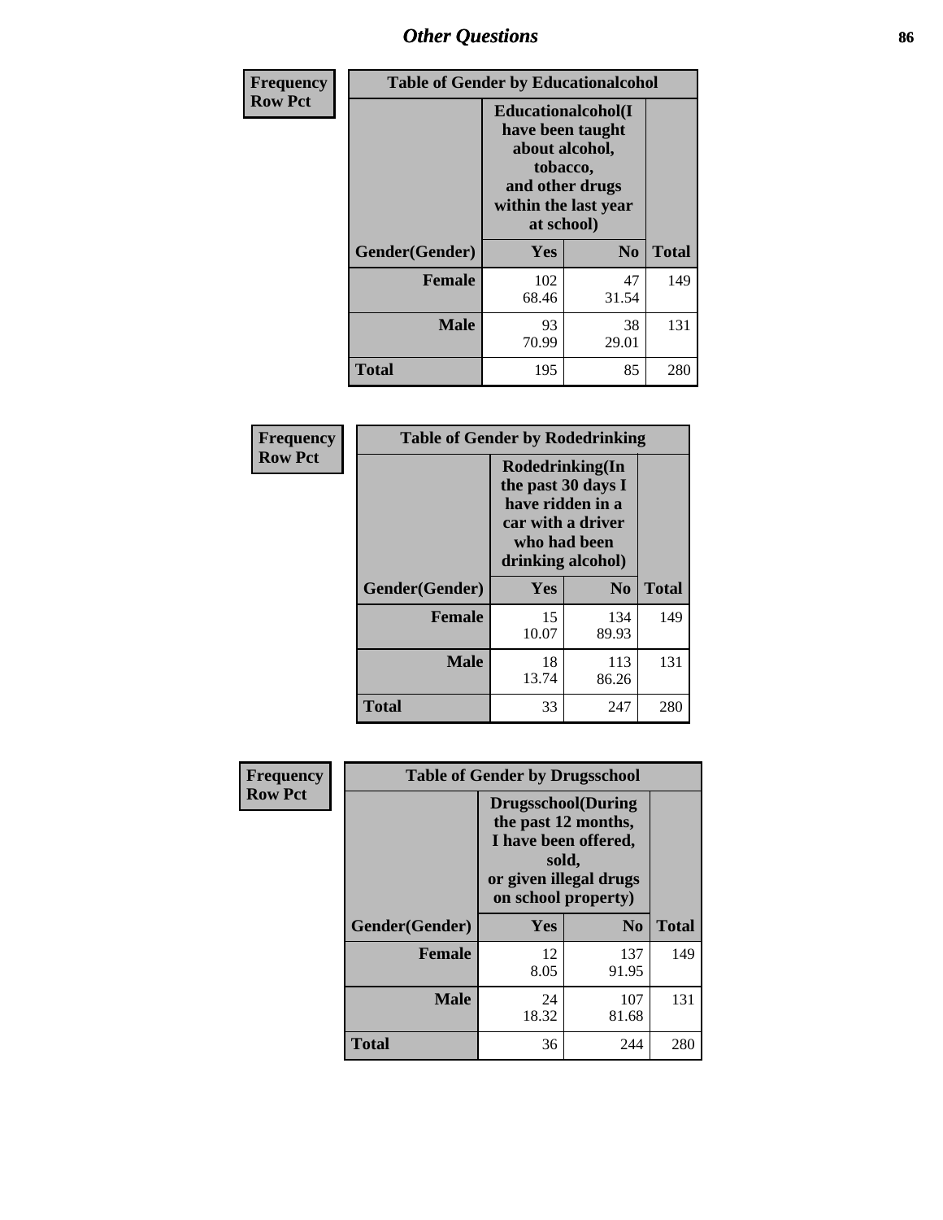| Frequency Row Pct | Table of Gender by Educationalcohol | | |
|---|---|---|---|
| | Educationalcohol(I have been taught about alcohol, tobacco, and other drugs within the last year at school) | | |
| Gender(Gender) | Yes | No | Total |
| Female | 102<br>68.46 | 47<br>31.54 | 149 |
| Male | 93<br>70.99 | 38<br>29.01 | 131 |
| Total | 195 | 85 | 280 |

| Frequency Row Pct | Table of Gender by Rodedrinking | | |
|---|---|---|---|
| | Rodedrinking(In the past 30 days I have ridden in a car with a driver who had been drinking alcohol) | | |
| Gender(Gender) | Yes | No | Total |
| Female | 15<br>10.07 | 134<br>89.93 | 149 |
| Male | 18<br>13.74 | 113<br>86.26 | 131 |
| Total | 33 | 247 | 280 |

| Frequency Row Pct | Table of Gender by Drugsschool | | |
|---|---|---|---|
| | Drugsschool(During the past 12 months, I have been offered, sold, or given illegal drugs on school property) | | |
| Gender(Gender) | Yes | No | Total |
| Female | 12<br>8.05 | 137<br>91.95 | 149 |
| Male | 24<br>18.32 | 107<br>81.68 | 131 |
| Total | 36 | 244 | 280 |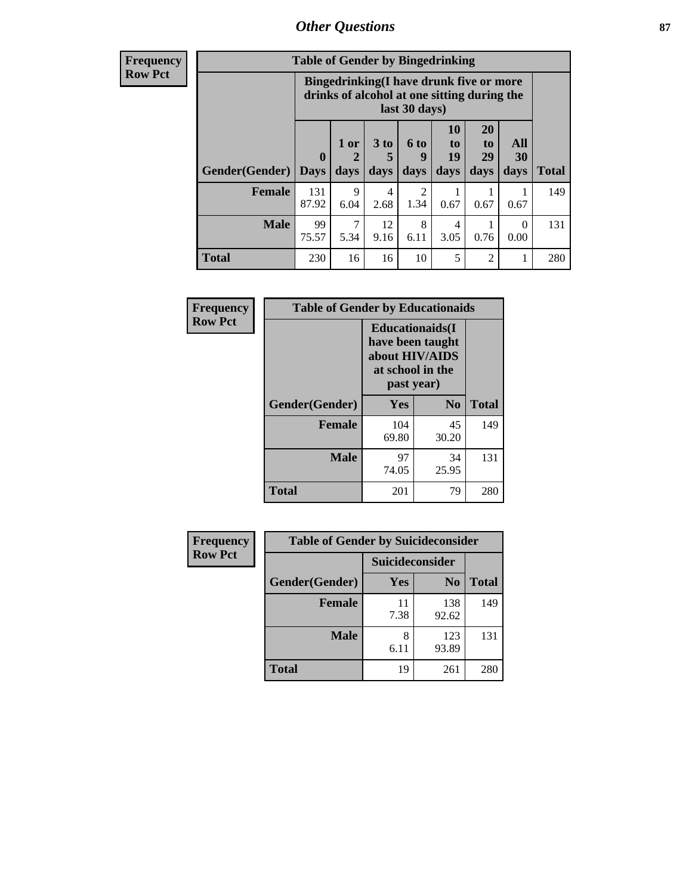| Frequency Row Pct |
|---|

| Table of Gender by Bingedrinking | | | | | | | | |
|---|---|---|---|---|---|---|---|---|
| | Bingedrinking(I have drunk five or more drinks of alcohol at one sitting during the last 30 days) | | | | | | | |
| Gender(Gender) | 0 Days | 1 or 2 days | 3 to 5 days | 6 to 9 days | 10 to 19 days | 20 to 29 days | All 30 days | Total |
| **Female** | 131<br>87.92 | 9<br>6.04 | 4<br>2.68 | 2<br>1.34 | 1<br>0.67 | 1<br>0.67 | 1<br>0.67 | 149 |
| **Male** | 99<br>75.57 | 7<br>5.34 | 12<br>9.16 | 8<br>6.11 | 4<br>3.05 | 1<br>0.76 | 0<br>0.00 | 131 |
| **Total** | 230 | 16 | 16 | 10 | 5 | 2 | 1 | 280 |

| Frequency Row Pct |
|---|

| Table of Gender by Educationaids | | | |
|---|---|---|---|
| | Educationaids(I have been taught about HIV/AIDS at school in the past year) | | |
| Gender(Gender) | Yes | No | Total |
| **Female** | 104<br>69.80 | 45<br>30.20 | 149 |
| **Male** | 97<br>74.05 | 34<br>25.95 | 131 |
| **Total** | 201 | 79 | 280 |

| Frequency Row Pct |
|---|

| Table of Gender by Suicideconsider | | | |
|---|---|---|---|
| | Suicideconsider | | |
| Gender(Gender) | Yes | No | Total |
| **Female** | 11<br>7.38 | 138<br>92.62 | 149 |
| **Male** | 8<br>6.11 | 123<br>93.89 | 131 |
| **Total** | 19 | 261 | 280 |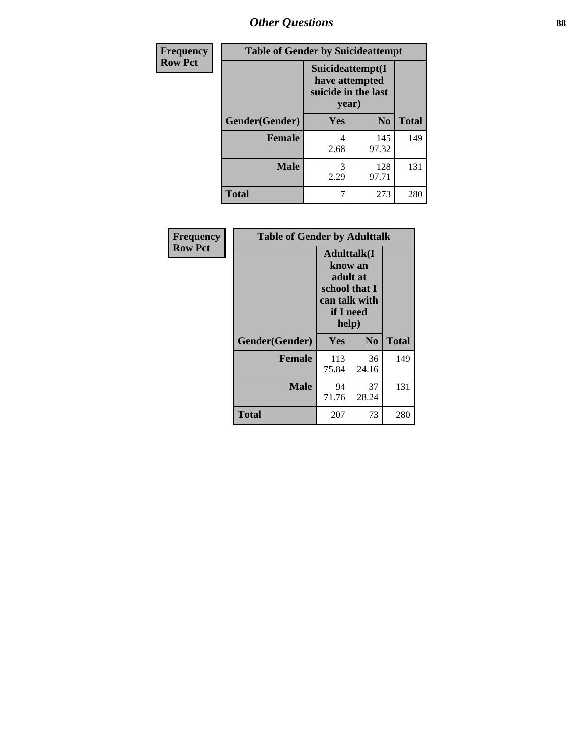## Table of Gender by Suicideattempt

Frequency / Row Pct

| Gender(Gender) | Suicideattempt(I have attempted suicide in the last year) | | Total |
|---|---|---|---|
| | Yes | No | |
| Female | 4<br>2.68 | 145<br>97.32 | 149 |
| Male | 3<br>2.29 | 128<br>97.71 | 131 |
| Total | 7 | 273 | 280 |

## Table of Gender by Adulttalk

Frequency / Row Pct

| Gender(Gender) | Adulttalk(I know an adult at school that I can talk with if I need help) | | Total |
|---|---|---|---|
| | Yes | No | |
| Female | 113<br>75.84 | 36<br>24.16 | 149 |
| Male | 94<br>71.76 | 37<br>28.24 | 131 |
| Total | 207 | 73 | 280 |